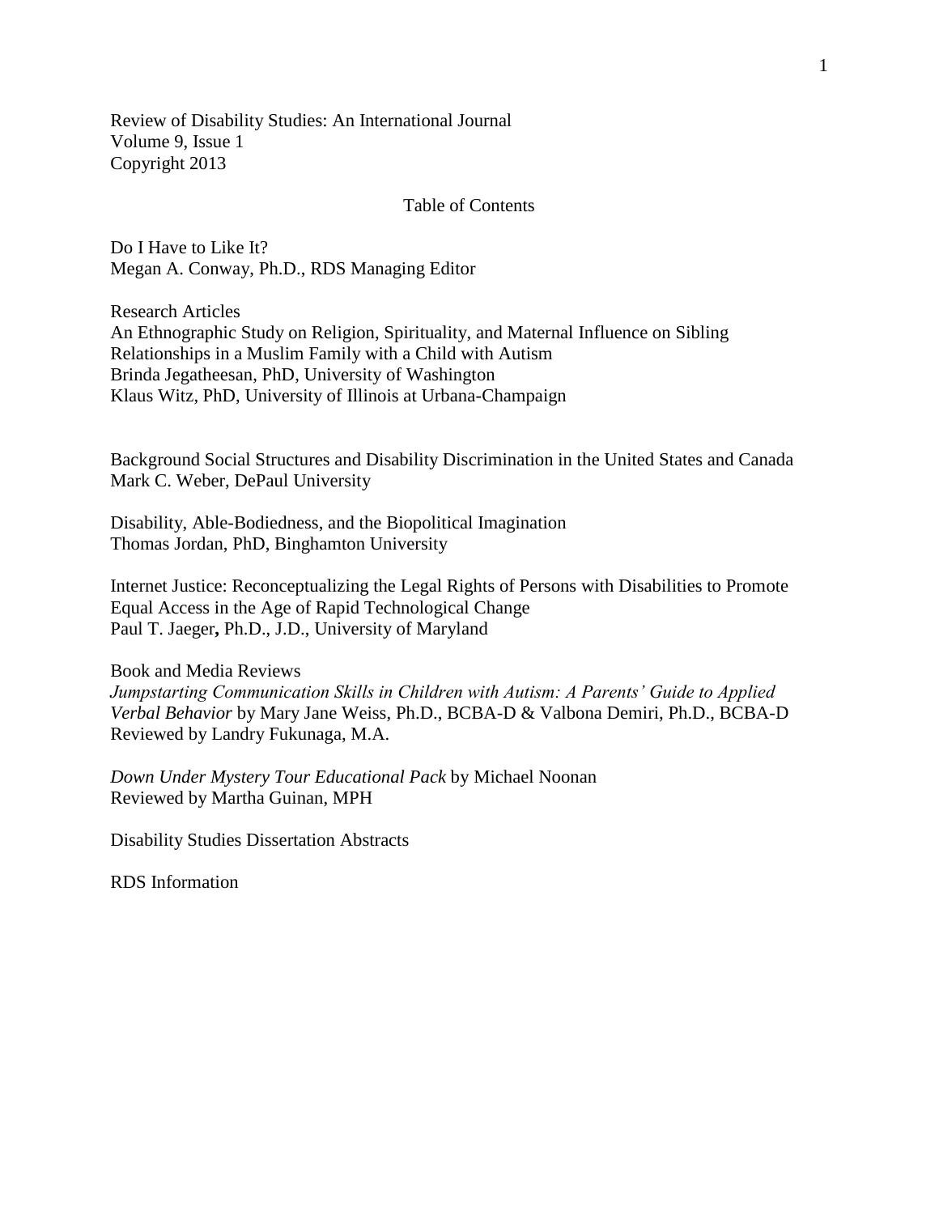Review of Disability Studies: An International Journal
Volume 9, Issue 1
Copyright 2013

# Table of Contents

Do I Have to Like It?
Megan A. Conway, Ph.D., RDS Managing Editor

## Research Articles

An Ethnographic Study on Religion, Spirituality, and Maternal Influence on Sibling Relationships in a Muslim Family with a Child with Autism
Brinda Jegatheesan, PhD, University of Washington
Klaus Witz, PhD, University of Illinois at Urbana-Champaign

Background Social Structures and Disability Discrimination in the United States and Canada
Mark C. Weber, DePaul University

Disability, Able-Bodiedness, and the Biopolitical Imagination
Thomas Jordan, PhD, Binghamton University

Internet Justice: Reconceptualizing the Legal Rights of Persons with Disabilities to Promote Equal Access in the Age of Rapid Technological Change
Paul T. Jaeger**,** Ph.D., J.D., University of Maryland

## Book and Media Reviews

*Jumpstarting Communication Skills in Children with Autism: A Parents' Guide to Applied Verbal Behavior* by Mary Jane Weiss, Ph.D., BCBA-D & Valbona Demiri, Ph.D., BCBA-D
Reviewed by Landry Fukunaga, M.A.

*Down Under Mystery Tour Educational Pack* by Michael Noonan
Reviewed by Martha Guinan, MPH

Disability Studies Dissertation Abstracts

RDS Information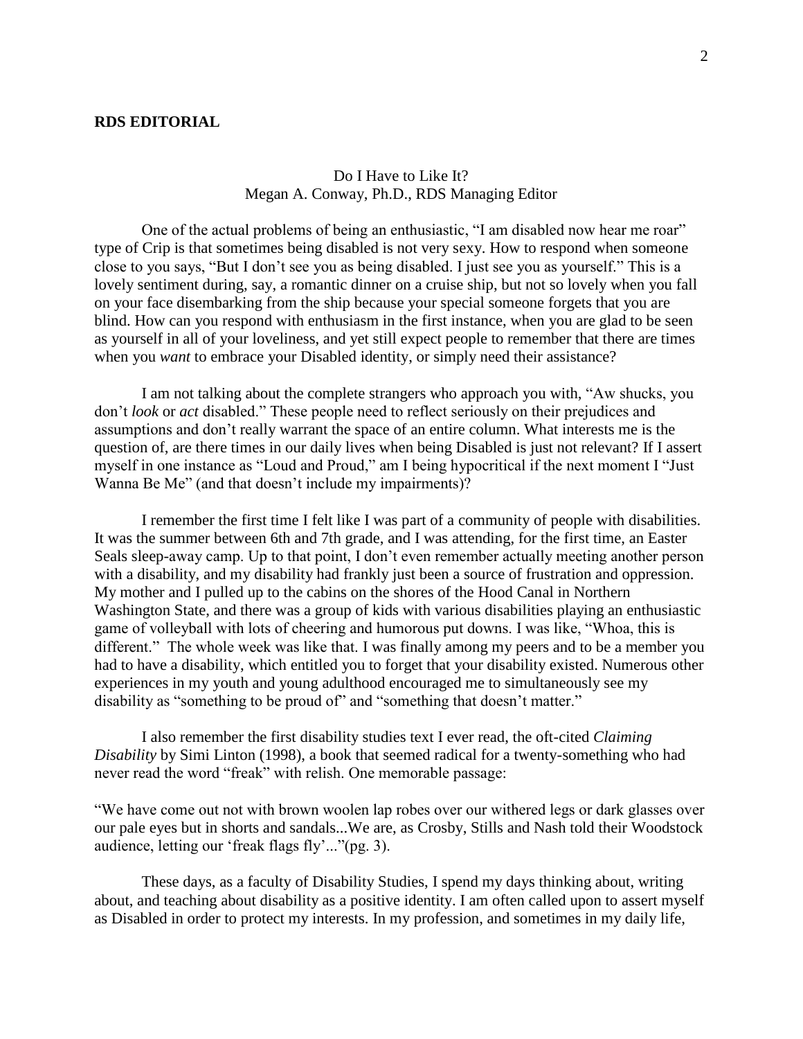**RDS EDITORIAL**

## Do I Have to Like It?

Megan A. Conway, Ph.D., RDS Managing Editor

One of the actual problems of being an enthusiastic, "I am disabled now hear me roar" type of Crip is that sometimes being disabled is not very sexy. How to respond when someone close to you says, "But I don't see you as being disabled. I just see you as yourself." This is a lovely sentiment during, say, a romantic dinner on a cruise ship, but not so lovely when you fall on your face disembarking from the ship because your special someone forgets that you are blind. How can you respond with enthusiasm in the first instance, when you are glad to be seen as yourself in all of your loveliness, and yet still expect people to remember that there are times when you *want* to embrace your Disabled identity, or simply need their assistance?

I am not talking about the complete strangers who approach you with, "Aw shucks, you don't *look* or *act* disabled." These people need to reflect seriously on their prejudices and assumptions and don't really warrant the space of an entire column. What interests me is the question of, are there times in our daily lives when being Disabled is just not relevant? If I assert myself in one instance as "Loud and Proud," am I being hypocritical if the next moment I "Just Wanna Be Me" (and that doesn't include my impairments)?

I remember the first time I felt like I was part of a community of people with disabilities. It was the summer between 6th and 7th grade, and I was attending, for the first time, an Easter Seals sleep-away camp. Up to that point, I don't even remember actually meeting another person with a disability, and my disability had frankly just been a source of frustration and oppression. My mother and I pulled up to the cabins on the shores of the Hood Canal in Northern Washington State, and there was a group of kids with various disabilities playing an enthusiastic game of volleyball with lots of cheering and humorous put downs. I was like, "Whoa, this is different." The whole week was like that. I was finally among my peers and to be a member you had to have a disability, which entitled you to forget that your disability existed. Numerous other experiences in my youth and young adulthood encouraged me to simultaneously see my disability as "something to be proud of" and "something that doesn't matter."

I also remember the first disability studies text I ever read, the oft-cited *Claiming Disability* by Simi Linton (1998), a book that seemed radical for a twenty-something who had never read the word "freak" with relish. One memorable passage:

"We have come out not with brown woolen lap robes over our withered legs or dark glasses over our pale eyes but in shorts and sandals...We are, as Crosby, Stills and Nash told their Woodstock audience, letting our 'freak flags fly'..."(pg. 3).

These days, as a faculty of Disability Studies, I spend my days thinking about, writing about, and teaching about disability as a positive identity. I am often called upon to assert myself as Disabled in order to protect my interests. In my profession, and sometimes in my daily life,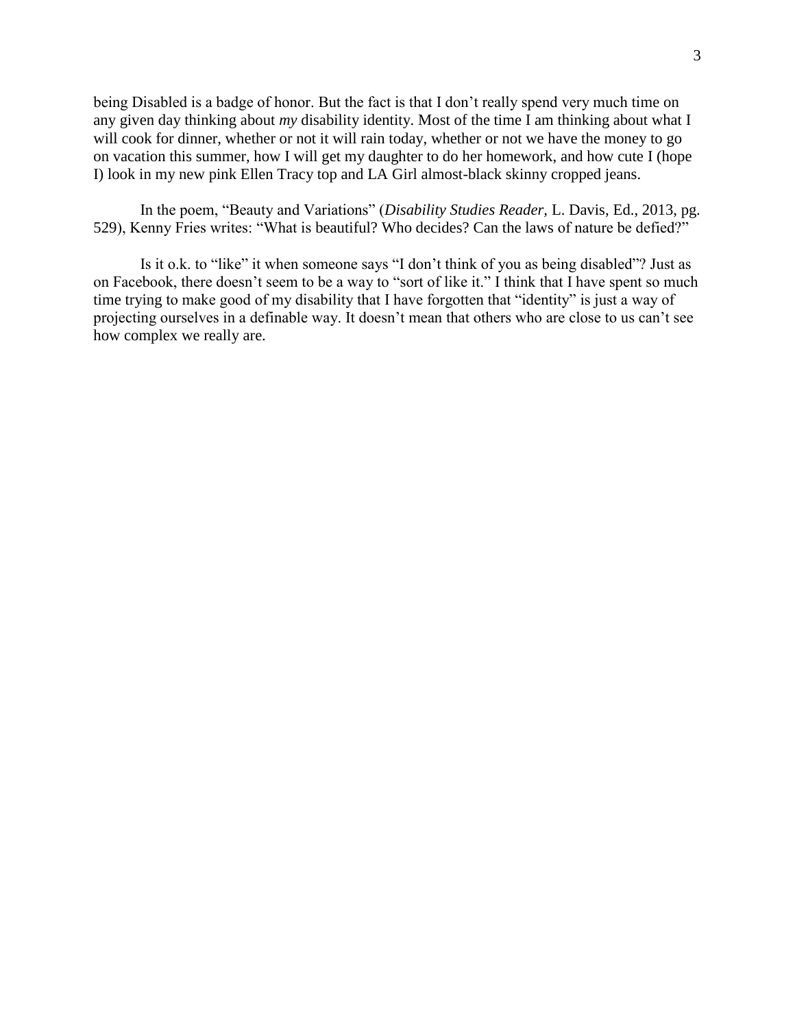being Disabled is a badge of honor. But the fact is that I don't really spend very much time on any given day thinking about *my* disability identity. Most of the time I am thinking about what I will cook for dinner, whether or not it will rain today, whether or not we have the money to go on vacation this summer, how I will get my daughter to do her homework, and how cute I (hope I) look in my new pink Ellen Tracy top and LA Girl almost-black skinny cropped jeans.

In the poem, "Beauty and Variations" (*Disability Studies Reader,* L. Davis, Ed., 2013, pg. 529), Kenny Fries writes: "What is beautiful? Who decides? Can the laws of nature be defied?"

Is it o.k. to "like" it when someone says "I don't think of you as being disabled"? Just as on Facebook, there doesn't seem to be a way to "sort of like it." I think that I have spent so much time trying to make good of my disability that I have forgotten that "identity" is just a way of projecting ourselves in a definable way. It doesn't mean that others who are close to us can't see how complex we really are.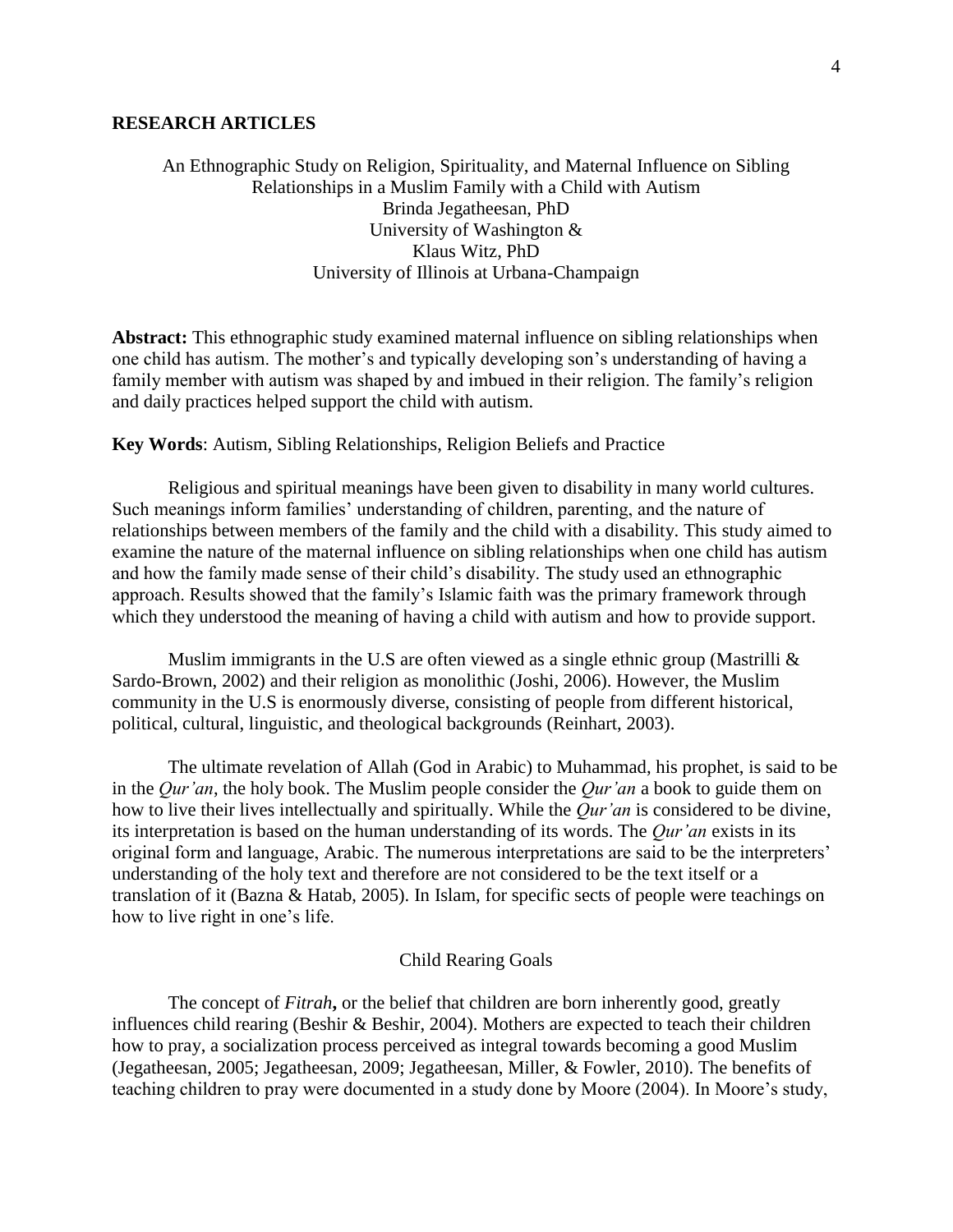## RESEARCH ARTICLES

An Ethnographic Study on Religion, Spirituality, and Maternal Influence on Sibling Relationships in a Muslim Family with a Child with Autism

Brinda Jegatheesan, PhD
University of Washington &
Klaus Witz, PhD
University of Illinois at Urbana-Champaign

**Abstract:** This ethnographic study examined maternal influence on sibling relationships when one child has autism. The mother's and typically developing son's understanding of having a family member with autism was shaped by and imbued in their religion. The family's religion and daily practices helped support the child with autism.

**Key Words**: Autism, Sibling Relationships, Religion Beliefs and Practice

Religious and spiritual meanings have been given to disability in many world cultures. Such meanings inform families' understanding of children, parenting, and the nature of relationships between members of the family and the child with a disability. This study aimed to examine the nature of the maternal influence on sibling relationships when one child has autism and how the family made sense of their child's disability. The study used an ethnographic approach. Results showed that the family's Islamic faith was the primary framework through which they understood the meaning of having a child with autism and how to provide support.

Muslim immigrants in the U.S are often viewed as a single ethnic group (Mastrilli & Sardo-Brown, 2002) and their religion as monolithic (Joshi, 2006). However, the Muslim community in the U.S is enormously diverse, consisting of people from different historical, political, cultural, linguistic, and theological backgrounds (Reinhart, 2003).

The ultimate revelation of Allah (God in Arabic) to Muhammad, his prophet, is said to be in the *Qur'an*, the holy book. The Muslim people consider the *Qur'an* a book to guide them on how to live their lives intellectually and spiritually. While the *Qur'an* is considered to be divine, its interpretation is based on the human understanding of its words. The *Qur'an* exists in its original form and language, Arabic. The numerous interpretations are said to be the interpreters' understanding of the holy text and therefore are not considered to be the text itself or a translation of it (Bazna & Hatab, 2005). In Islam, for specific sects of people were teachings on how to live right in one's life.

### Child Rearing Goals

The concept of ***Fitrah*,** or the belief that children are born inherently good, greatly influences child rearing (Beshir & Beshir, 2004). Mothers are expected to teach their children how to pray, a socialization process perceived as integral towards becoming a good Muslim (Jegatheesan, 2005; Jegatheesan, 2009; Jegatheesan, Miller, & Fowler, 2010). The benefits of teaching children to pray were documented in a study done by Moore (2004). In Moore's study,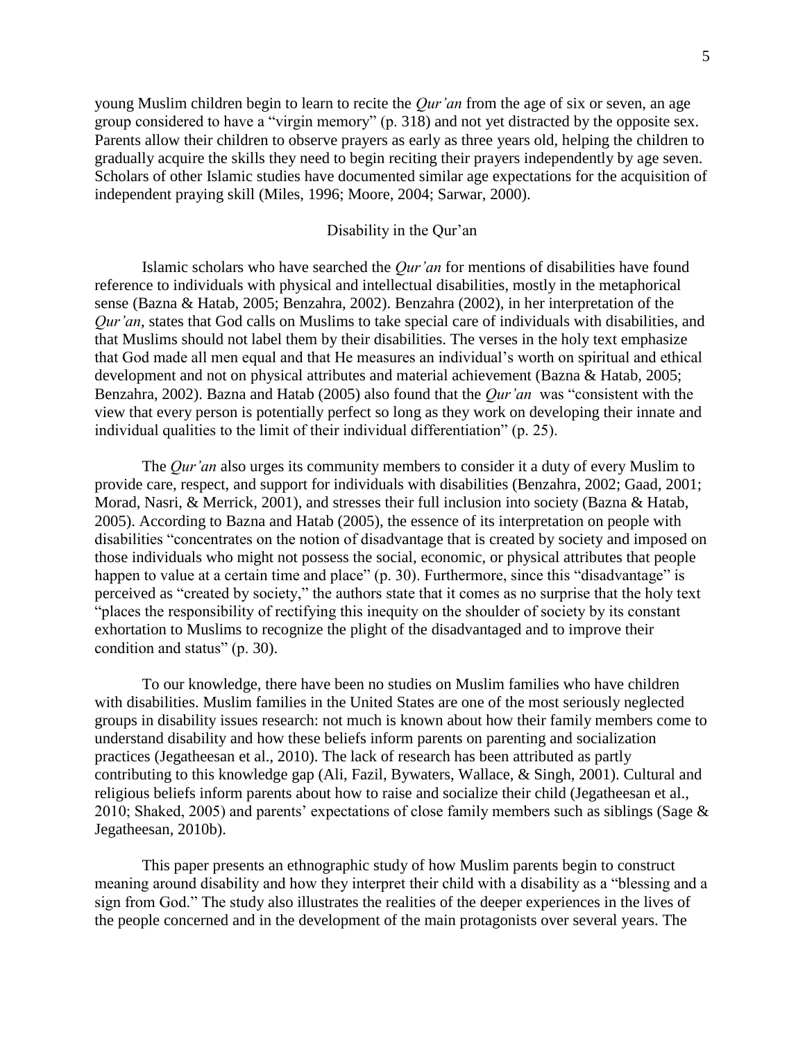young Muslim children begin to learn to recite the *Qur'an* from the age of six or seven, an age group considered to have a "virgin memory" (p. 318) and not yet distracted by the opposite sex. Parents allow their children to observe prayers as early as three years old, helping the children to gradually acquire the skills they need to begin reciting their prayers independently by age seven. Scholars of other Islamic studies have documented similar age expectations for the acquisition of independent praying skill (Miles, 1996; Moore, 2004; Sarwar, 2000).

## Disability in the Qur'an

Islamic scholars who have searched the *Qur'an* for mentions of disabilities have found reference to individuals with physical and intellectual disabilities, mostly in the metaphorical sense (Bazna & Hatab, 2005; Benzahra, 2002). Benzahra (2002), in her interpretation of the *Qur'an*, states that God calls on Muslims to take special care of individuals with disabilities, and that Muslims should not label them by their disabilities. The verses in the holy text emphasize that God made all men equal and that He measures an individual's worth on spiritual and ethical development and not on physical attributes and material achievement (Bazna & Hatab, 2005; Benzahra, 2002). Bazna and Hatab (2005) also found that the *Qur'an* was "consistent with the view that every person is potentially perfect so long as they work on developing their innate and individual qualities to the limit of their individual differentiation" (p. 25).

The *Qur'an* also urges its community members to consider it a duty of every Muslim to provide care, respect, and support for individuals with disabilities (Benzahra, 2002; Gaad, 2001; Morad, Nasri, & Merrick, 2001), and stresses their full inclusion into society (Bazna & Hatab, 2005). According to Bazna and Hatab (2005), the essence of its interpretation on people with disabilities "concentrates on the notion of disadvantage that is created by society and imposed on those individuals who might not possess the social, economic, or physical attributes that people happen to value at a certain time and place" (p. 30). Furthermore, since this "disadvantage" is perceived as "created by society," the authors state that it comes as no surprise that the holy text "places the responsibility of rectifying this inequity on the shoulder of society by its constant exhortation to Muslims to recognize the plight of the disadvantaged and to improve their condition and status" (p. 30).

To our knowledge, there have been no studies on Muslim families who have children with disabilities. Muslim families in the United States are one of the most seriously neglected groups in disability issues research: not much is known about how their family members come to understand disability and how these beliefs inform parents on parenting and socialization practices (Jegatheesan et al., 2010). The lack of research has been attributed as partly contributing to this knowledge gap (Ali, Fazil, Bywaters, Wallace, & Singh, 2001). Cultural and religious beliefs inform parents about how to raise and socialize their child (Jegatheesan et al., 2010; Shaked, 2005) and parents' expectations of close family members such as siblings (Sage & Jegatheesan, 2010b).

This paper presents an ethnographic study of how Muslim parents begin to construct meaning around disability and how they interpret their child with a disability as a "blessing and a sign from God." The study also illustrates the realities of the deeper experiences in the lives of the people concerned and in the development of the main protagonists over several years. The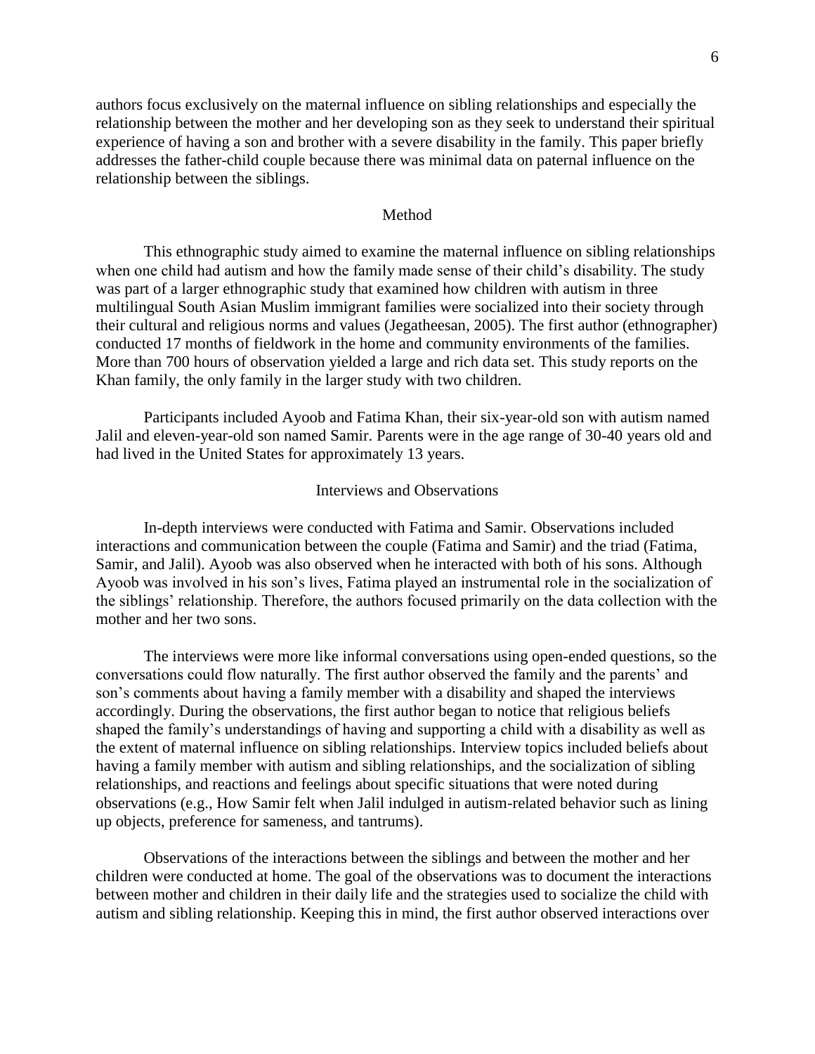authors focus exclusively on the maternal influence on sibling relationships and especially the relationship between the mother and her developing son as they seek to understand their spiritual experience of having a son and brother with a severe disability in the family. This paper briefly addresses the father-child couple because there was minimal data on paternal influence on the relationship between the siblings.

## Method

This ethnographic study aimed to examine the maternal influence on sibling relationships when one child had autism and how the family made sense of their child's disability. The study was part of a larger ethnographic study that examined how children with autism in three multilingual South Asian Muslim immigrant families were socialized into their society through their cultural and religious norms and values (Jegatheesan, 2005). The first author (ethnographer) conducted 17 months of fieldwork in the home and community environments of the families. More than 700 hours of observation yielded a large and rich data set. This study reports on the Khan family, the only family in the larger study with two children.

Participants included Ayoob and Fatima Khan, their six-year-old son with autism named Jalil and eleven-year-old son named Samir. Parents were in the age range of 30-40 years old and had lived in the United States for approximately 13 years.

### Interviews and Observations

In-depth interviews were conducted with Fatima and Samir. Observations included interactions and communication between the couple (Fatima and Samir) and the triad (Fatima, Samir, and Jalil). Ayoob was also observed when he interacted with both of his sons. Although Ayoob was involved in his son's lives, Fatima played an instrumental role in the socialization of the siblings' relationship. Therefore, the authors focused primarily on the data collection with the mother and her two sons.

The interviews were more like informal conversations using open-ended questions, so the conversations could flow naturally. The first author observed the family and the parents' and son's comments about having a family member with a disability and shaped the interviews accordingly. During the observations, the first author began to notice that religious beliefs shaped the family's understandings of having and supporting a child with a disability as well as the extent of maternal influence on sibling relationships. Interview topics included beliefs about having a family member with autism and sibling relationships, and the socialization of sibling relationships, and reactions and feelings about specific situations that were noted during observations (e.g., How Samir felt when Jalil indulged in autism-related behavior such as lining up objects, preference for sameness, and tantrums).

Observations of the interactions between the siblings and between the mother and her children were conducted at home. The goal of the observations was to document the interactions between mother and children in their daily life and the strategies used to socialize the child with autism and sibling relationship. Keeping this in mind, the first author observed interactions over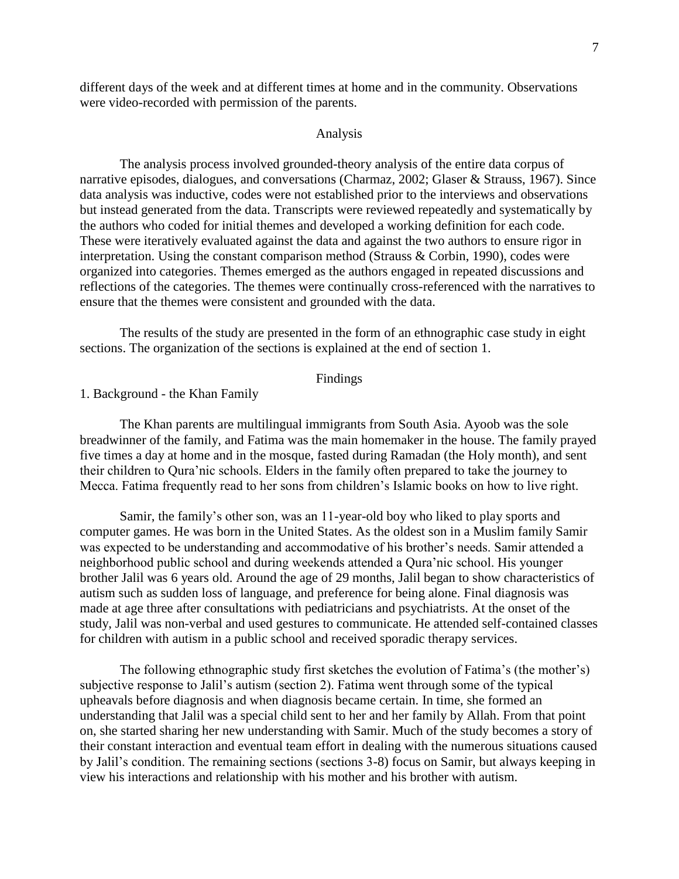different days of the week and at different times at home and in the community. Observations were video-recorded with permission of the parents.

## Analysis

The analysis process involved grounded-theory analysis of the entire data corpus of narrative episodes, dialogues, and conversations (Charmaz, 2002; Glaser & Strauss, 1967). Since data analysis was inductive, codes were not established prior to the interviews and observations but instead generated from the data. Transcripts were reviewed repeatedly and systematically by the authors who coded for initial themes and developed a working definition for each code. These were iteratively evaluated against the data and against the two authors to ensure rigor in interpretation. Using the constant comparison method (Strauss & Corbin, 1990), codes were organized into categories. Themes emerged as the authors engaged in repeated discussions and reflections of the categories. The themes were continually cross-referenced with the narratives to ensure that the themes were consistent and grounded with the data.

The results of the study are presented in the form of an ethnographic case study in eight sections. The organization of the sections is explained at the end of section 1.

## Findings

### 1. Background - the Khan Family

The Khan parents are multilingual immigrants from South Asia. Ayoob was the sole breadwinner of the family, and Fatima was the main homemaker in the house. The family prayed five times a day at home and in the mosque, fasted during Ramadan (the Holy month), and sent their children to Qura'nic schools. Elders in the family often prepared to take the journey to Mecca. Fatima frequently read to her sons from children's Islamic books on how to live right.

Samir, the family's other son, was an 11-year-old boy who liked to play sports and computer games. He was born in the United States. As the oldest son in a Muslim family Samir was expected to be understanding and accommodative of his brother's needs. Samir attended a neighborhood public school and during weekends attended a Qura'nic school. His younger brother Jalil was 6 years old. Around the age of 29 months, Jalil began to show characteristics of autism such as sudden loss of language, and preference for being alone. Final diagnosis was made at age three after consultations with pediatricians and psychiatrists. At the onset of the study, Jalil was non-verbal and used gestures to communicate. He attended self-contained classes for children with autism in a public school and received sporadic therapy services.

The following ethnographic study first sketches the evolution of Fatima's (the mother's) subjective response to Jalil's autism (section 2). Fatima went through some of the typical upheavals before diagnosis and when diagnosis became certain. In time, she formed an understanding that Jalil was a special child sent to her and her family by Allah. From that point on, she started sharing her new understanding with Samir. Much of the study becomes a story of their constant interaction and eventual team effort in dealing with the numerous situations caused by Jalil's condition. The remaining sections (sections 3-8) focus on Samir, but always keeping in view his interactions and relationship with his mother and his brother with autism.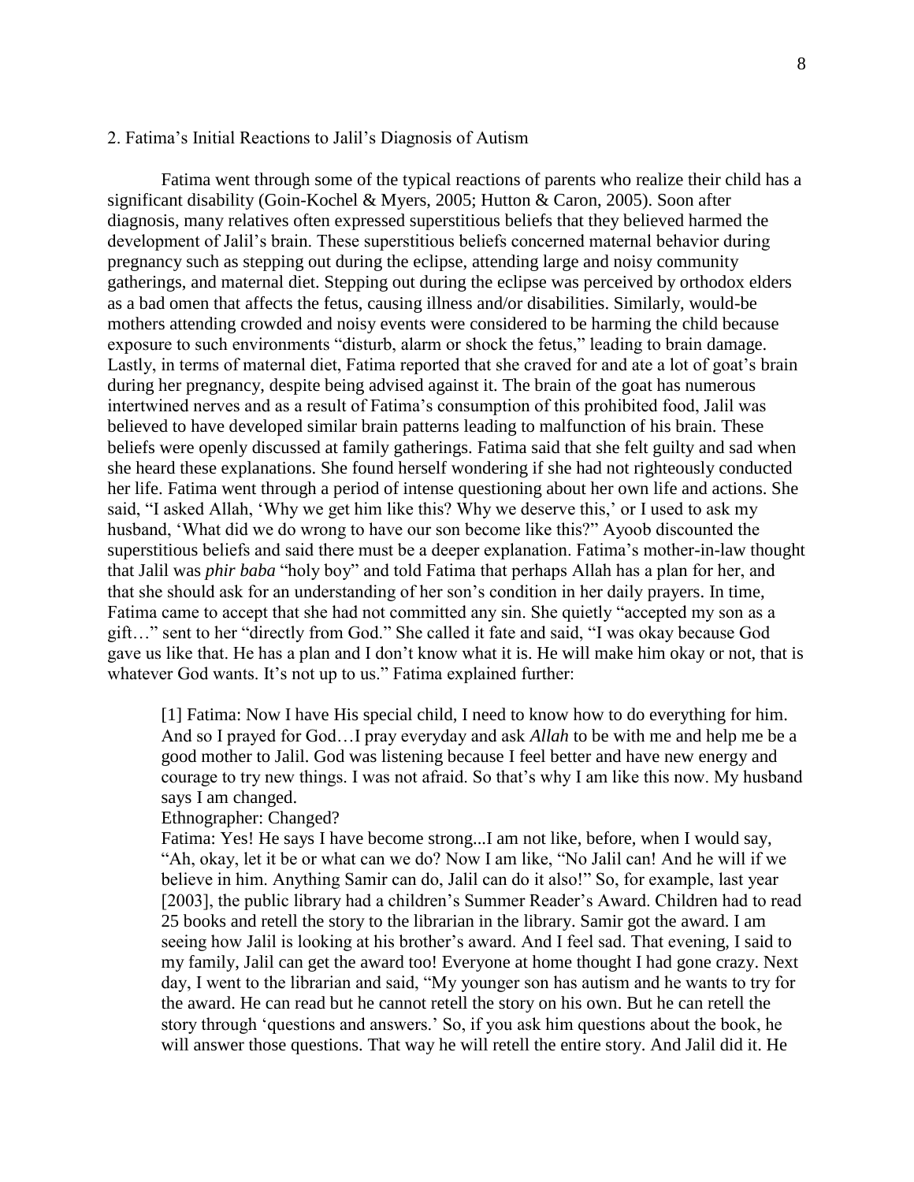2. Fatima's Initial Reactions to Jalil's Diagnosis of Autism

Fatima went through some of the typical reactions of parents who realize their child has a significant disability (Goin-Kochel & Myers, 2005; Hutton & Caron, 2005). Soon after diagnosis, many relatives often expressed superstitious beliefs that they believed harmed the development of Jalil's brain. These superstitious beliefs concerned maternal behavior during pregnancy such as stepping out during the eclipse, attending large and noisy community gatherings, and maternal diet. Stepping out during the eclipse was perceived by orthodox elders as a bad omen that affects the fetus, causing illness and/or disabilities. Similarly, would-be mothers attending crowded and noisy events were considered to be harming the child because exposure to such environments "disturb, alarm or shock the fetus," leading to brain damage. Lastly, in terms of maternal diet, Fatima reported that she craved for and ate a lot of goat's brain during her pregnancy, despite being advised against it. The brain of the goat has numerous intertwined nerves and as a result of Fatima's consumption of this prohibited food, Jalil was believed to have developed similar brain patterns leading to malfunction of his brain. These beliefs were openly discussed at family gatherings. Fatima said that she felt guilty and sad when she heard these explanations. She found herself wondering if she had not righteously conducted her life. Fatima went through a period of intense questioning about her own life and actions. She said, "I asked Allah, 'Why we get him like this? Why we deserve this,' or I used to ask my husband, 'What did we do wrong to have our son become like this?" Ayoob discounted the superstitious beliefs and said there must be a deeper explanation. Fatima's mother-in-law thought that Jalil was *phir baba* "holy boy" and told Fatima that perhaps Allah has a plan for her, and that she should ask for an understanding of her son's condition in her daily prayers. In time, Fatima came to accept that she had not committed any sin. She quietly "accepted my son as a gift…" sent to her "directly from God." She called it fate and said, "I was okay because God gave us like that. He has a plan and I don't know what it is. He will make him okay or not, that is whatever God wants. It's not up to us." Fatima explained further:

> [1] Fatima: Now I have His special child, I need to know how to do everything for him. And so I prayed for God…I pray everyday and ask *Allah* to be with me and help me be a good mother to Jalil. God was listening because I feel better and have new energy and courage to try new things. I was not afraid. So that's why I am like this now. My husband says I am changed.
>
> Ethnographer: Changed?
>
> Fatima: Yes! He says I have become strong...I am not like, before, when I would say, "Ah, okay, let it be or what can we do? Now I am like, "No Jalil can! And he will if we believe in him. Anything Samir can do, Jalil can do it also!" So, for example, last year [2003], the public library had a children's Summer Reader's Award. Children had to read 25 books and retell the story to the librarian in the library. Samir got the award. I am seeing how Jalil is looking at his brother's award. And I feel sad. That evening, I said to my family, Jalil can get the award too! Everyone at home thought I had gone crazy. Next day, I went to the librarian and said, "My younger son has autism and he wants to try for the award. He can read but he cannot retell the story on his own. But he can retell the story through 'questions and answers.' So, if you ask him questions about the book, he will answer those questions. That way he will retell the entire story. And Jalil did it. He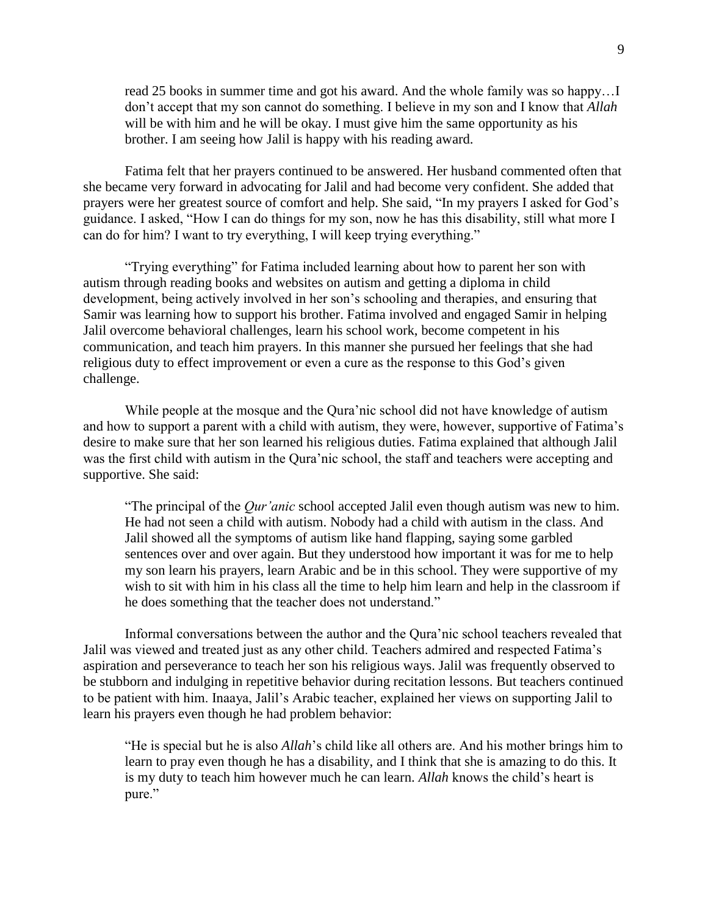> read 25 books in summer time and got his award. And the whole family was so happy…I don't accept that my son cannot do something. I believe in my son and I know that *Allah* will be with him and he will be okay. I must give him the same opportunity as his brother. I am seeing how Jalil is happy with his reading award.

Fatima felt that her prayers continued to be answered. Her husband commented often that she became very forward in advocating for Jalil and had become very confident. She added that prayers were her greatest source of comfort and help. She said, "In my prayers I asked for God's guidance. I asked, "How I can do things for my son, now he has this disability, still what more I can do for him? I want to try everything, I will keep trying everything."

"Trying everything" for Fatima included learning about how to parent her son with autism through reading books and websites on autism and getting a diploma in child development, being actively involved in her son's schooling and therapies, and ensuring that Samir was learning how to support his brother. Fatima involved and engaged Samir in helping Jalil overcome behavioral challenges, learn his school work, become competent in his communication, and teach him prayers. In this manner she pursued her feelings that she had religious duty to effect improvement or even a cure as the response to this God's given challenge.

While people at the mosque and the Qura'nic school did not have knowledge of autism and how to support a parent with a child with autism, they were, however, supportive of Fatima's desire to make sure that her son learned his religious duties. Fatima explained that although Jalil was the first child with autism in the Qura'nic school, the staff and teachers were accepting and supportive. She said:

> "The principal of the *Qur'anic* school accepted Jalil even though autism was new to him. He had not seen a child with autism. Nobody had a child with autism in the class. And Jalil showed all the symptoms of autism like hand flapping, saying some garbled sentences over and over again. But they understood how important it was for me to help my son learn his prayers, learn Arabic and be in this school. They were supportive of my wish to sit with him in his class all the time to help him learn and help in the classroom if he does something that the teacher does not understand."

Informal conversations between the author and the Qura'nic school teachers revealed that Jalil was viewed and treated just as any other child. Teachers admired and respected Fatima's aspiration and perseverance to teach her son his religious ways. Jalil was frequently observed to be stubborn and indulging in repetitive behavior during recitation lessons. But teachers continued to be patient with him. Inaaya, Jalil's Arabic teacher, explained her views on supporting Jalil to learn his prayers even though he had problem behavior:

> "He is special but he is also *Allah*'s child like all others are. And his mother brings him to learn to pray even though he has a disability, and I think that she is amazing to do this. It is my duty to teach him however much he can learn. *Allah* knows the child's heart is pure."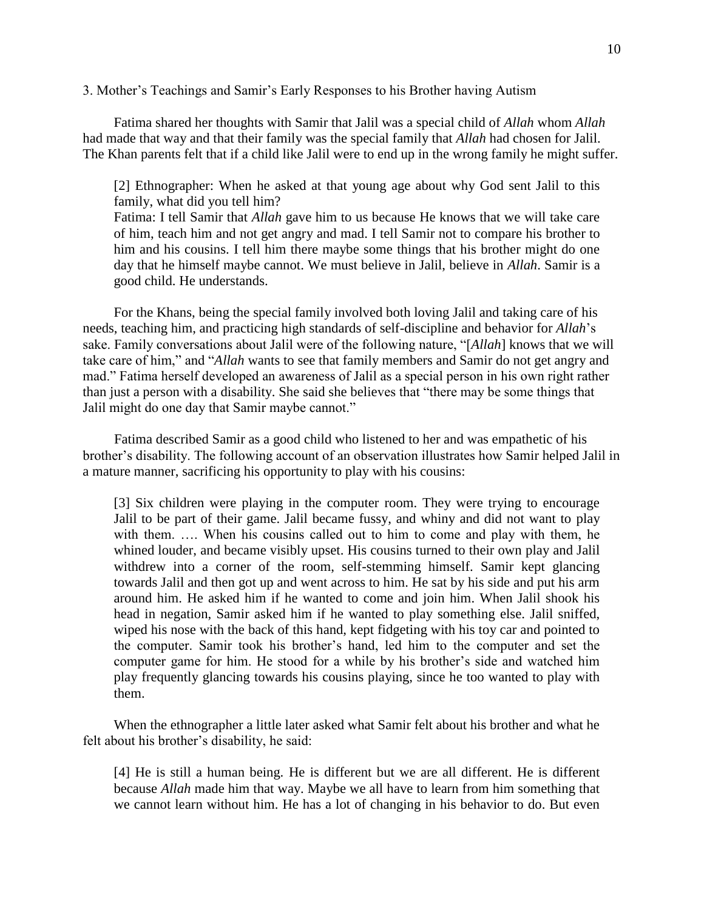3. Mother's Teachings and Samir's Early Responses to his Brother having Autism

Fatima shared her thoughts with Samir that Jalil was a special child of *Allah* whom *Allah* had made that way and that their family was the special family that *Allah* had chosen for Jalil. The Khan parents felt that if a child like Jalil were to end up in the wrong family he might suffer.

> [2] Ethnographer: When he asked at that young age about why God sent Jalil to this family, what did you tell him?
> Fatima: I tell Samir that *Allah* gave him to us because He knows that we will take care of him, teach him and not get angry and mad. I tell Samir not to compare his brother to him and his cousins. I tell him there maybe some things that his brother might do one day that he himself maybe cannot. We must believe in Jalil, believe in *Allah*. Samir is a good child. He understands.

For the Khans, being the special family involved both loving Jalil and taking care of his needs, teaching him, and practicing high standards of self-discipline and behavior for *Allah*'s sake. Family conversations about Jalil were of the following nature, "[*Allah*] knows that we will take care of him," and "*Allah* wants to see that family members and Samir do not get angry and mad." Fatima herself developed an awareness of Jalil as a special person in his own right rather than just a person with a disability. She said she believes that "there may be some things that Jalil might do one day that Samir maybe cannot."

Fatima described Samir as a good child who listened to her and was empathetic of his brother's disability. The following account of an observation illustrates how Samir helped Jalil in a mature manner, sacrificing his opportunity to play with his cousins:

> [3] Six children were playing in the computer room. They were trying to encourage Jalil to be part of their game. Jalil became fussy, and whiny and did not want to play with them. …. When his cousins called out to him to come and play with them, he whined louder, and became visibly upset. His cousins turned to their own play and Jalil withdrew into a corner of the room, self-stemming himself. Samir kept glancing towards Jalil and then got up and went across to him. He sat by his side and put his arm around him. He asked him if he wanted to come and join him. When Jalil shook his head in negation, Samir asked him if he wanted to play something else. Jalil sniffed, wiped his nose with the back of this hand, kept fidgeting with his toy car and pointed to the computer. Samir took his brother's hand, led him to the computer and set the computer game for him. He stood for a while by his brother's side and watched him play frequently glancing towards his cousins playing, since he too wanted to play with them.

When the ethnographer a little later asked what Samir felt about his brother and what he felt about his brother's disability, he said:

> [4] He is still a human being. He is different but we are all different. He is different because *Allah* made him that way. Maybe we all have to learn from him something that we cannot learn without him. He has a lot of changing in his behavior to do. But even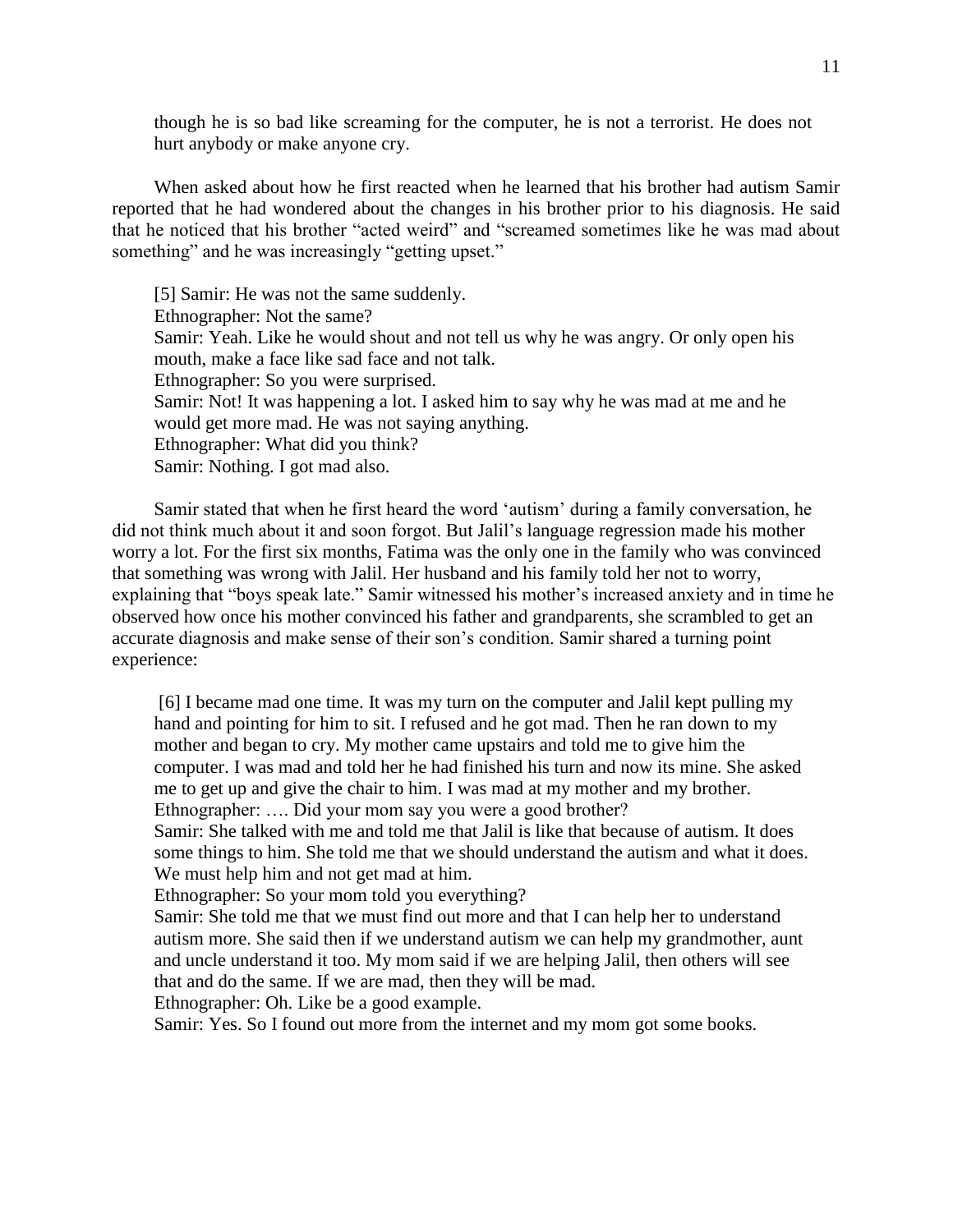> though he is so bad like screaming for the computer, he is not a terrorist. He does not hurt anybody or make anyone cry.

When asked about how he first reacted when he learned that his brother had autism Samir reported that he had wondered about the changes in his brother prior to his diagnosis. He said that he noticed that his brother "acted weird" and "screamed sometimes like he was mad about something" and he was increasingly "getting upset."

> [5] Samir: He was not the same suddenly.
> Ethnographer: Not the same?
> Samir: Yeah. Like he would shout and not tell us why he was angry. Or only open his mouth, make a face like sad face and not talk.
> Ethnographer: So you were surprised.
> Samir: Not! It was happening a lot. I asked him to say why he was mad at me and he would get more mad. He was not saying anything.
> Ethnographer: What did you think?
> Samir: Nothing. I got mad also.

Samir stated that when he first heard the word 'autism' during a family conversation, he did not think much about it and soon forgot. But Jalil's language regression made his mother worry a lot. For the first six months, Fatima was the only one in the family who was convinced that something was wrong with Jalil. Her husband and his family told her not to worry, explaining that "boys speak late." Samir witnessed his mother's increased anxiety and in time he observed how once his mother convinced his father and grandparents, she scrambled to get an accurate diagnosis and make sense of their son's condition. Samir shared a turning point experience:

> [6] I became mad one time. It was my turn on the computer and Jalil kept pulling my hand and pointing for him to sit. I refused and he got mad. Then he ran down to my mother and began to cry. My mother came upstairs and told me to give him the computer. I was mad and told her he had finished his turn and now its mine. She asked me to get up and give the chair to him. I was mad at my mother and my brother.
> Ethnographer: …. Did your mom say you were a good brother?
> Samir: She talked with me and told me that Jalil is like that because of autism. It does some things to him. She told me that we should understand the autism and what it does. We must help him and not get mad at him.
> Ethnographer: So your mom told you everything?
> Samir: She told me that we must find out more and that I can help her to understand autism more. She said then if we understand autism we can help my grandmother, aunt and uncle understand it too. My mom said if we are helping Jalil, then others will see that and do the same. If we are mad, then they will be mad.
> Ethnographer: Oh. Like be a good example.
> Samir: Yes. So I found out more from the internet and my mom got some books.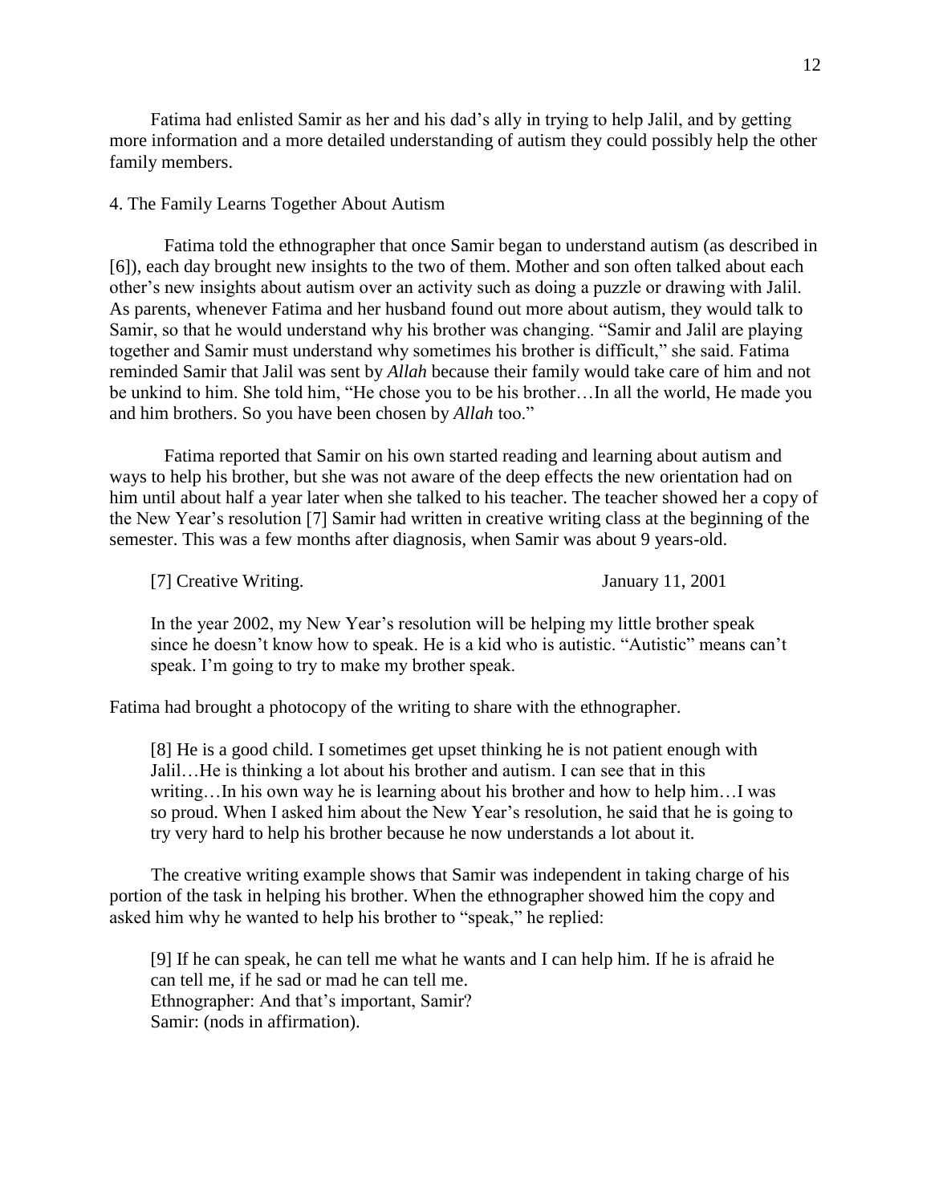Fatima had enlisted Samir as her and his dad's ally in trying to help Jalil, and by getting more information and a more detailed understanding of autism they could possibly help the other family members.

4. The Family Learns Together About Autism

Fatima told the ethnographer that once Samir began to understand autism (as described in [6]), each day brought new insights to the two of them. Mother and son often talked about each other's new insights about autism over an activity such as doing a puzzle or drawing with Jalil. As parents, whenever Fatima and her husband found out more about autism, they would talk to Samir, so that he would understand why his brother was changing. "Samir and Jalil are playing together and Samir must understand why sometimes his brother is difficult," she said. Fatima reminded Samir that Jalil was sent by *Allah* because their family would take care of him and not be unkind to him. She told him, "He chose you to be his brother…In all the world, He made you and him brothers. So you have been chosen by *Allah* too."

Fatima reported that Samir on his own started reading and learning about autism and ways to help his brother, but she was not aware of the deep effects the new orientation had on him until about half a year later when she talked to his teacher. The teacher showed her a copy of the New Year's resolution [7] Samir had written in creative writing class at the beginning of the semester. This was a few months after diagnosis, when Samir was about 9 years-old.

> [7] Creative Writing. January 11, 2001
>
> In the year 2002, my New Year's resolution will be helping my little brother speak since he doesn't know how to speak. He is a kid who is autistic. "Autistic" means can't speak. I'm going to try to make my brother speak.

Fatima had brought a photocopy of the writing to share with the ethnographer.

> [8] He is a good child. I sometimes get upset thinking he is not patient enough with Jalil…He is thinking a lot about his brother and autism. I can see that in this writing…In his own way he is learning about his brother and how to help him…I was so proud. When I asked him about the New Year's resolution, he said that he is going to try very hard to help his brother because he now understands a lot about it.

The creative writing example shows that Samir was independent in taking charge of his portion of the task in helping his brother. When the ethnographer showed him the copy and asked him why he wanted to help his brother to "speak," he replied:

> [9] If he can speak, he can tell me what he wants and I can help him. If he is afraid he can tell me, if he sad or mad he can tell me.
> Ethnographer: And that's important, Samir?
> Samir: (nods in affirmation).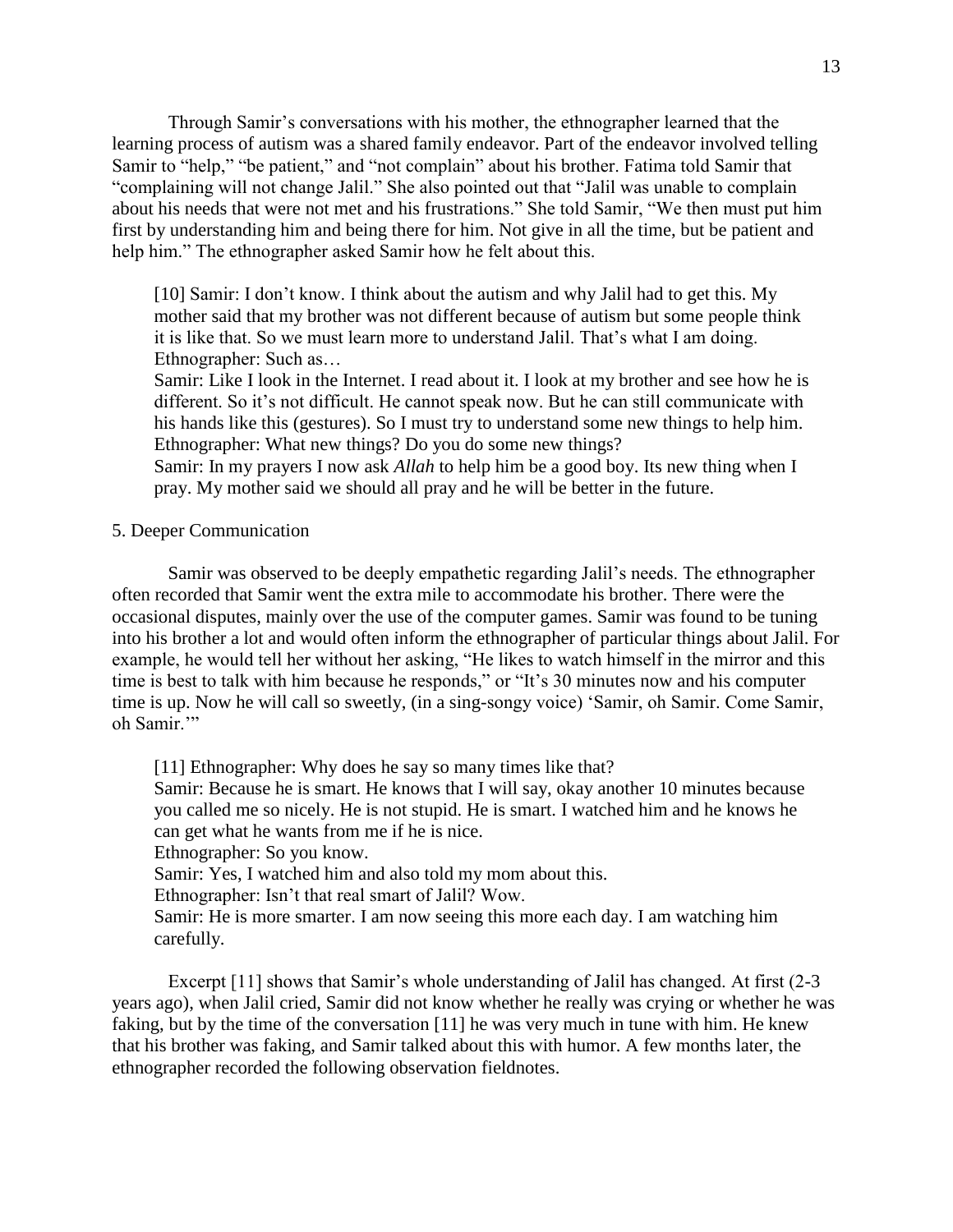Through Samir's conversations with his mother, the ethnographer learned that the learning process of autism was a shared family endeavor. Part of the endeavor involved telling Samir to "help," "be patient," and "not complain" about his brother. Fatima told Samir that "complaining will not change Jalil." She also pointed out that "Jalil was unable to complain about his needs that were not met and his frustrations." She told Samir, "We then must put him first by understanding him and being there for him. Not give in all the time, but be patient and help him." The ethnographer asked Samir how he felt about this.

> [10] Samir: I don't know. I think about the autism and why Jalil had to get this. My mother said that my brother was not different because of autism but some people think it is like that. So we must learn more to understand Jalil. That's what I am doing.
> Ethnographer: Such as…
> Samir: Like I look in the Internet. I read about it. I look at my brother and see how he is different. So it's not difficult. He cannot speak now. But he can still communicate with his hands like this (gestures). So I must try to understand some new things to help him.
> Ethnographer: What new things? Do you do some new things?
> Samir: In my prayers I now ask *Allah* to help him be a good boy. Its new thing when I pray. My mother said we should all pray and he will be better in the future.

5. Deeper Communication

Samir was observed to be deeply empathetic regarding Jalil's needs. The ethnographer often recorded that Samir went the extra mile to accommodate his brother. There were the occasional disputes, mainly over the use of the computer games. Samir was found to be tuning into his brother a lot and would often inform the ethnographer of particular things about Jalil. For example, he would tell her without her asking, "He likes to watch himself in the mirror and this time is best to talk with him because he responds," or "It's 30 minutes now and his computer time is up. Now he will call so sweetly, (in a sing-songy voice) 'Samir, oh Samir. Come Samir, oh Samir.'"

> [11] Ethnographer: Why does he say so many times like that?
> Samir: Because he is smart. He knows that I will say, okay another 10 minutes because you called me so nicely. He is not stupid. He is smart. I watched him and he knows he can get what he wants from me if he is nice.
> Ethnographer: So you know.
> Samir: Yes, I watched him and also told my mom about this.
> Ethnographer: Isn't that real smart of Jalil? Wow.
> Samir: He is more smarter. I am now seeing this more each day. I am watching him carefully.

Excerpt [11] shows that Samir's whole understanding of Jalil has changed. At first (2-3 years ago), when Jalil cried, Samir did not know whether he really was crying or whether he was faking, but by the time of the conversation [11] he was very much in tune with him. He knew that his brother was faking, and Samir talked about this with humor. A few months later, the ethnographer recorded the following observation fieldnotes.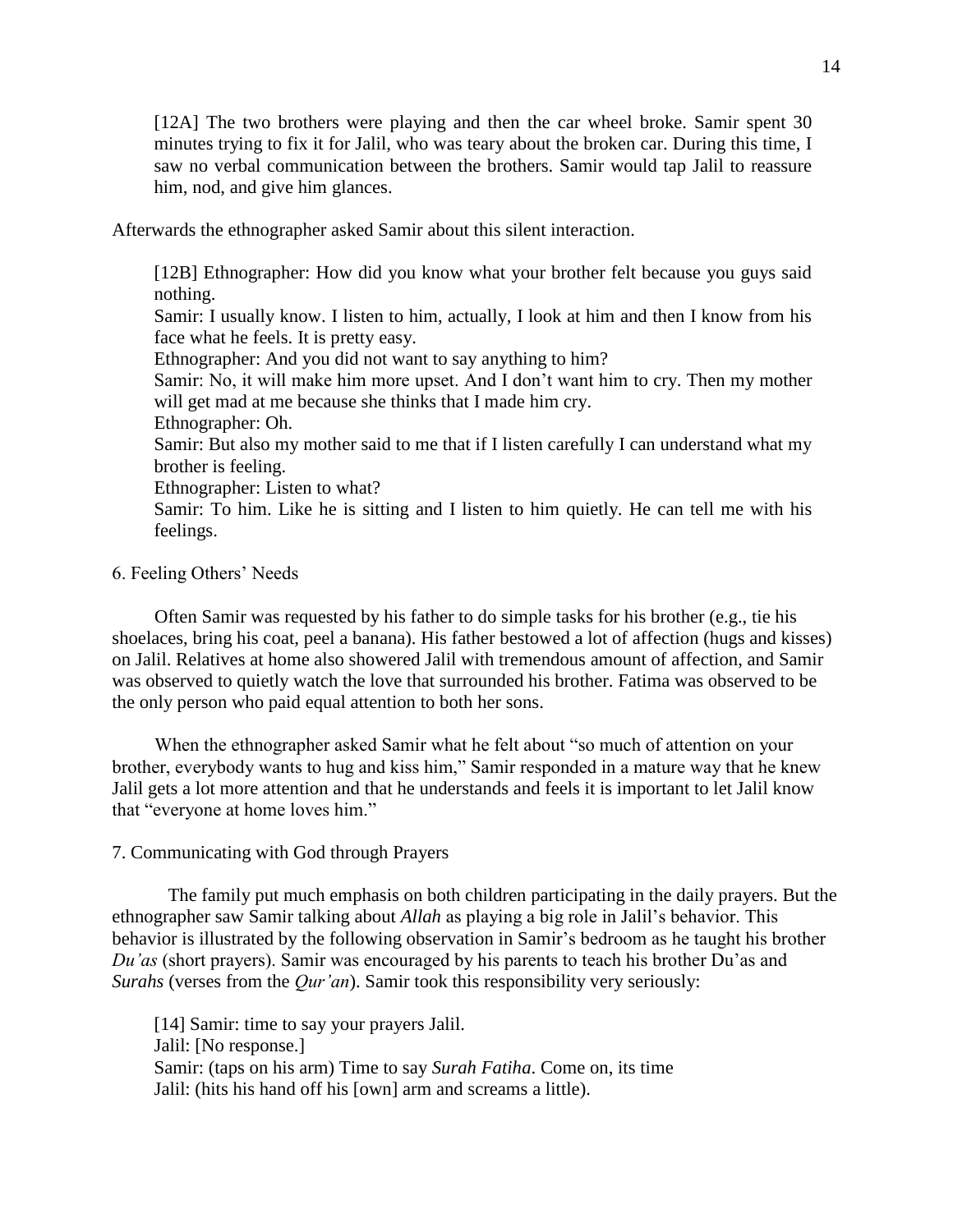> [12A] The two brothers were playing and then the car wheel broke. Samir spent 30 minutes trying to fix it for Jalil, who was teary about the broken car. During this time, I saw no verbal communication between the brothers. Samir would tap Jalil to reassure him, nod, and give him glances.

Afterwards the ethnographer asked Samir about this silent interaction.

> [12B] Ethnographer: How did you know what your brother felt because you guys said nothing.
> Samir: I usually know. I listen to him, actually, I look at him and then I know from his face what he feels. It is pretty easy.
> Ethnographer: And you did not want to say anything to him?
> Samir: No, it will make him more upset. And I don't want him to cry. Then my mother will get mad at me because she thinks that I made him cry.
> Ethnographer: Oh.
> Samir: But also my mother said to me that if I listen carefully I can understand what my brother is feeling.
> Ethnographer: Listen to what?
> Samir: To him. Like he is sitting and I listen to him quietly. He can tell me with his feelings.

6. Feeling Others' Needs

Often Samir was requested by his father to do simple tasks for his brother (e.g., tie his shoelaces, bring his coat, peel a banana). His father bestowed a lot of affection (hugs and kisses) on Jalil. Relatives at home also showered Jalil with tremendous amount of affection, and Samir was observed to quietly watch the love that surrounded his brother. Fatima was observed to be the only person who paid equal attention to both her sons.

When the ethnographer asked Samir what he felt about "so much of attention on your brother, everybody wants to hug and kiss him," Samir responded in a mature way that he knew Jalil gets a lot more attention and that he understands and feels it is important to let Jalil know that "everyone at home loves him."

7. Communicating with God through Prayers

The family put much emphasis on both children participating in the daily prayers. But the ethnographer saw Samir talking about *Allah* as playing a big role in Jalil's behavior. This behavior is illustrated by the following observation in Samir's bedroom as he taught his brother *Du'as* (short prayers). Samir was encouraged by his parents to teach his brother Du'as and *Surahs* (verses from the *Qur'an*). Samir took this responsibility very seriously:

> [14] Samir: time to say your prayers Jalil.
> Jalil: [No response.]
> Samir: (taps on his arm) Time to say *Surah Fatiha*. Come on, its time
> Jalil: (hits his hand off his [own] arm and screams a little).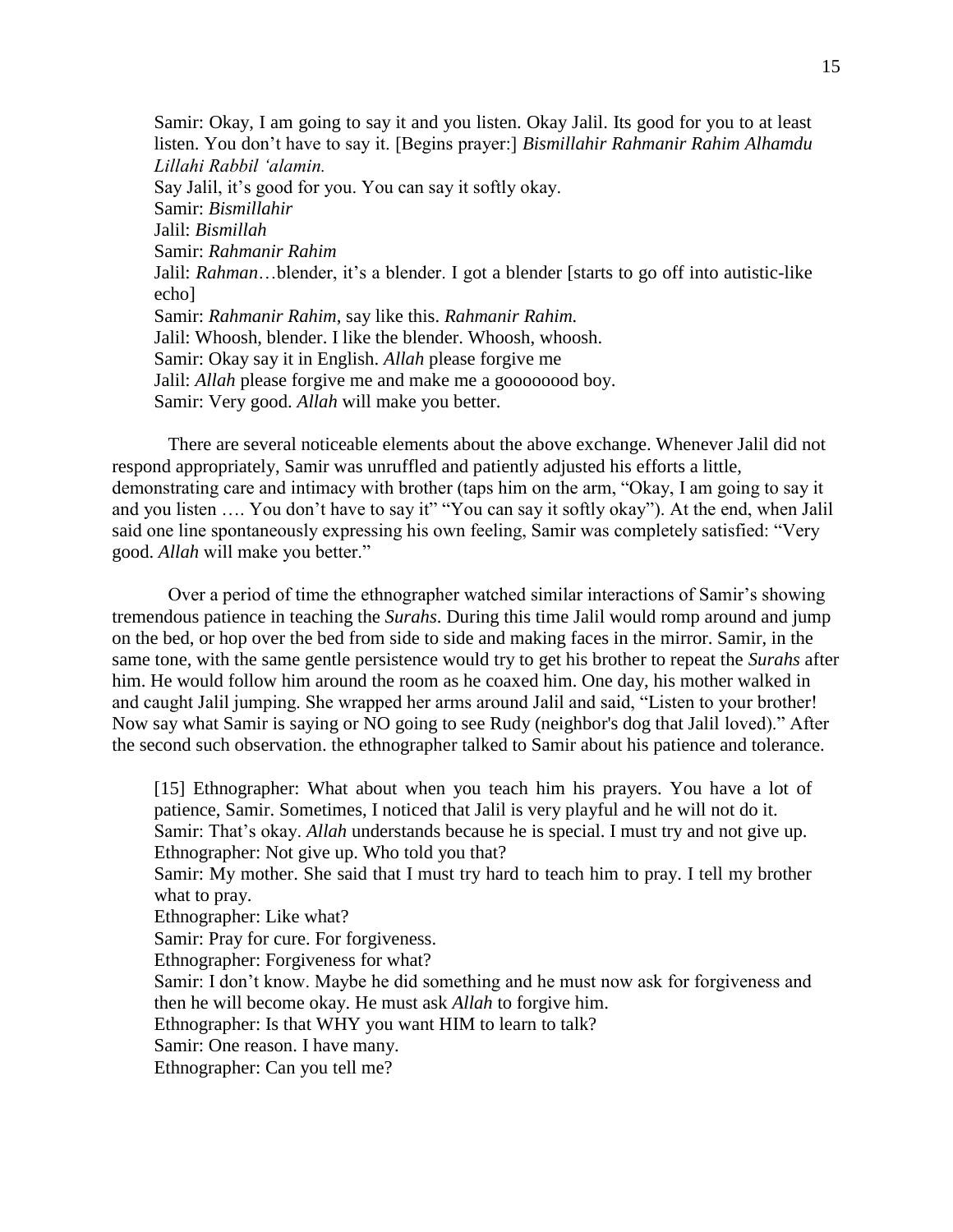Samir: Okay, I am going to say it and you listen. Okay Jalil. Its good for you to at least listen. You don't have to say it. [Begins prayer:] *Bismillahir Rahmanir Rahim Alhamdu Lillahi Rabbil 'alamin.*
Say Jalil, it's good for you. You can say it softly okay.
Samir: *Bismillahir*
Jalil: *Bismillah*
Samir: *Rahmanir Rahim*
Jalil: *Rahman*…blender, it's a blender. I got a blender [starts to go off into autistic-like echo]
Samir: *Rahmanir Rahim*, say like this. *Rahmanir Rahim.*
Jalil: Whoosh, blender. I like the blender. Whoosh, whoosh.
Samir: Okay say it in English. *Allah* please forgive me
Jalil: *Allah* please forgive me and make me a goooooood boy.
Samir: Very good. *Allah* will make you better.

There are several noticeable elements about the above exchange. Whenever Jalil did not respond appropriately, Samir was unruffled and patiently adjusted his efforts a little, demonstrating care and intimacy with brother (taps him on the arm, "Okay, I am going to say it and you listen …. You don't have to say it" "You can say it softly okay"). At the end, when Jalil said one line spontaneously expressing his own feeling, Samir was completely satisfied: "Very good. *Allah* will make you better."

Over a period of time the ethnographer watched similar interactions of Samir's showing tremendous patience in teaching the *Surahs*. During this time Jalil would romp around and jump on the bed, or hop over the bed from side to side and making faces in the mirror. Samir, in the same tone, with the same gentle persistence would try to get his brother to repeat the *Surahs* after him. He would follow him around the room as he coaxed him. One day, his mother walked in and caught Jalil jumping. She wrapped her arms around Jalil and said, "Listen to your brother! Now say what Samir is saying or NO going to see Rudy (neighbor's dog that Jalil loved)." After the second such observation. the ethnographer talked to Samir about his patience and tolerance.

[15] Ethnographer: What about when you teach him his prayers. You have a lot of patience, Samir. Sometimes, I noticed that Jalil is very playful and he will not do it.
Samir: That's okay. *Allah* understands because he is special. I must try and not give up.
Ethnographer: Not give up. Who told you that?
Samir: My mother. She said that I must try hard to teach him to pray. I tell my brother what to pray.
Ethnographer: Like what?
Samir: Pray for cure. For forgiveness.
Ethnographer: Forgiveness for what?
Samir: I don't know. Maybe he did something and he must now ask for forgiveness and then he will become okay. He must ask *Allah* to forgive him.
Ethnographer: Is that WHY you want HIM to learn to talk?
Samir: One reason. I have many.
Ethnographer: Can you tell me?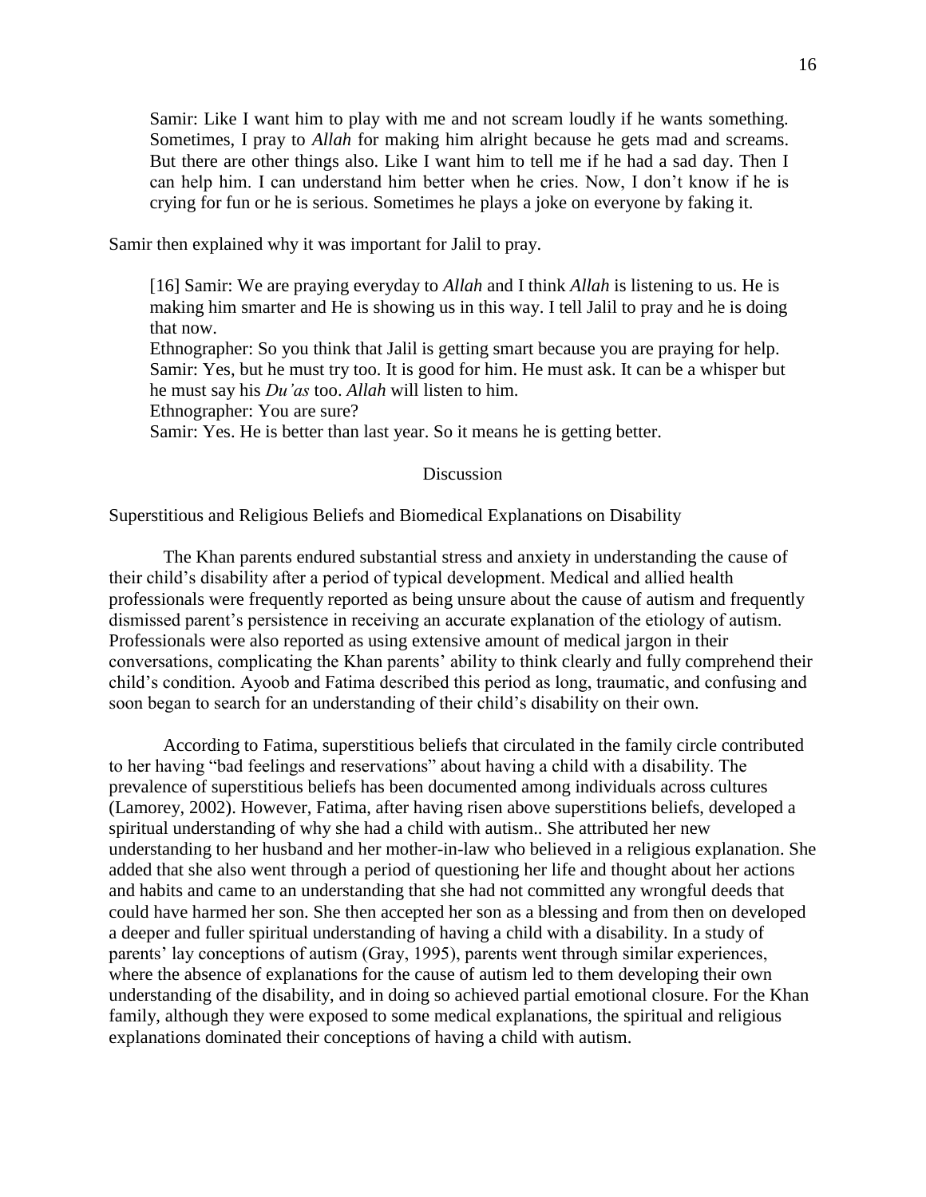> Samir: Like I want him to play with me and not scream loudly if he wants something. Sometimes, I pray to *Allah* for making him alright because he gets mad and screams. But there are other things also. Like I want him to tell me if he had a sad day. Then I can help him. I can understand him better when he cries. Now, I don't know if he is crying for fun or he is serious. Sometimes he plays a joke on everyone by faking it.

Samir then explained why it was important for Jalil to pray.

> [16] Samir: We are praying everyday to *Allah* and I think *Allah* is listening to us. He is making him smarter and He is showing us in this way. I tell Jalil to pray and he is doing that now.
>
> Ethnographer: So you think that Jalil is getting smart because you are praying for help.
>
> Samir: Yes, but he must try too. It is good for him. He must ask. It can be a whisper but he must say his *Du'as* too. *Allah* will listen to him.
>
> Ethnographer: You are sure?
>
> Samir: Yes. He is better than last year. So it means he is getting better.

## Discussion

### Superstitious and Religious Beliefs and Biomedical Explanations on Disability

The Khan parents endured substantial stress and anxiety in understanding the cause of their child's disability after a period of typical development. Medical and allied health professionals were frequently reported as being unsure about the cause of autism and frequently dismissed parent's persistence in receiving an accurate explanation of the etiology of autism. Professionals were also reported as using extensive amount of medical jargon in their conversations, complicating the Khan parents' ability to think clearly and fully comprehend their child's condition. Ayoob and Fatima described this period as long, traumatic, and confusing and soon began to search for an understanding of their child's disability on their own.

According to Fatima, superstitious beliefs that circulated in the family circle contributed to her having "bad feelings and reservations" about having a child with a disability. The prevalence of superstitious beliefs has been documented among individuals across cultures (Lamorey, 2002). However, Fatima, after having risen above superstitions beliefs, developed a spiritual understanding of why she had a child with autism.. She attributed her new understanding to her husband and her mother-in-law who believed in a religious explanation. She added that she also went through a period of questioning her life and thought about her actions and habits and came to an understanding that she had not committed any wrongful deeds that could have harmed her son. She then accepted her son as a blessing and from then on developed a deeper and fuller spiritual understanding of having a child with a disability. In a study of parents' lay conceptions of autism (Gray, 1995), parents went through similar experiences, where the absence of explanations for the cause of autism led to them developing their own understanding of the disability, and in doing so achieved partial emotional closure. For the Khan family, although they were exposed to some medical explanations, the spiritual and religious explanations dominated their conceptions of having a child with autism.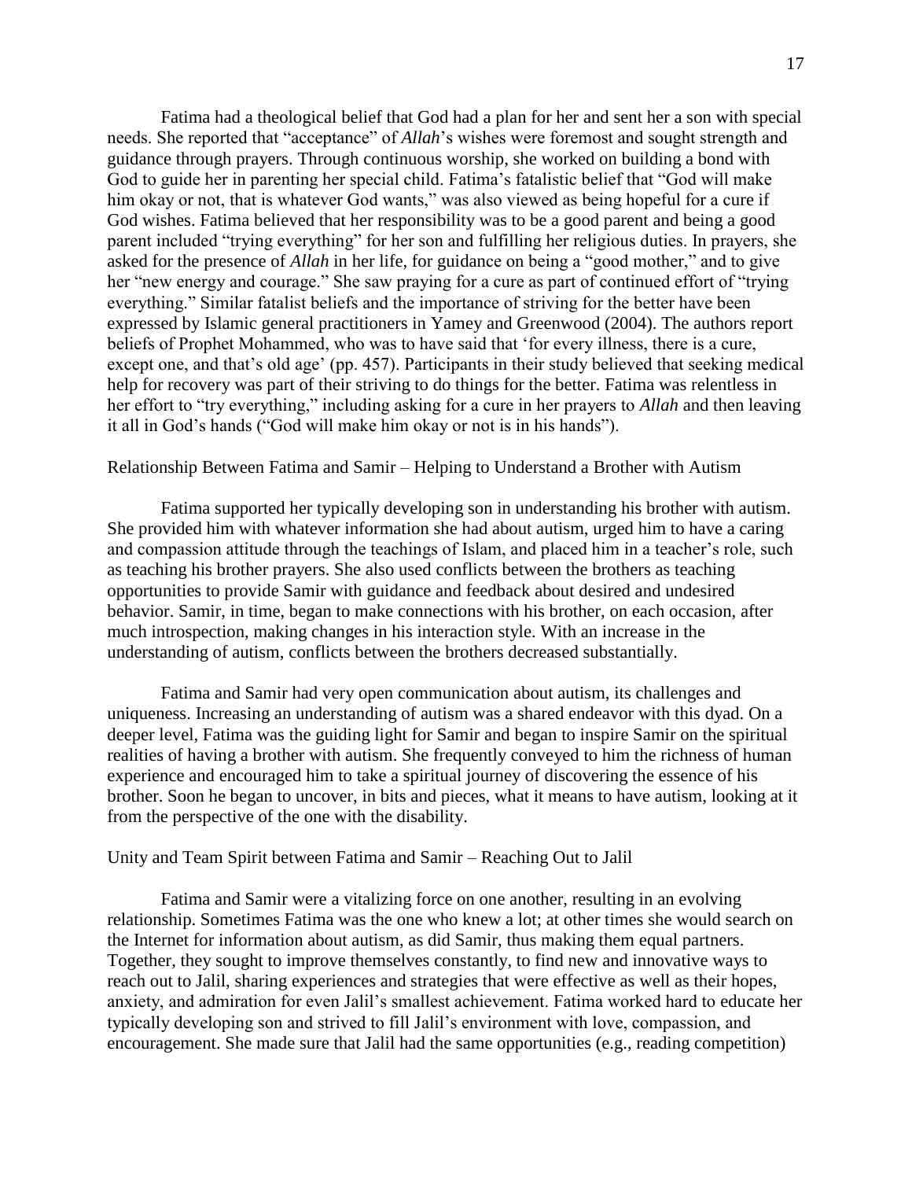Fatima had a theological belief that God had a plan for her and sent her a son with special needs. She reported that "acceptance" of *Allah*'s wishes were foremost and sought strength and guidance through prayers. Through continuous worship, she worked on building a bond with God to guide her in parenting her special child. Fatima's fatalistic belief that "God will make him okay or not, that is whatever God wants," was also viewed as being hopeful for a cure if God wishes. Fatima believed that her responsibility was to be a good parent and being a good parent included "trying everything" for her son and fulfilling her religious duties. In prayers, she asked for the presence of *Allah* in her life, for guidance on being a "good mother," and to give her "new energy and courage." She saw praying for a cure as part of continued effort of "trying everything." Similar fatalist beliefs and the importance of striving for the better have been expressed by Islamic general practitioners in Yamey and Greenwood (2004). The authors report beliefs of Prophet Mohammed, who was to have said that 'for every illness, there is a cure, except one, and that's old age' (pp. 457). Participants in their study believed that seeking medical help for recovery was part of their striving to do things for the better. Fatima was relentless in her effort to "try everything," including asking for a cure in her prayers to *Allah* and then leaving it all in God's hands ("God will make him okay or not is in his hands").

Relationship Between Fatima and Samir – Helping to Understand a Brother with Autism

Fatima supported her typically developing son in understanding his brother with autism. She provided him with whatever information she had about autism, urged him to have a caring and compassion attitude through the teachings of Islam, and placed him in a teacher's role, such as teaching his brother prayers. She also used conflicts between the brothers as teaching opportunities to provide Samir with guidance and feedback about desired and undesired behavior. Samir, in time, began to make connections with his brother, on each occasion, after much introspection, making changes in his interaction style. With an increase in the understanding of autism, conflicts between the brothers decreased substantially.

Fatima and Samir had very open communication about autism, its challenges and uniqueness. Increasing an understanding of autism was a shared endeavor with this dyad. On a deeper level, Fatima was the guiding light for Samir and began to inspire Samir on the spiritual realities of having a brother with autism. She frequently conveyed to him the richness of human experience and encouraged him to take a spiritual journey of discovering the essence of his brother. Soon he began to uncover, in bits and pieces, what it means to have autism, looking at it from the perspective of the one with the disability.

Unity and Team Spirit between Fatima and Samir – Reaching Out to Jalil

Fatima and Samir were a vitalizing force on one another, resulting in an evolving relationship. Sometimes Fatima was the one who knew a lot; at other times she would search on the Internet for information about autism, as did Samir, thus making them equal partners. Together, they sought to improve themselves constantly, to find new and innovative ways to reach out to Jalil, sharing experiences and strategies that were effective as well as their hopes, anxiety, and admiration for even Jalil's smallest achievement. Fatima worked hard to educate her typically developing son and strived to fill Jalil's environment with love, compassion, and encouragement. She made sure that Jalil had the same opportunities (e.g., reading competition)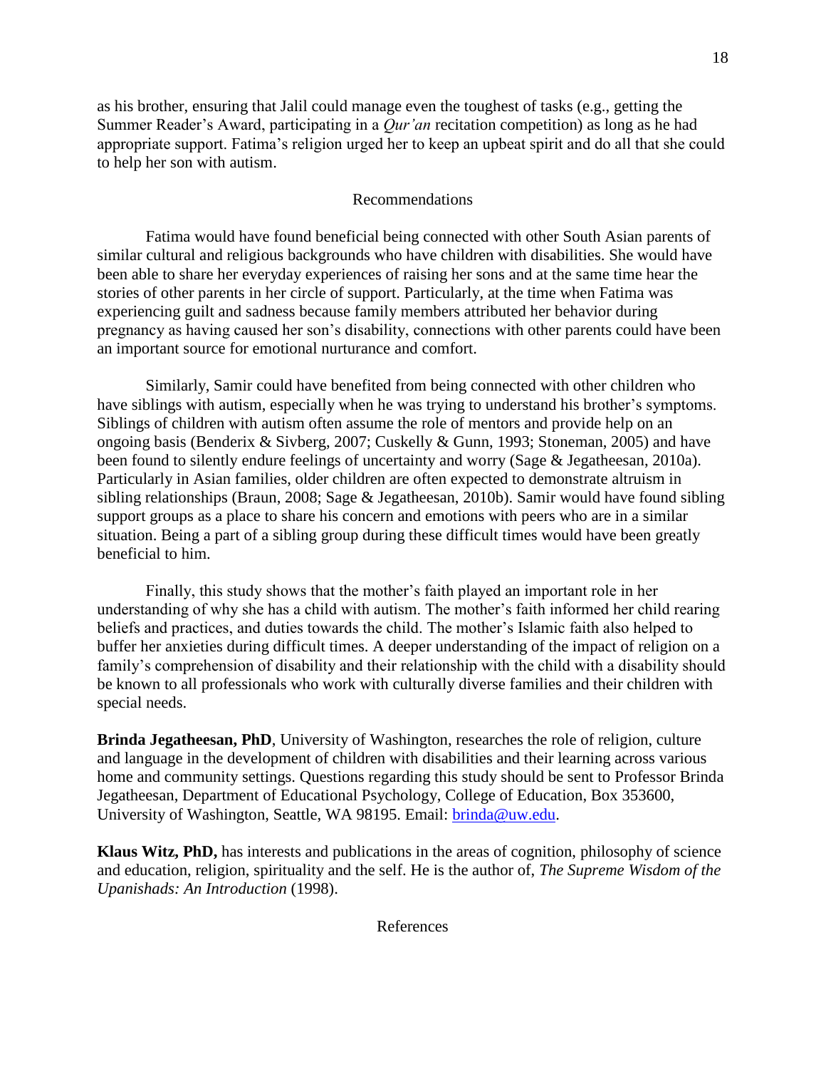as his brother, ensuring that Jalil could manage even the toughest of tasks (e.g., getting the Summer Reader's Award, participating in a *Qur'an* recitation competition) as long as he had appropriate support. Fatima's religion urged her to keep an upbeat spirit and do all that she could to help her son with autism.

## Recommendations

Fatima would have found beneficial being connected with other South Asian parents of similar cultural and religious backgrounds who have children with disabilities. She would have been able to share her everyday experiences of raising her sons and at the same time hear the stories of other parents in her circle of support. Particularly, at the time when Fatima was experiencing guilt and sadness because family members attributed her behavior during pregnancy as having caused her son's disability, connections with other parents could have been an important source for emotional nurturance and comfort.

Similarly, Samir could have benefited from being connected with other children who have siblings with autism, especially when he was trying to understand his brother's symptoms. Siblings of children with autism often assume the role of mentors and provide help on an ongoing basis (Benderix & Sivberg, 2007; Cuskelly & Gunn, 1993; Stoneman, 2005) and have been found to silently endure feelings of uncertainty and worry (Sage & Jegatheesan, 2010a). Particularly in Asian families, older children are often expected to demonstrate altruism in sibling relationships (Braun, 2008; Sage & Jegatheesan, 2010b). Samir would have found sibling support groups as a place to share his concern and emotions with peers who are in a similar situation. Being a part of a sibling group during these difficult times would have been greatly beneficial to him.

Finally, this study shows that the mother's faith played an important role in her understanding of why she has a child with autism. The mother's faith informed her child rearing beliefs and practices, and duties towards the child. The mother's Islamic faith also helped to buffer her anxieties during difficult times. A deeper understanding of the impact of religion on a family's comprehension of disability and their relationship with the child with a disability should be known to all professionals who work with culturally diverse families and their children with special needs.

**Brinda Jegatheesan, PhD**, University of Washington, researches the role of religion, culture and language in the development of children with disabilities and their learning across various home and community settings. Questions regarding this study should be sent to Professor Brinda Jegatheesan, Department of Educational Psychology, College of Education, Box 353600, University of Washington, Seattle, WA 98195. Email: brinda@uw.edu.

**Klaus Witz, PhD,** has interests and publications in the areas of cognition, philosophy of science and education, religion, spirituality and the self. He is the author of, *The Supreme Wisdom of the Upanishads: An Introduction* (1998).

## References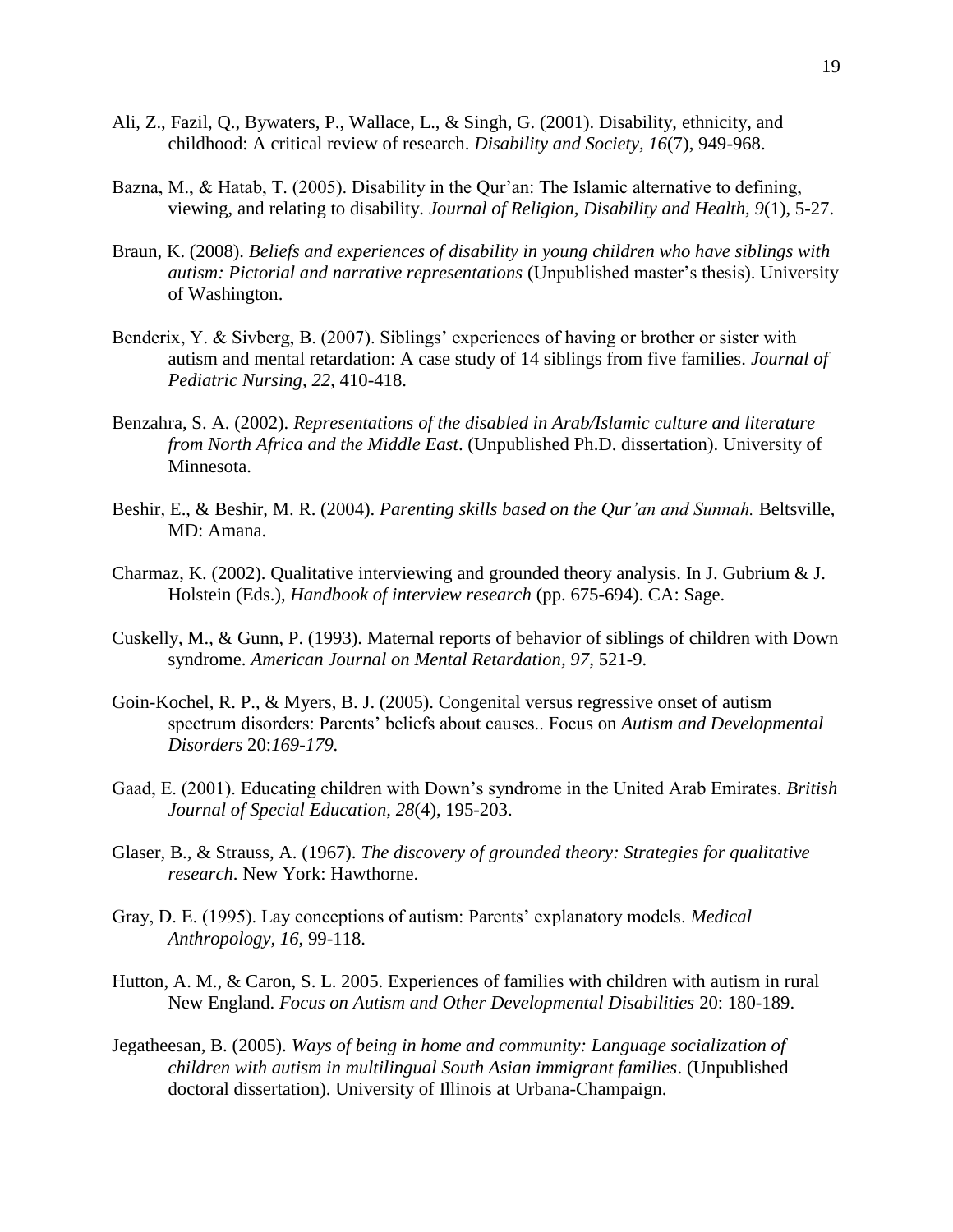Ali, Z., Fazil, Q., Bywaters, P., Wallace, L., & Singh, G. (2001). Disability, ethnicity, and childhood: A critical review of research. *Disability and Society, 16*(7), 949-968.

Bazna, M., & Hatab, T. (2005). Disability in the Qur'an: The Islamic alternative to defining, viewing, and relating to disability. *Journal of Religion, Disability and Health, 9*(1), 5-27.

Braun, K. (2008). *Beliefs and experiences of disability in young children who have siblings with autism: Pictorial and narrative representations* (Unpublished master's thesis). University of Washington.

Benderix, Y. & Sivberg, B. (2007). Siblings' experiences of having or brother or sister with autism and mental retardation: A case study of 14 siblings from five families. *Journal of Pediatric Nursing, 22*, 410-418.

Benzahra, S. A. (2002). *Representations of the disabled in Arab/Islamic culture and literature from North Africa and the Middle East*. (Unpublished Ph.D. dissertation). University of Minnesota.

Beshir, E., & Beshir, M. R. (2004). *Parenting skills based on the Qur'an and Sunnah.* Beltsville, MD: Amana.

Charmaz, K. (2002). Qualitative interviewing and grounded theory analysis. In J. Gubrium & J. Holstein (Eds.), *Handbook of interview research* (pp. 675-694). CA: Sage.

Cuskelly, M., & Gunn, P. (1993). Maternal reports of behavior of siblings of children with Down syndrome. *American Journal on Mental Retardation, 97*, 521-9.

Goin-Kochel, R. P., & Myers, B. J. (2005). Congenital versus regressive onset of autism spectrum disorders: Parents' beliefs about causes.. Focus on *Autism and Developmental Disorders* 20:*169-179.*

Gaad, E. (2001). Educating children with Down's syndrome in the United Arab Emirates. *British Journal of Special Education, 28*(4), 195-203.

Glaser, B., & Strauss, A. (1967). *The discovery of grounded theory: Strategies for qualitative research*. New York: Hawthorne.

Gray, D. E. (1995). Lay conceptions of autism: Parents' explanatory models. *Medical Anthropology, 16*, 99-118.

Hutton, A. M., & Caron, S. L. 2005. Experiences of families with children with autism in rural New England. *Focus on Autism and Other Developmental Disabilities* 20: 180-189.

Jegatheesan, B. (2005). *Ways of being in home and community: Language socialization of children with autism in multilingual South Asian immigrant families*. (Unpublished doctoral dissertation). University of Illinois at Urbana-Champaign.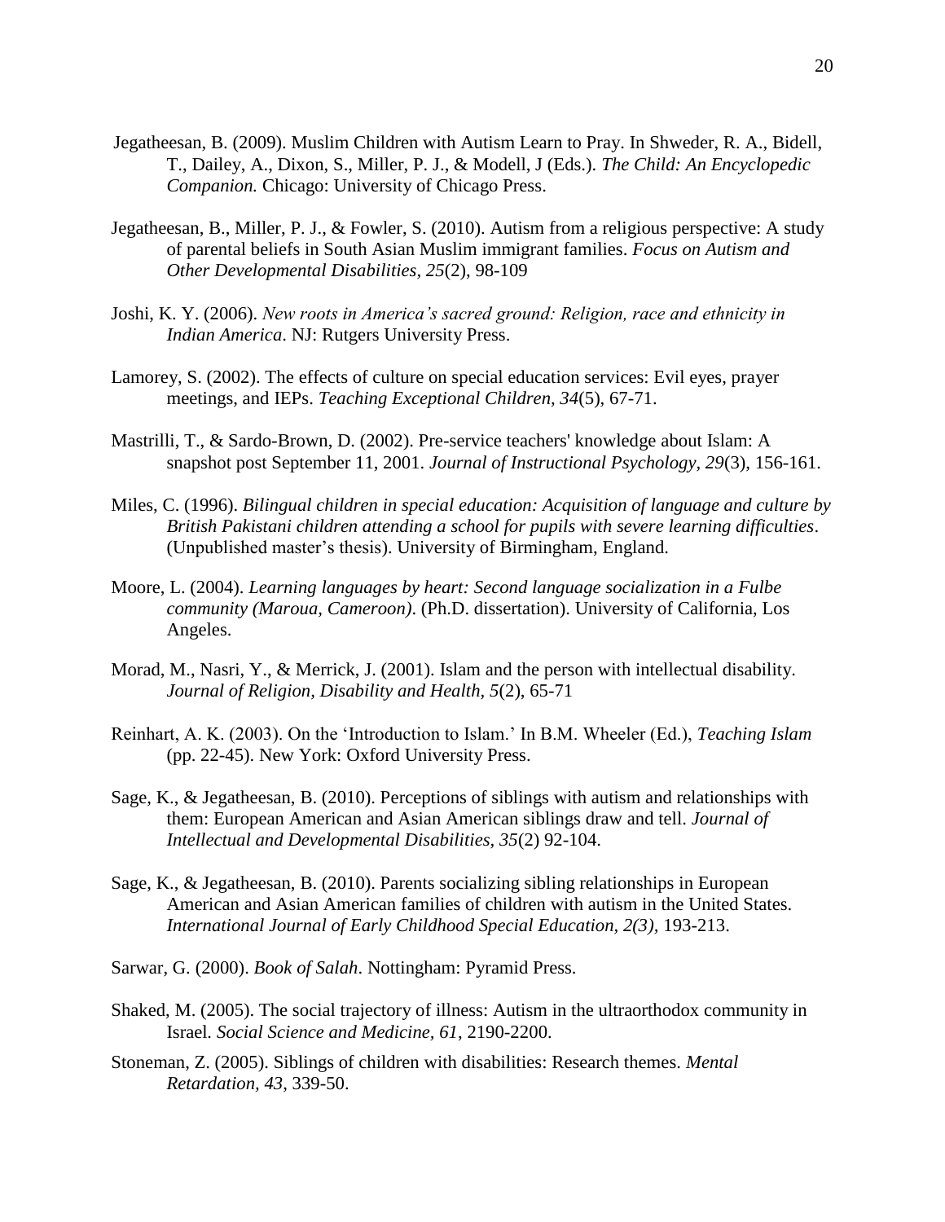Jegatheesan, B. (2009). Muslim Children with Autism Learn to Pray. In Shweder, R. A., Bidell, T., Dailey, A., Dixon, S., Miller, P. J., & Modell, J (Eds.). *The Child: An Encyclopedic Companion.* Chicago: University of Chicago Press.

Jegatheesan, B., Miller, P. J., & Fowler, S. (2010). Autism from a religious perspective: A study of parental beliefs in South Asian Muslim immigrant families. *Focus on Autism and Other Developmental Disabilities, 25*(2), 98-109

Joshi, K. Y. (2006). *New roots in America's sacred ground: Religion, race and ethnicity in Indian America*. NJ: Rutgers University Press.

Lamorey, S. (2002). The effects of culture on special education services: Evil eyes, prayer meetings, and IEPs. *Teaching Exceptional Children, 34*(5), 67-71.

Mastrilli, T., & Sardo-Brown, D. (2002). Pre-service teachers' knowledge about Islam: A snapshot post September 11, 2001. *Journal of Instructional Psychology, 29*(3), 156-161.

Miles, C. (1996). *Bilingual children in special education: Acquisition of language and culture by British Pakistani children attending a school for pupils with severe learning difficulties*. (Unpublished master's thesis). University of Birmingham, England.

Moore, L. (2004). *Learning languages by heart: Second language socialization in a Fulbe community (Maroua, Cameroon)*. (Ph.D. dissertation). University of California, Los Angeles.

Morad, M., Nasri, Y., & Merrick, J. (2001). Islam and the person with intellectual disability. *Journal of Religion, Disability and Health, 5*(2), 65-71

Reinhart, A. K. (2003). On the 'Introduction to Islam.' In B.M. Wheeler (Ed.), *Teaching Islam* (pp. 22-45). New York: Oxford University Press.

Sage, K., & Jegatheesan, B. (2010). Perceptions of siblings with autism and relationships with them: European American and Asian American siblings draw and tell. *Journal of Intellectual and Developmental Disabilities, 35*(2) 92-104.

Sage, K., & Jegatheesan, B. (2010). Parents socializing sibling relationships in European American and Asian American families of children with autism in the United States. *International Journal of Early Childhood Special Education, 2(3)*, 193-213.

Sarwar, G. (2000). *Book of Salah*. Nottingham: Pyramid Press.

Shaked, M. (2005). The social trajectory of illness: Autism in the ultraorthodox community in Israel. *Social Science and Medicine, 61*, 2190-2200.

Stoneman, Z. (2005). Siblings of children with disabilities: Research themes. *Mental Retardation, 43*, 339-50.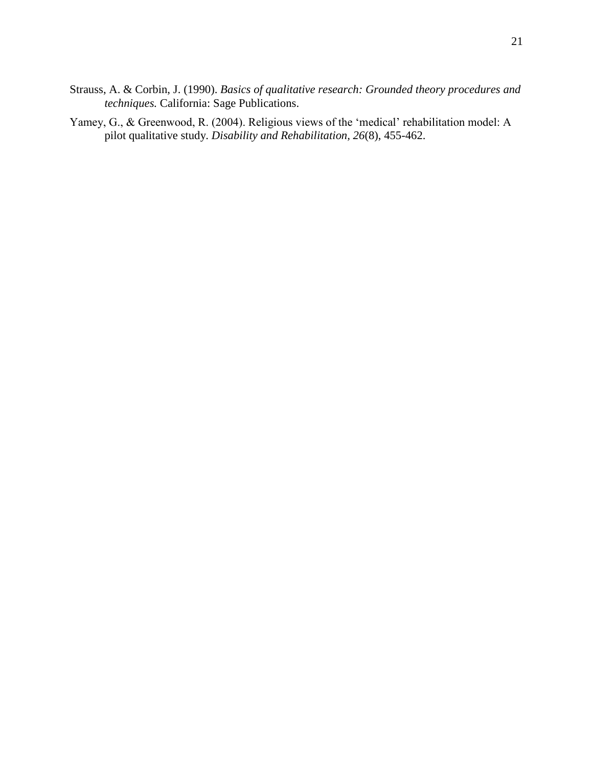Strauss, A. & Corbin, J. (1990). *Basics of qualitative research: Grounded theory procedures and techniques.* California: Sage Publications.

Yamey, G., & Greenwood, R. (2004). Religious views of the 'medical' rehabilitation model: A pilot qualitative study. *Disability and Rehabilitation, 26*(8), 455-462.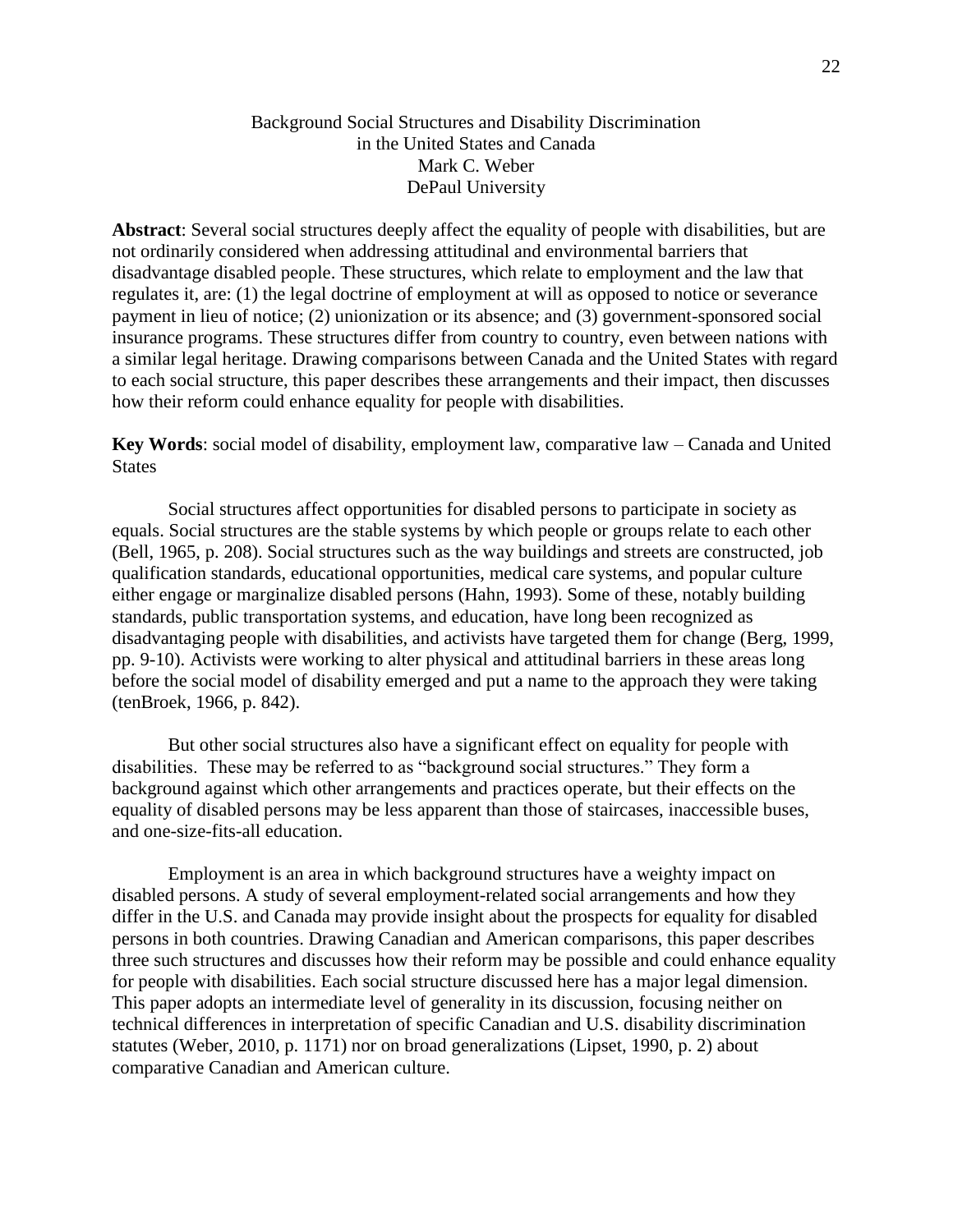# Background Social Structures and Disability Discrimination in the United States and Canada

Mark C. Weber
DePaul University

**Abstract**: Several social structures deeply affect the equality of people with disabilities, but are not ordinarily considered when addressing attitudinal and environmental barriers that disadvantage disabled people. These structures, which relate to employment and the law that regulates it, are: (1) the legal doctrine of employment at will as opposed to notice or severance payment in lieu of notice; (2) unionization or its absence; and (3) government-sponsored social insurance programs. These structures differ from country to country, even between nations with a similar legal heritage. Drawing comparisons between Canada and the United States with regard to each social structure, this paper describes these arrangements and their impact, then discusses how their reform could enhance equality for people with disabilities.

**Key Words**: social model of disability, employment law, comparative law – Canada and United States

Social structures affect opportunities for disabled persons to participate in society as equals. Social structures are the stable systems by which people or groups relate to each other (Bell, 1965, p. 208). Social structures such as the way buildings and streets are constructed, job qualification standards, educational opportunities, medical care systems, and popular culture either engage or marginalize disabled persons (Hahn, 1993). Some of these, notably building standards, public transportation systems, and education, have long been recognized as disadvantaging people with disabilities, and activists have targeted them for change (Berg, 1999, pp. 9-10). Activists were working to alter physical and attitudinal barriers in these areas long before the social model of disability emerged and put a name to the approach they were taking (tenBroek, 1966, p. 842).

But other social structures also have a significant effect on equality for people with disabilities. These may be referred to as "background social structures." They form a background against which other arrangements and practices operate, but their effects on the equality of disabled persons may be less apparent than those of staircases, inaccessible buses, and one-size-fits-all education.

Employment is an area in which background structures have a weighty impact on disabled persons. A study of several employment-related social arrangements and how they differ in the U.S. and Canada may provide insight about the prospects for equality for disabled persons in both countries. Drawing Canadian and American comparisons, this paper describes three such structures and discusses how their reform may be possible and could enhance equality for people with disabilities. Each social structure discussed here has a major legal dimension. This paper adopts an intermediate level of generality in its discussion, focusing neither on technical differences in interpretation of specific Canadian and U.S. disability discrimination statutes (Weber, 2010, p. 1171) nor on broad generalizations (Lipset, 1990, p. 2) about comparative Canadian and American culture.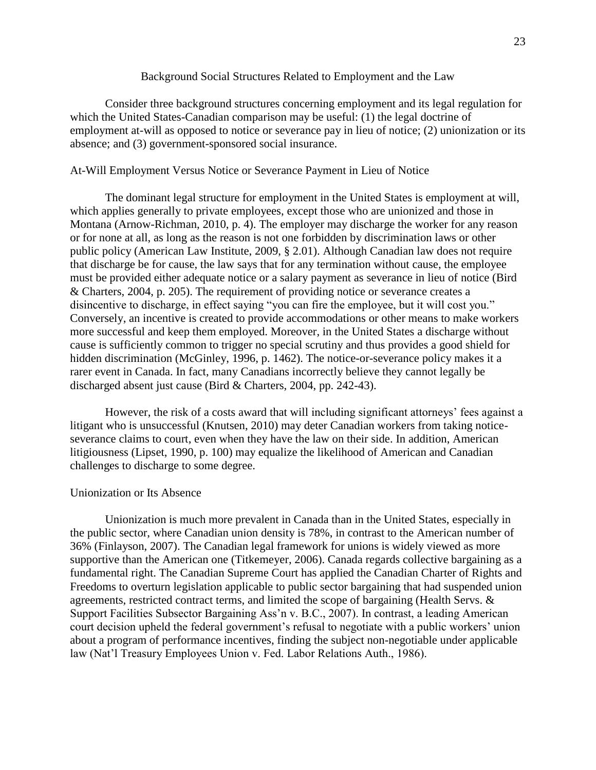## Background Social Structures Related to Employment and the Law

Consider three background structures concerning employment and its legal regulation for which the United States-Canadian comparison may be useful: (1) the legal doctrine of employment at-will as opposed to notice or severance pay in lieu of notice; (2) unionization or its absence; and (3) government-sponsored social insurance.

### At-Will Employment Versus Notice or Severance Payment in Lieu of Notice

The dominant legal structure for employment in the United States is employment at will, which applies generally to private employees, except those who are unionized and those in Montana (Arnow-Richman, 2010, p. 4). The employer may discharge the worker for any reason or for none at all, as long as the reason is not one forbidden by discrimination laws or other public policy (American Law Institute, 2009, § 2.01). Although Canadian law does not require that discharge be for cause, the law says that for any termination without cause, the employee must be provided either adequate notice or a salary payment as severance in lieu of notice (Bird & Charters, 2004, p. 205). The requirement of providing notice or severance creates a disincentive to discharge, in effect saying "you can fire the employee, but it will cost you." Conversely, an incentive is created to provide accommodations or other means to make workers more successful and keep them employed. Moreover, in the United States a discharge without cause is sufficiently common to trigger no special scrutiny and thus provides a good shield for hidden discrimination (McGinley, 1996, p. 1462). The notice-or-severance policy makes it a rarer event in Canada. In fact, many Canadians incorrectly believe they cannot legally be discharged absent just cause (Bird & Charters, 2004, pp. 242-43).

However, the risk of a costs award that will including significant attorneys' fees against a litigant who is unsuccessful (Knutsen, 2010) may deter Canadian workers from taking notice-severance claims to court, even when they have the law on their side. In addition, American litigiousness (Lipset, 1990, p. 100) may equalize the likelihood of American and Canadian challenges to discharge to some degree.

### Unionization or Its Absence

Unionization is much more prevalent in Canada than in the United States, especially in the public sector, where Canadian union density is 78%, in contrast to the American number of 36% (Finlayson, 2007). The Canadian legal framework for unions is widely viewed as more supportive than the American one (Titkemeyer, 2006). Canada regards collective bargaining as a fundamental right. The Canadian Supreme Court has applied the Canadian Charter of Rights and Freedoms to overturn legislation applicable to public sector bargaining that had suspended union agreements, restricted contract terms, and limited the scope of bargaining (Health Servs. & Support Facilities Subsector Bargaining Ass'n v. B.C., 2007). In contrast, a leading American court decision upheld the federal government's refusal to negotiate with a public workers' union about a program of performance incentives, finding the subject non-negotiable under applicable law (Nat'l Treasury Employees Union v. Fed. Labor Relations Auth., 1986).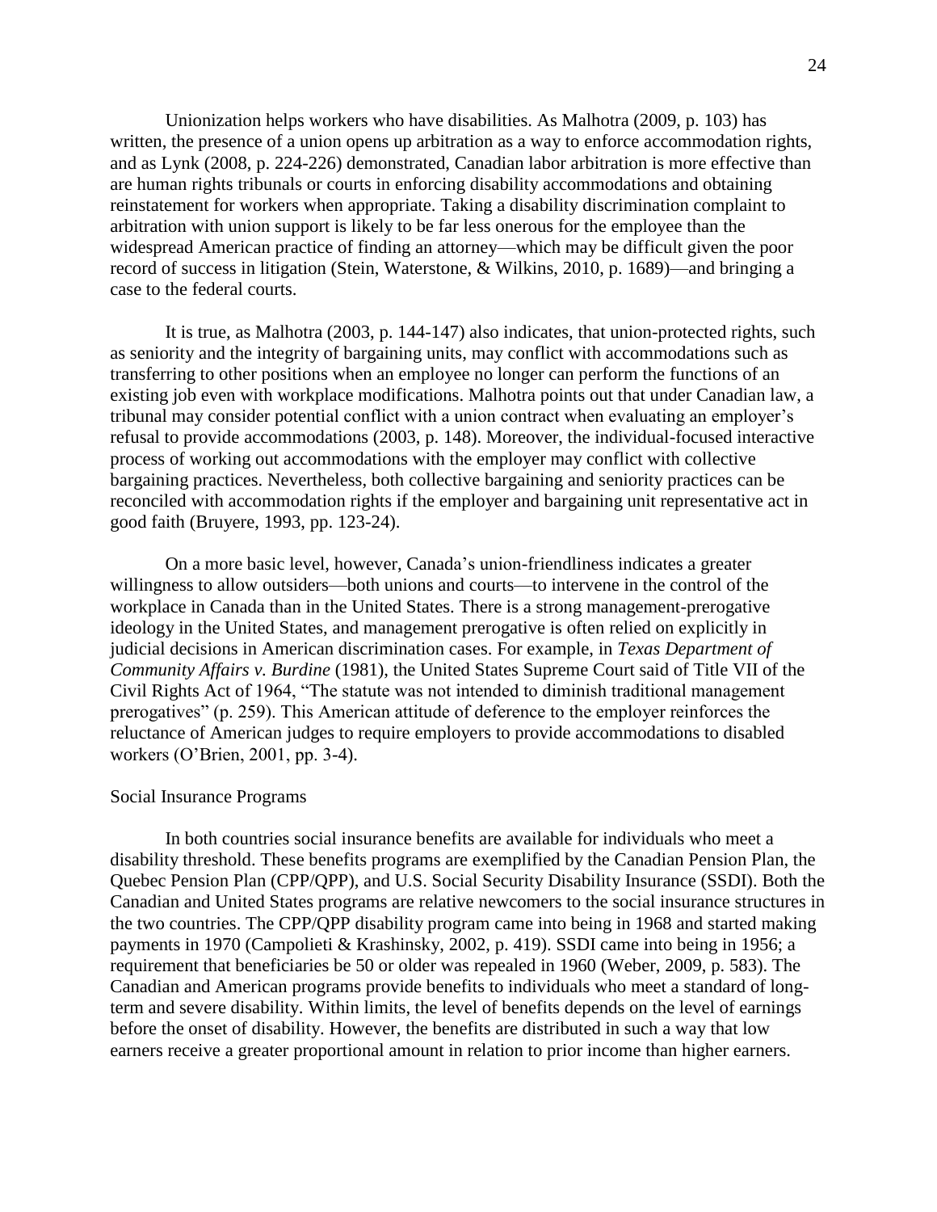Unionization helps workers who have disabilities. As Malhotra (2009, p. 103) has written, the presence of a union opens up arbitration as a way to enforce accommodation rights, and as Lynk (2008, p. 224-226) demonstrated, Canadian labor arbitration is more effective than are human rights tribunals or courts in enforcing disability accommodations and obtaining reinstatement for workers when appropriate. Taking a disability discrimination complaint to arbitration with union support is likely to be far less onerous for the employee than the widespread American practice of finding an attorney—which may be difficult given the poor record of success in litigation (Stein, Waterstone, & Wilkins, 2010, p. 1689)—and bringing a case to the federal courts.

It is true, as Malhotra (2003, p. 144-147) also indicates, that union-protected rights, such as seniority and the integrity of bargaining units, may conflict with accommodations such as transferring to other positions when an employee no longer can perform the functions of an existing job even with workplace modifications. Malhotra points out that under Canadian law, a tribunal may consider potential conflict with a union contract when evaluating an employer's refusal to provide accommodations (2003, p. 148). Moreover, the individual-focused interactive process of working out accommodations with the employer may conflict with collective bargaining practices. Nevertheless, both collective bargaining and seniority practices can be reconciled with accommodation rights if the employer and bargaining unit representative act in good faith (Bruyere, 1993, pp. 123-24).

On a more basic level, however, Canada's union-friendliness indicates a greater willingness to allow outsiders—both unions and courts—to intervene in the control of the workplace in Canada than in the United States. There is a strong management-prerogative ideology in the United States, and management prerogative is often relied on explicitly in judicial decisions in American discrimination cases. For example, in ***Texas Department of Community Affairs v. Burdine*** (1981), the United States Supreme Court said of Title VII of the Civil Rights Act of 1964, "The statute was not intended to diminish traditional management prerogatives" (p. 259). This American attitude of deference to the employer reinforces the reluctance of American judges to require employers to provide accommodations to disabled workers (O'Brien, 2001, pp. 3-4).

### Social Insurance Programs

In both countries social insurance benefits are available for individuals who meet a disability threshold. These benefits programs are exemplified by the Canadian Pension Plan, the Quebec Pension Plan (CPP/QPP), and U.S. Social Security Disability Insurance (SSDI). Both the Canadian and United States programs are relative newcomers to the social insurance structures in the two countries. The CPP/QPP disability program came into being in 1968 and started making payments in 1970 (Campolieti & Krashinsky, 2002, p. 419). SSDI came into being in 1956; a requirement that beneficiaries be 50 or older was repealed in 1960 (Weber, 2009, p. 583). The Canadian and American programs provide benefits to individuals who meet a standard of long-term and severe disability. Within limits, the level of benefits depends on the level of earnings before the onset of disability. However, the benefits are distributed in such a way that low earners receive a greater proportional amount in relation to prior income than higher earners.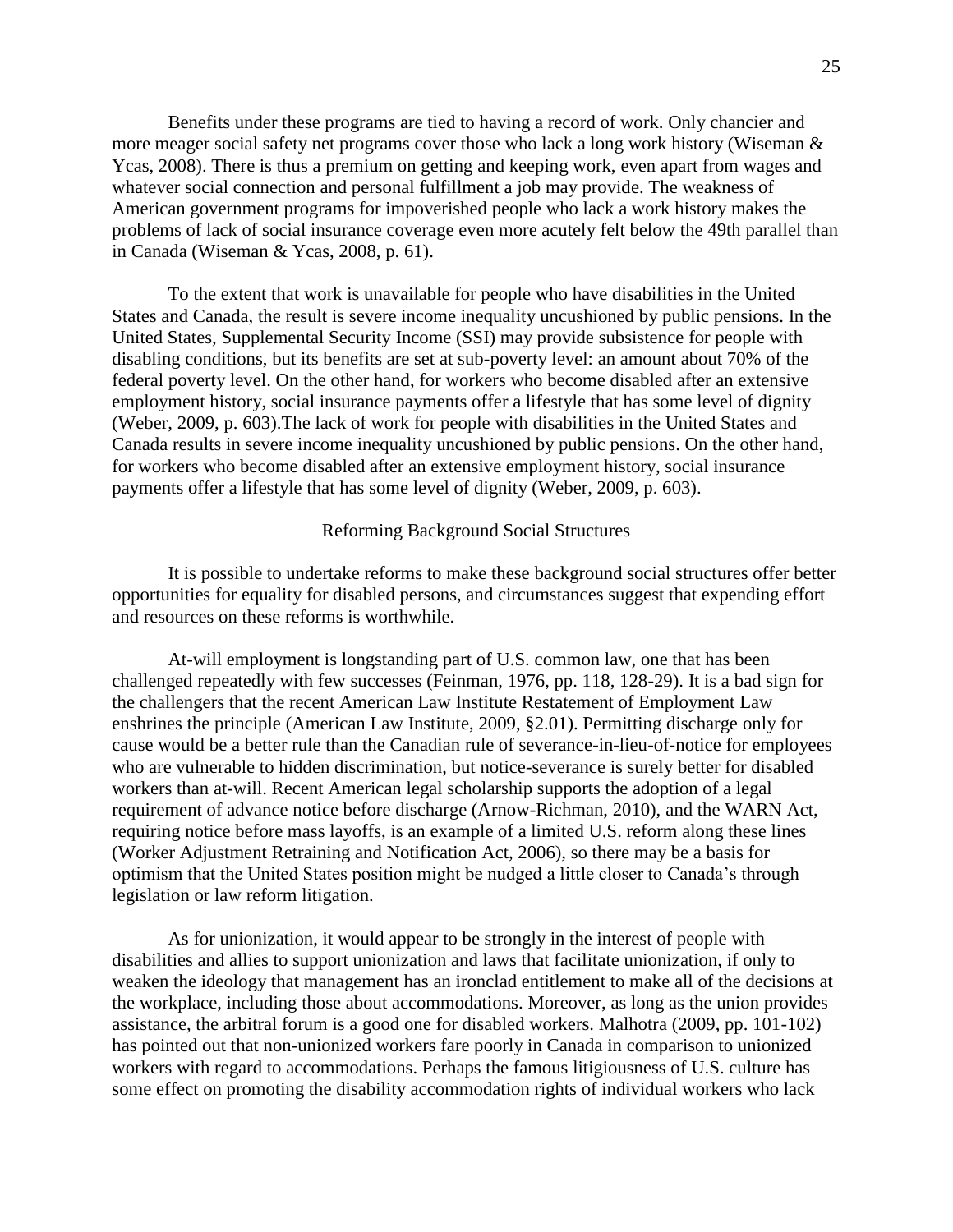Benefits under these programs are tied to having a record of work. Only chancier and more meager social safety net programs cover those who lack a long work history (Wiseman & Ycas, 2008). There is thus a premium on getting and keeping work, even apart from wages and whatever social connection and personal fulfillment a job may provide. The weakness of American government programs for impoverished people who lack a work history makes the problems of lack of social insurance coverage even more acutely felt below the 49th parallel than in Canada (Wiseman & Ycas, 2008, p. 61).

To the extent that work is unavailable for people who have disabilities in the United States and Canada, the result is severe income inequality uncushioned by public pensions. In the United States, Supplemental Security Income (SSI) may provide subsistence for people with disabling conditions, but its benefits are set at sub-poverty level: an amount about 70% of the federal poverty level. On the other hand, for workers who become disabled after an extensive employment history, social insurance payments offer a lifestyle that has some level of dignity (Weber, 2009, p. 603).The lack of work for people with disabilities in the United States and Canada results in severe income inequality uncushioned by public pensions. On the other hand, for workers who become disabled after an extensive employment history, social insurance payments offer a lifestyle that has some level of dignity (Weber, 2009, p. 603).

## Reforming Background Social Structures

It is possible to undertake reforms to make these background social structures offer better opportunities for equality for disabled persons, and circumstances suggest that expending effort and resources on these reforms is worthwhile.

At-will employment is longstanding part of U.S. common law, one that has been challenged repeatedly with few successes (Feinman, 1976, pp. 118, 128-29). It is a bad sign for the challengers that the recent American Law Institute Restatement of Employment Law enshrines the principle (American Law Institute, 2009, §2.01). Permitting discharge only for cause would be a better rule than the Canadian rule of severance-in-lieu-of-notice for employees who are vulnerable to hidden discrimination, but notice-severance is surely better for disabled workers than at-will. Recent American legal scholarship supports the adoption of a legal requirement of advance notice before discharge (Arnow-Richman, 2010), and the WARN Act, requiring notice before mass layoffs, is an example of a limited U.S. reform along these lines (Worker Adjustment Retraining and Notification Act, 2006), so there may be a basis for optimism that the United States position might be nudged a little closer to Canada's through legislation or law reform litigation.

As for unionization, it would appear to be strongly in the interest of people with disabilities and allies to support unionization and laws that facilitate unionization, if only to weaken the ideology that management has an ironclad entitlement to make all of the decisions at the workplace, including those about accommodations. Moreover, as long as the union provides assistance, the arbitral forum is a good one for disabled workers. Malhotra (2009, pp. 101-102) has pointed out that non-unionized workers fare poorly in Canada in comparison to unionized workers with regard to accommodations. Perhaps the famous litigiousness of U.S. culture has some effect on promoting the disability accommodation rights of individual workers who lack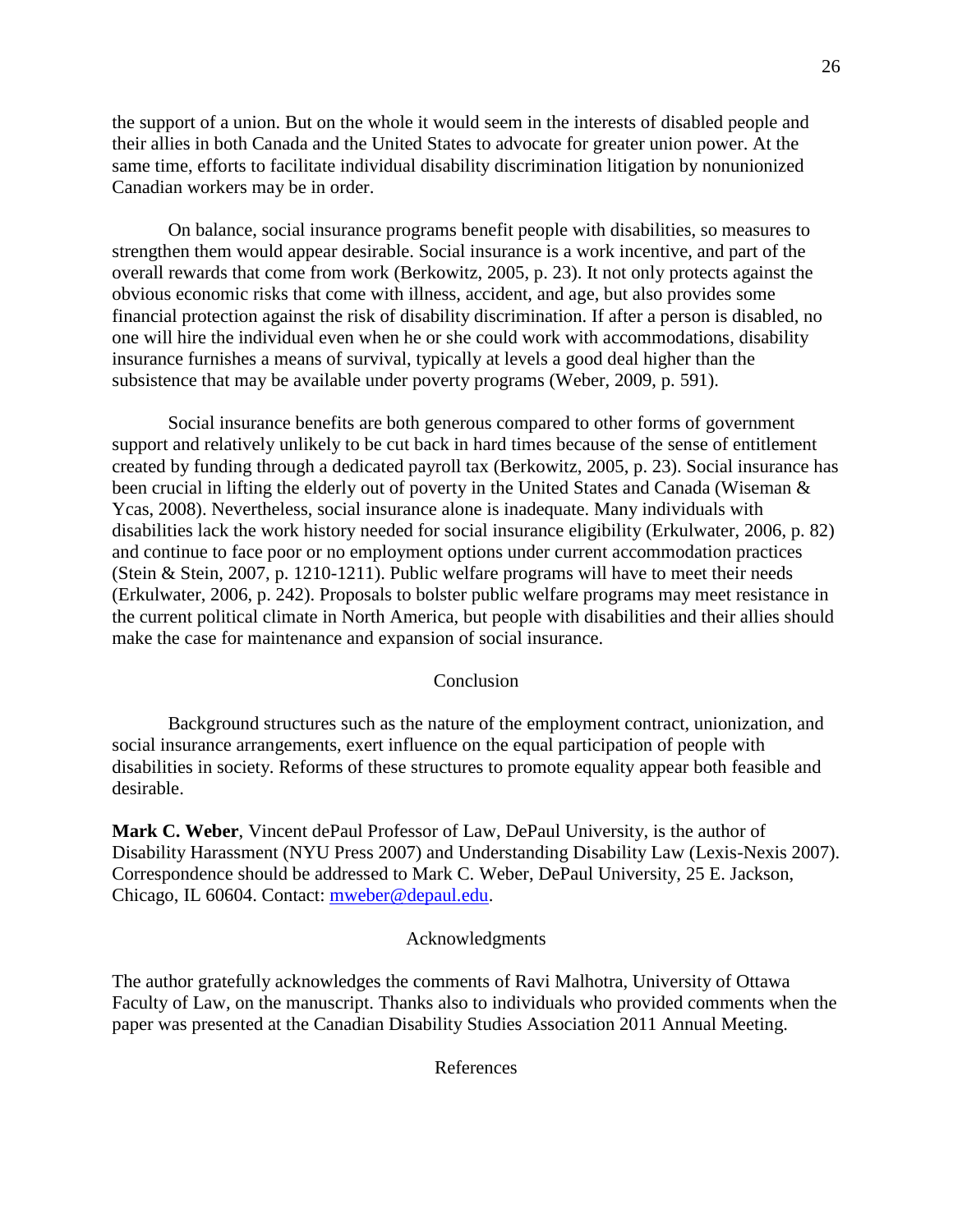the support of a union. But on the whole it would seem in the interests of disabled people and their allies in both Canada and the United States to advocate for greater union power. At the same time, efforts to facilitate individual disability discrimination litigation by nonunionized Canadian workers may be in order.

On balance, social insurance programs benefit people with disabilities, so measures to strengthen them would appear desirable. Social insurance is a work incentive, and part of the overall rewards that come from work (Berkowitz, 2005, p. 23). It not only protects against the obvious economic risks that come with illness, accident, and age, but also provides some financial protection against the risk of disability discrimination. If after a person is disabled, no one will hire the individual even when he or she could work with accommodations, disability insurance furnishes a means of survival, typically at levels a good deal higher than the subsistence that may be available under poverty programs (Weber, 2009, p. 591).

Social insurance benefits are both generous compared to other forms of government support and relatively unlikely to be cut back in hard times because of the sense of entitlement created by funding through a dedicated payroll tax (Berkowitz, 2005, p. 23). Social insurance has been crucial in lifting the elderly out of poverty in the United States and Canada (Wiseman & Ycas, 2008). Nevertheless, social insurance alone is inadequate. Many individuals with disabilities lack the work history needed for social insurance eligibility (Erkulwater, 2006, p. 82) and continue to face poor or no employment options under current accommodation practices (Stein & Stein, 2007, p. 1210-1211). Public welfare programs will have to meet their needs (Erkulwater, 2006, p. 242). Proposals to bolster public welfare programs may meet resistance in the current political climate in North America, but people with disabilities and their allies should make the case for maintenance and expansion of social insurance.

## Conclusion

Background structures such as the nature of the employment contract, unionization, and social insurance arrangements, exert influence on the equal participation of people with disabilities in society. Reforms of these structures to promote equality appear both feasible and desirable.

**Mark C. Weber**, Vincent dePaul Professor of Law, DePaul University, is the author of Disability Harassment (NYU Press 2007) and Understanding Disability Law (Lexis-Nexis 2007). Correspondence should be addressed to Mark C. Weber, DePaul University, 25 E. Jackson, Chicago, IL 60604. Contact: mweber@depaul.edu.

## Acknowledgments

The author gratefully acknowledges the comments of Ravi Malhotra, University of Ottawa Faculty of Law, on the manuscript. Thanks also to individuals who provided comments when the paper was presented at the Canadian Disability Studies Association 2011 Annual Meeting.

## References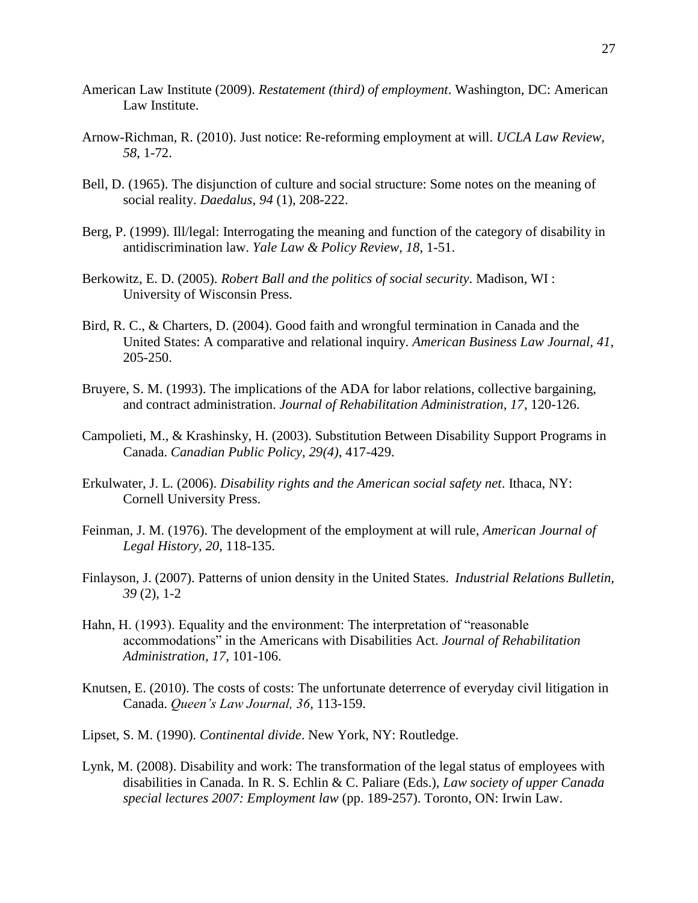American Law Institute (2009). *Restatement (third) of employment*. Washington, DC: American Law Institute.

Arnow-Richman, R. (2010). Just notice: Re-reforming employment at will. *UCLA Law Review, 58*, 1-72.

Bell, D. (1965). The disjunction of culture and social structure: Some notes on the meaning of social reality. *Daedalus, 94* (1), 208-222.

Berg, P. (1999). Ill/legal: Interrogating the meaning and function of the category of disability in antidiscrimination law. *Yale Law & Policy Review, 18*, 1-51.

Berkowitz, E. D. (2005). *Robert Ball and the politics of social security*. Madison, WI : University of Wisconsin Press.

Bird, R. C., & Charters, D. (2004). Good faith and wrongful termination in Canada and the United States: A comparative and relational inquiry. *American Business Law Journal, 41*, 205-250.

Bruyere, S. M. (1993). The implications of the ADA for labor relations, collective bargaining, and contract administration. *Journal of Rehabilitation Administration, 17*, 120-126.

Campolieti, M., & Krashinsky, H. (2003). Substitution Between Disability Support Programs in Canada. *Canadian Public Policy, 29(4)*, 417-429.

Erkulwater, J. L. (2006). *Disability rights and the American social safety net*. Ithaca, NY: Cornell University Press.

Feinman, J. M. (1976). The development of the employment at will rule, *American Journal of Legal History, 20*, 118-135.

Finlayson, J. (2007). Patterns of union density in the United States. *Industrial Relations Bulletin, 39* (2), 1-2

Hahn, H. (1993). Equality and the environment: The interpretation of "reasonable accommodations" in the Americans with Disabilities Act. *Journal of Rehabilitation Administration, 17*, 101-106.

Knutsen, E. (2010). The costs of costs: The unfortunate deterrence of everyday civil litigation in Canada. *Queen's Law Journal, 36*, 113-159.

Lipset, S. M. (1990). *Continental divide*. New York, NY: Routledge.

Lynk, M. (2008). Disability and work: The transformation of the legal status of employees with disabilities in Canada. In R. S. Echlin & C. Paliare (Eds.), *Law society of upper Canada special lectures 2007: Employment law* (pp. 189-257). Toronto, ON: Irwin Law.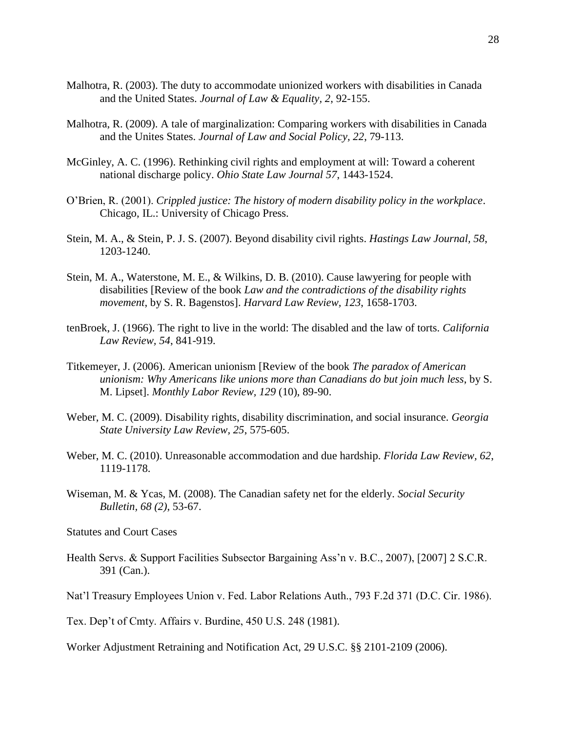Malhotra, R. (2003). The duty to accommodate unionized workers with disabilities in Canada and the United States. *Journal of Law & Equality, 2*, 92-155.

Malhotra, R. (2009). A tale of marginalization: Comparing workers with disabilities in Canada and the Unites States. *Journal of Law and Social Policy, 22*, 79-113.

McGinley, A. C. (1996). Rethinking civil rights and employment at will: Toward a coherent national discharge policy. *Ohio State Law Journal 57*, 1443-1524.

O'Brien, R. (2001). *Crippled justice: The history of modern disability policy in the workplace*. Chicago, IL.: University of Chicago Press.

Stein, M. A., & Stein, P. J. S. (2007). Beyond disability civil rights. *Hastings Law Journal, 58*, 1203-1240.

Stein, M. A., Waterstone, M. E., & Wilkins, D. B. (2010). Cause lawyering for people with disabilities [Review of the book *Law and the contradictions of the disability rights movement*, by S. R. Bagenstos]. *Harvard Law Review, 123*, 1658-1703.

tenBroek, J. (1966). The right to live in the world: The disabled and the law of torts. *California Law Review, 54*, 841-919.

Titkemeyer, J. (2006). American unionism [Review of the book *The paradox of American unionism: Why Americans like unions more than Canadians do but join much less*, by S. M. Lipset]. *Monthly Labor Review, 129* (10), 89-90.

Weber, M. C. (2009). Disability rights, disability discrimination, and social insurance. *Georgia State University Law Review, 25*, 575-605.

Weber, M. C. (2010). Unreasonable accommodation and due hardship. *Florida Law Review, 62*, 1119-1178.

Wiseman, M. & Ycas, M. (2008). The Canadian safety net for the elderly. *Social Security Bulletin, 68 (2)*, 53-67.

Statutes and Court Cases

Health Servs. & Support Facilities Subsector Bargaining Ass'n v. B.C., 2007), [2007] 2 S.C.R. 391 (Can.).

Nat'l Treasury Employees Union v. Fed. Labor Relations Auth., 793 F.2d 371 (D.C. Cir. 1986).

Tex. Dep't of Cmty. Affairs v. Burdine, 450 U.S. 248 (1981).

Worker Adjustment Retraining and Notification Act, 29 U.S.C. §§ 2101-2109 (2006).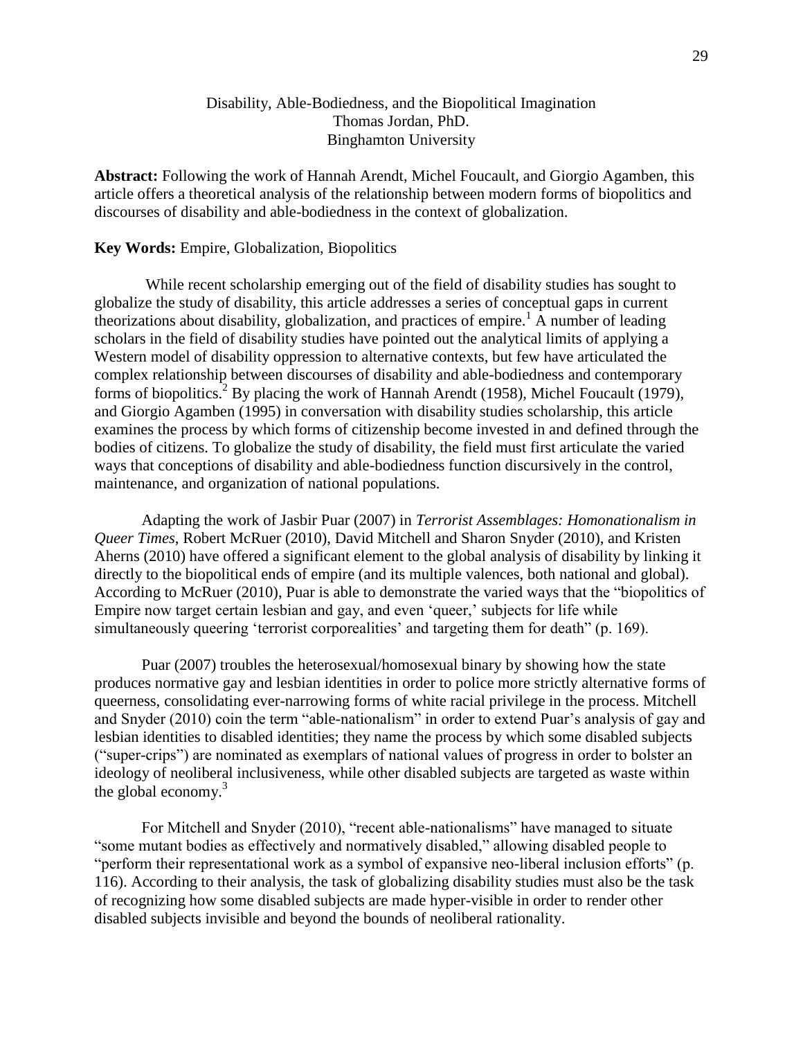# Disability, Able-Bodiedness, and the Biopolitical Imagination

Thomas Jordan, PhD.
Binghamton University

**Abstract:** Following the work of Hannah Arendt, Michel Foucault, and Giorgio Agamben, this article offers a theoretical analysis of the relationship between modern forms of biopolitics and discourses of disability and able-bodiedness in the context of globalization.

**Key Words:** Empire, Globalization, Biopolitics

While recent scholarship emerging out of the field of disability studies has sought to globalize the study of disability, this article addresses a series of conceptual gaps in current theorizations about disability, globalization, and practices of empire.[1] A number of leading scholars in the field of disability studies have pointed out the analytical limits of applying a Western model of disability oppression to alternative contexts, but few have articulated the complex relationship between discourses of disability and able-bodiedness and contemporary forms of biopolitics.[2] By placing the work of Hannah Arendt (1958), Michel Foucault (1979), and Giorgio Agamben (1995) in conversation with disability studies scholarship, this article examines the process by which forms of citizenship become invested in and defined through the bodies of citizens. To globalize the study of disability, the field must first articulate the varied ways that conceptions of disability and able-bodiedness function discursively in the control, maintenance, and organization of national populations.

Adapting the work of Jasbir Puar (2007) in *Terrorist Assemblages: Homonationalism in Queer Times*, Robert McRuer (2010), David Mitchell and Sharon Snyder (2010), and Kristen Aherns (2010) have offered a significant element to the global analysis of disability by linking it directly to the biopolitical ends of empire (and its multiple valences, both national and global). According to McRuer (2010), Puar is able to demonstrate the varied ways that the "biopolitics of Empire now target certain lesbian and gay, and even 'queer,' subjects for life while simultaneously queering 'terrorist corporealities' and targeting them for death" (p. 169).

Puar (2007) troubles the heterosexual/homosexual binary by showing how the state produces normative gay and lesbian identities in order to police more strictly alternative forms of queerness, consolidating ever-narrowing forms of white racial privilege in the process. Mitchell and Snyder (2010) coin the term "able-nationalism" in order to extend Puar's analysis of gay and lesbian identities to disabled identities; they name the process by which some disabled subjects ("super-crips") are nominated as exemplars of national values of progress in order to bolster an ideology of neoliberal inclusiveness, while other disabled subjects are targeted as waste within the global economy.[3]

For Mitchell and Snyder (2010), "recent able-nationalisms" have managed to situate "some mutant bodies as effectively and normatively disabled," allowing disabled people to "perform their representational work as a symbol of expansive neo-liberal inclusion efforts" (p. 116). According to their analysis, the task of globalizing disability studies must also be the task of recognizing how some disabled subjects are made hyper-visible in order to render other disabled subjects invisible and beyond the bounds of neoliberal rationality.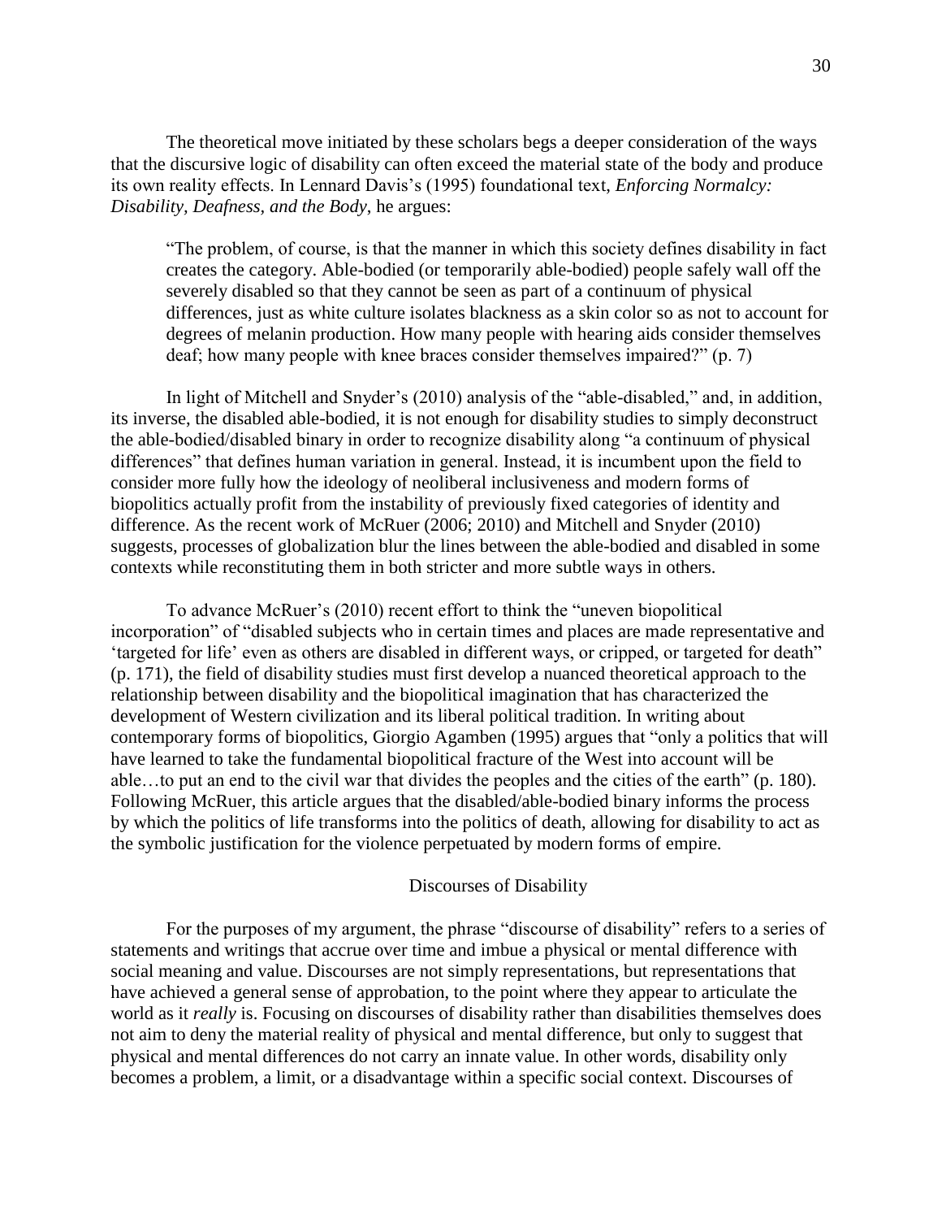The theoretical move initiated by these scholars begs a deeper consideration of the ways that the discursive logic of disability can often exceed the material state of the body and produce its own reality effects. In Lennard Davis's (1995) foundational text, *Enforcing Normalcy: Disability, Deafness, and the Body*, he argues:

> "The problem, of course, is that the manner in which this society defines disability in fact creates the category. Able-bodied (or temporarily able-bodied) people safely wall off the severely disabled so that they cannot be seen as part of a continuum of physical differences, just as white culture isolates blackness as a skin color so as not to account for degrees of melanin production. How many people with hearing aids consider themselves deaf; how many people with knee braces consider themselves impaired?" (p. 7)

In light of Mitchell and Snyder's (2010) analysis of the "able-disabled," and, in addition, its inverse, the disabled able-bodied, it is not enough for disability studies to simply deconstruct the able-bodied/disabled binary in order to recognize disability along "a continuum of physical differences" that defines human variation in general. Instead, it is incumbent upon the field to consider more fully how the ideology of neoliberal inclusiveness and modern forms of biopolitics actually profit from the instability of previously fixed categories of identity and difference. As the recent work of McRuer (2006; 2010) and Mitchell and Snyder (2010) suggests, processes of globalization blur the lines between the able-bodied and disabled in some contexts while reconstituting them in both stricter and more subtle ways in others.

To advance McRuer's (2010) recent effort to think the "uneven biopolitical incorporation" of "disabled subjects who in certain times and places are made representative and 'targeted for life' even as others are disabled in different ways, or cripped, or targeted for death" (p. 171), the field of disability studies must first develop a nuanced theoretical approach to the relationship between disability and the biopolitical imagination that has characterized the development of Western civilization and its liberal political tradition. In writing about contemporary forms of biopolitics, Giorgio Agamben (1995) argues that "only a politics that will have learned to take the fundamental biopolitical fracture of the West into account will be able…to put an end to the civil war that divides the peoples and the cities of the earth" (p. 180). Following McRuer, this article argues that the disabled/able-bodied binary informs the process by which the politics of life transforms into the politics of death, allowing for disability to act as the symbolic justification for the violence perpetuated by modern forms of empire.

## Discourses of Disability

For the purposes of my argument, the phrase "discourse of disability" refers to a series of statements and writings that accrue over time and imbue a physical or mental difference with social meaning and value. Discourses are not simply representations, but representations that have achieved a general sense of approbation, to the point where they appear to articulate the world as it *really* is. Focusing on discourses of disability rather than disabilities themselves does not aim to deny the material reality of physical and mental difference, but only to suggest that physical and mental differences do not carry an innate value. In other words, disability only becomes a problem, a limit, or a disadvantage within a specific social context. Discourses of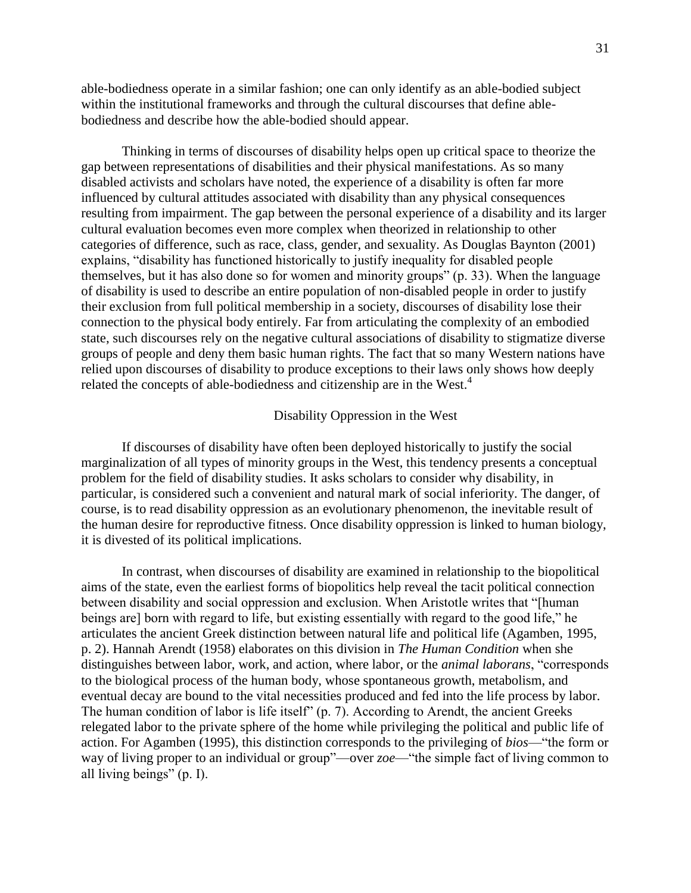able-bodiedness operate in a similar fashion; one can only identify as an able-bodied subject within the institutional frameworks and through the cultural discourses that define able-bodiedness and describe how the able-bodied should appear.

Thinking in terms of discourses of disability helps open up critical space to theorize the gap between representations of disabilities and their physical manifestations. As so many disabled activists and scholars have noted, the experience of a disability is often far more influenced by cultural attitudes associated with disability than any physical consequences resulting from impairment. The gap between the personal experience of a disability and its larger cultural evaluation becomes even more complex when theorized in relationship to other categories of difference, such as race, class, gender, and sexuality. As Douglas Baynton (2001) explains, "disability has functioned historically to justify inequality for disabled people themselves, but it has also done so for women and minority groups" (p. 33). When the language of disability is used to describe an entire population of non-disabled people in order to justify their exclusion from full political membership in a society, discourses of disability lose their connection to the physical body entirely. Far from articulating the complexity of an embodied state, such discourses rely on the negative cultural associations of disability to stigmatize diverse groups of people and deny them basic human rights. The fact that so many Western nations have relied upon discourses of disability to produce exceptions to their laws only shows how deeply related the concepts of able-bodiedness and citizenship are in the West.[4]

## Disability Oppression in the West

If discourses of disability have often been deployed historically to justify the social marginalization of all types of minority groups in the West, this tendency presents a conceptual problem for the field of disability studies. It asks scholars to consider why disability, in particular, is considered such a convenient and natural mark of social inferiority. The danger, of course, is to read disability oppression as an evolutionary phenomenon, the inevitable result of the human desire for reproductive fitness. Once disability oppression is linked to human biology, it is divested of its political implications.

In contrast, when discourses of disability are examined in relationship to the biopolitical aims of the state, even the earliest forms of biopolitics help reveal the tacit political connection between disability and social oppression and exclusion. When Aristotle writes that "[human beings are] born with regard to life, but existing essentially with regard to the good life," he articulates the ancient Greek distinction between natural life and political life (Agamben, 1995, p. 2). Hannah Arendt (1958) elaborates on this division in *The Human Condition* when she distinguishes between labor, work, and action, where labor, or the *animal laborans*, "corresponds to the biological process of the human body, whose spontaneous growth, metabolism, and eventual decay are bound to the vital necessities produced and fed into the life process by labor. The human condition of labor is life itself" (p. 7). According to Arendt, the ancient Greeks relegated labor to the private sphere of the home while privileging the political and public life of action. For Agamben (1995), this distinction corresponds to the privileging of *bios*—"the form or way of living proper to an individual or group"—over *zoe*—"the simple fact of living common to all living beings" (p. I).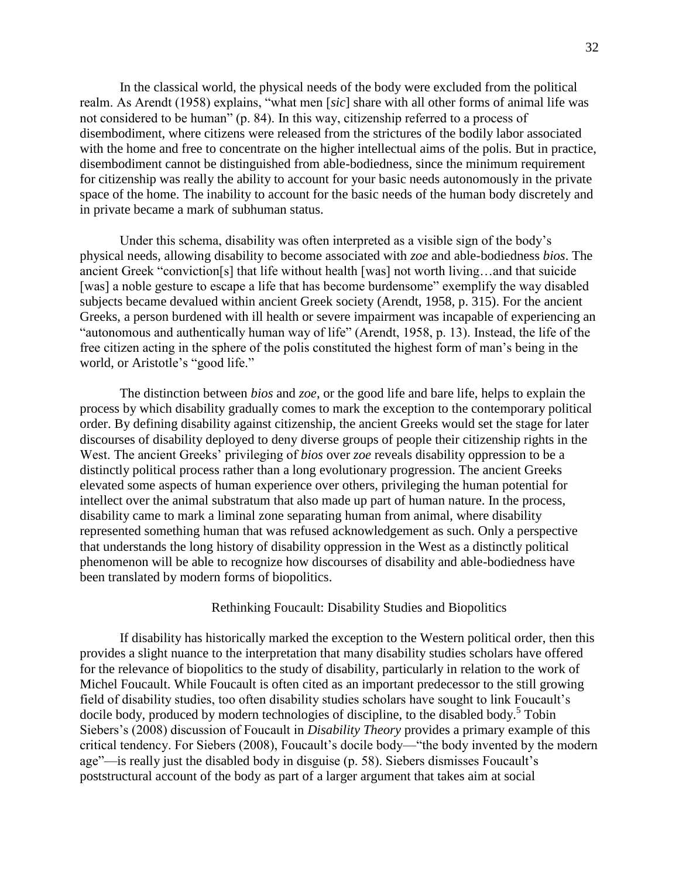In the classical world, the physical needs of the body were excluded from the political realm. As Arendt (1958) explains, "what men [*sic*] share with all other forms of animal life was not considered to be human" (p. 84). In this way, citizenship referred to a process of disembodiment, where citizens were released from the strictures of the bodily labor associated with the home and free to concentrate on the higher intellectual aims of the polis. But in practice, disembodiment cannot be distinguished from able-bodiedness, since the minimum requirement for citizenship was really the ability to account for your basic needs autonomously in the private space of the home. The inability to account for the basic needs of the human body discretely and in private became a mark of subhuman status.

Under this schema, disability was often interpreted as a visible sign of the body's physical needs, allowing disability to become associated with *zoe* and able-bodiedness *bios*. The ancient Greek "conviction[s] that life without health [was] not worth living…and that suicide [was] a noble gesture to escape a life that has become burdensome" exemplify the way disabled subjects became devalued within ancient Greek society (Arendt, 1958, p. 315). For the ancient Greeks, a person burdened with ill health or severe impairment was incapable of experiencing an "autonomous and authentically human way of life" (Arendt, 1958, p. 13). Instead, the life of the free citizen acting in the sphere of the polis constituted the highest form of man's being in the world, or Aristotle's "good life."

The distinction between *bios* and *zoe*, or the good life and bare life, helps to explain the process by which disability gradually comes to mark the exception to the contemporary political order. By defining disability against citizenship, the ancient Greeks would set the stage for later discourses of disability deployed to deny diverse groups of people their citizenship rights in the West. The ancient Greeks' privileging of *bios* over *zoe* reveals disability oppression to be a distinctly political process rather than a long evolutionary progression. The ancient Greeks elevated some aspects of human experience over others, privileging the human potential for intellect over the animal substratum that also made up part of human nature. In the process, disability came to mark a liminal zone separating human from animal, where disability represented something human that was refused acknowledgement as such. Only a perspective that understands the long history of disability oppression in the West as a distinctly political phenomenon will be able to recognize how discourses of disability and able-bodiedness have been translated by modern forms of biopolitics.

## Rethinking Foucault: Disability Studies and Biopolitics

If disability has historically marked the exception to the Western political order, then this provides a slight nuance to the interpretation that many disability studies scholars have offered for the relevance of biopolitics to the study of disability, particularly in relation to the work of Michel Foucault. While Foucault is often cited as an important predecessor to the still growing field of disability studies, too often disability studies scholars have sought to link Foucault's docile body, produced by modern technologies of discipline, to the disabled body.[5] Tobin Siebers's (2008) discussion of Foucault in *Disability Theory* provides a primary example of this critical tendency. For Siebers (2008), Foucault's docile body—"the body invented by the modern age"—is really just the disabled body in disguise (p. 58). Siebers dismisses Foucault's poststructural account of the body as part of a larger argument that takes aim at social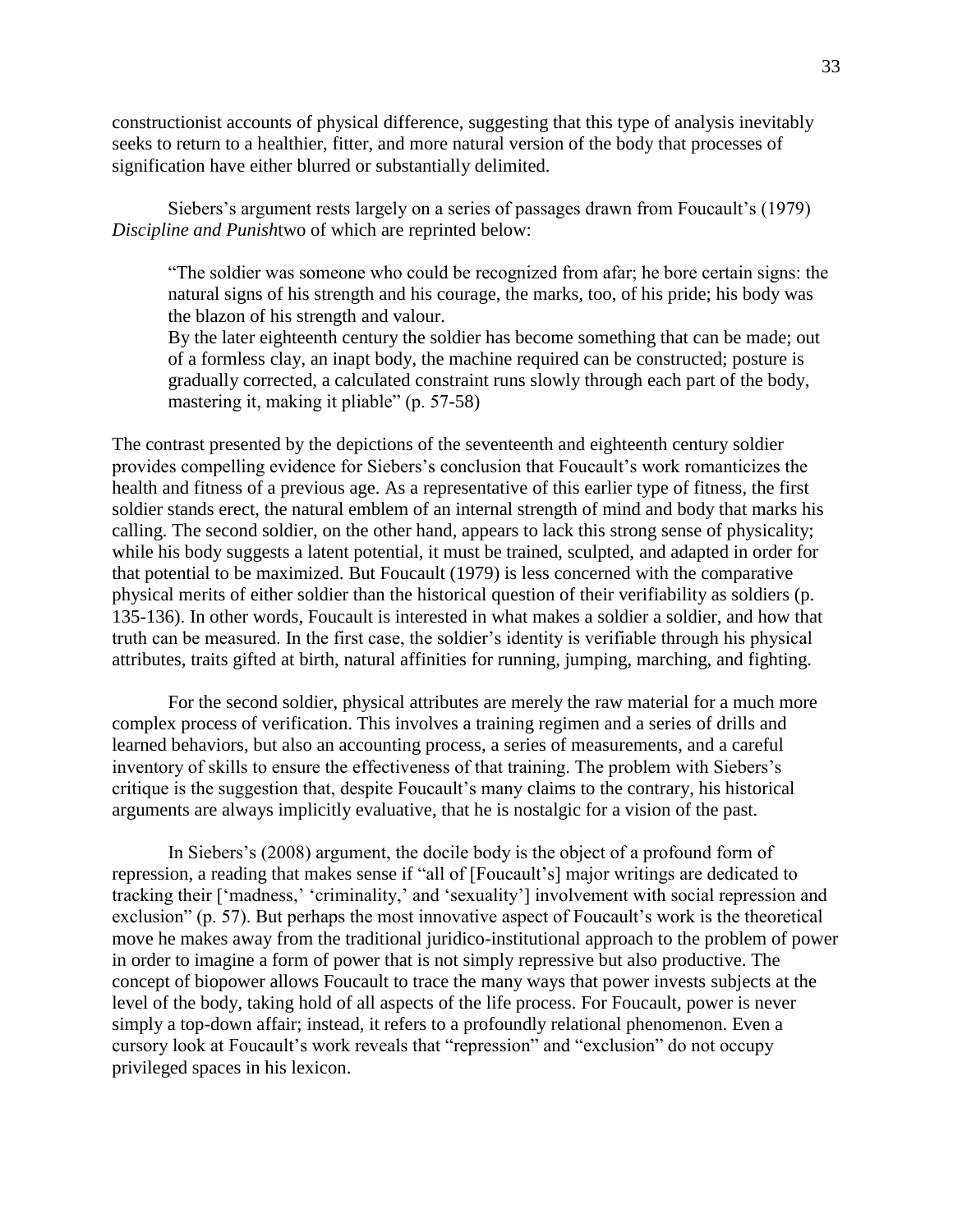constructionist accounts of physical difference, suggesting that this type of analysis inevitably seeks to return to a healthier, fitter, and more natural version of the body that processes of signification have either blurred or substantially delimited.

Siebers's argument rests largely on a series of passages drawn from Foucault's (1979) *Discipline and Punish*two of which are reprinted below:

> "The soldier was someone who could be recognized from afar; he bore certain signs: the natural signs of his strength and his courage, the marks, too, of his pride; his body was the blazon of his strength and valour.
>
> By the later eighteenth century the soldier has become something that can be made; out of a formless clay, an inapt body, the machine required can be constructed; posture is gradually corrected, a calculated constraint runs slowly through each part of the body, mastering it, making it pliable" (p. 57-58)

The contrast presented by the depictions of the seventeenth and eighteenth century soldier provides compelling evidence for Siebers's conclusion that Foucault's work romanticizes the health and fitness of a previous age. As a representative of this earlier type of fitness, the first soldier stands erect, the natural emblem of an internal strength of mind and body that marks his calling. The second soldier, on the other hand, appears to lack this strong sense of physicality; while his body suggests a latent potential, it must be trained, sculpted, and adapted in order for that potential to be maximized. But Foucault (1979) is less concerned with the comparative physical merits of either soldier than the historical question of their verifiability as soldiers (p. 135-136). In other words, Foucault is interested in what makes a soldier a soldier, and how that truth can be measured. In the first case, the soldier's identity is verifiable through his physical attributes, traits gifted at birth, natural affinities for running, jumping, marching, and fighting.

For the second soldier, physical attributes are merely the raw material for a much more complex process of verification. This involves a training regimen and a series of drills and learned behaviors, but also an accounting process, a series of measurements, and a careful inventory of skills to ensure the effectiveness of that training. The problem with Siebers's critique is the suggestion that, despite Foucault's many claims to the contrary, his historical arguments are always implicitly evaluative, that he is nostalgic for a vision of the past.

In Siebers's (2008) argument, the docile body is the object of a profound form of repression, a reading that makes sense if "all of [Foucault's] major writings are dedicated to tracking their ['madness,' 'criminality,' and 'sexuality'] involvement with social repression and exclusion" (p. 57). But perhaps the most innovative aspect of Foucault's work is the theoretical move he makes away from the traditional juridico-institutional approach to the problem of power in order to imagine a form of power that is not simply repressive but also productive. The concept of biopower allows Foucault to trace the many ways that power invests subjects at the level of the body, taking hold of all aspects of the life process. For Foucault, power is never simply a top-down affair; instead, it refers to a profoundly relational phenomenon. Even a cursory look at Foucault's work reveals that "repression" and "exclusion" do not occupy privileged spaces in his lexicon.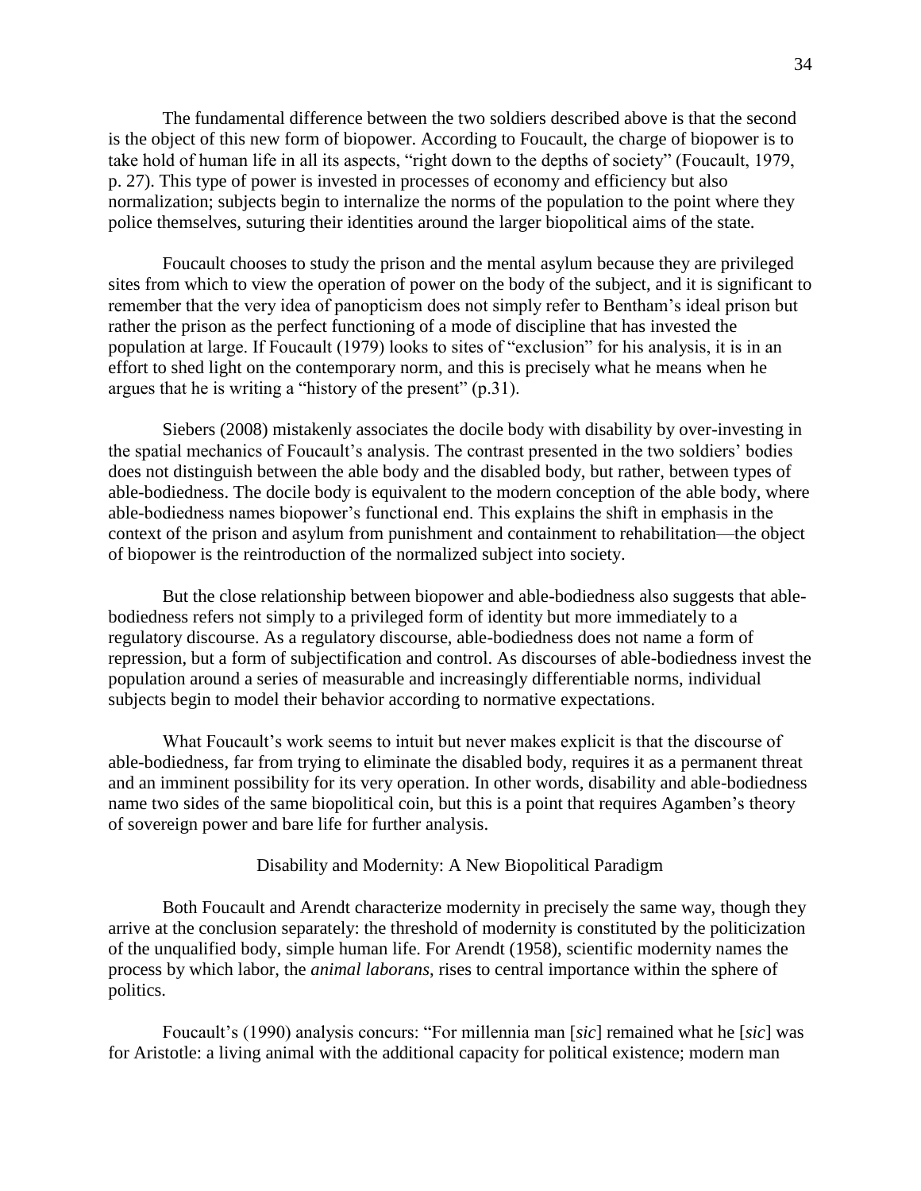The fundamental difference between the two soldiers described above is that the second is the object of this new form of biopower. According to Foucault, the charge of biopower is to take hold of human life in all its aspects, "right down to the depths of society" (Foucault, 1979, p. 27). This type of power is invested in processes of economy and efficiency but also normalization; subjects begin to internalize the norms of the population to the point where they police themselves, suturing their identities around the larger biopolitical aims of the state.

Foucault chooses to study the prison and the mental asylum because they are privileged sites from which to view the operation of power on the body of the subject, and it is significant to remember that the very idea of panopticism does not simply refer to Bentham's ideal prison but rather the prison as the perfect functioning of a mode of discipline that has invested the population at large. If Foucault (1979) looks to sites of "exclusion" for his analysis, it is in an effort to shed light on the contemporary norm, and this is precisely what he means when he argues that he is writing a "history of the present" (p.31).

Siebers (2008) mistakenly associates the docile body with disability by over-investing in the spatial mechanics of Foucault's analysis. The contrast presented in the two soldiers' bodies does not distinguish between the able body and the disabled body, but rather, between types of able-bodiedness. The docile body is equivalent to the modern conception of the able body, where able-bodiedness names biopower's functional end. This explains the shift in emphasis in the context of the prison and asylum from punishment and containment to rehabilitation—the object of biopower is the reintroduction of the normalized subject into society.

But the close relationship between biopower and able-bodiedness also suggests that able-bodiedness refers not simply to a privileged form of identity but more immediately to a regulatory discourse. As a regulatory discourse, able-bodiedness does not name a form of repression, but a form of subjectification and control. As discourses of able-bodiedness invest the population around a series of measurable and increasingly differentiable norms, individual subjects begin to model their behavior according to normative expectations.

What Foucault's work seems to intuit but never makes explicit is that the discourse of able-bodiedness, far from trying to eliminate the disabled body, requires it as a permanent threat and an imminent possibility for its very operation. In other words, disability and able-bodiedness name two sides of the same biopolitical coin, but this is a point that requires Agamben's theory of sovereign power and bare life for further analysis.

## Disability and Modernity: A New Biopolitical Paradigm

Both Foucault and Arendt characterize modernity in precisely the same way, though they arrive at the conclusion separately: the threshold of modernity is constituted by the politicization of the unqualified body, simple human life. For Arendt (1958), scientific modernity names the process by which labor, the *animal laborans*, rises to central importance within the sphere of politics.

Foucault's (1990) analysis concurs: "For millennia man [*sic*] remained what he [*sic*] was for Aristotle: a living animal with the additional capacity for political existence; modern man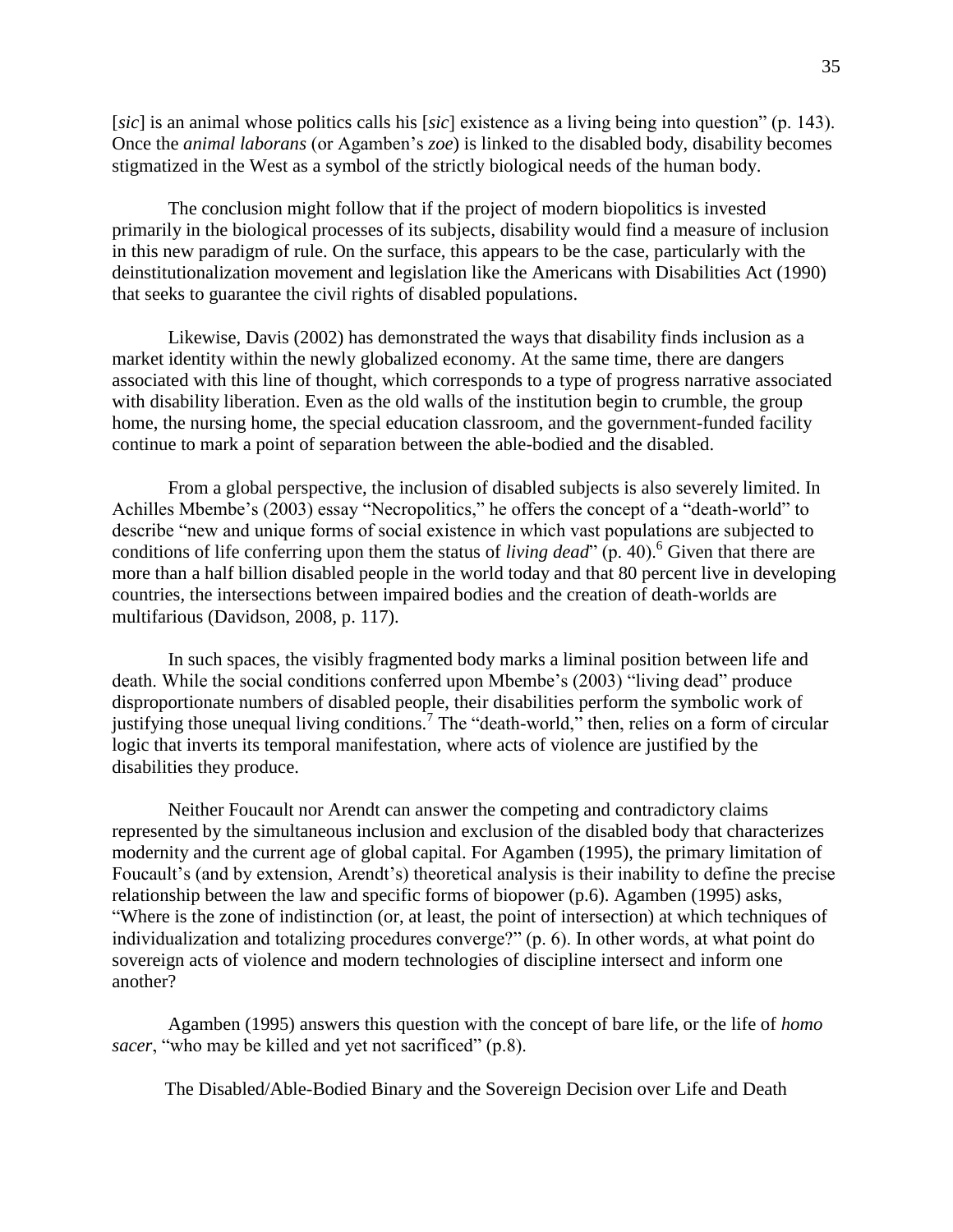[*sic*] is an animal whose politics calls his [*sic*] existence as a living being into question" (p. 143). Once the *animal laborans* (or Agamben's *zoe*) is linked to the disabled body, disability becomes stigmatized in the West as a symbol of the strictly biological needs of the human body.

The conclusion might follow that if the project of modern biopolitics is invested primarily in the biological processes of its subjects, disability would find a measure of inclusion in this new paradigm of rule. On the surface, this appears to be the case, particularly with the deinstitutionalization movement and legislation like the Americans with Disabilities Act (1990) that seeks to guarantee the civil rights of disabled populations.

Likewise, Davis (2002) has demonstrated the ways that disability finds inclusion as a market identity within the newly globalized economy. At the same time, there are dangers associated with this line of thought, which corresponds to a type of progress narrative associated with disability liberation. Even as the old walls of the institution begin to crumble, the group home, the nursing home, the special education classroom, and the government-funded facility continue to mark a point of separation between the able-bodied and the disabled.

From a global perspective, the inclusion of disabled subjects is also severely limited. In Achilles Mbembe's (2003) essay "Necropolitics," he offers the concept of a "death-world" to describe "new and unique forms of social existence in which vast populations are subjected to conditions of life conferring upon them the status of *living dead*" (p. 40).[6] Given that there are more than a half billion disabled people in the world today and that 80 percent live in developing countries, the intersections between impaired bodies and the creation of death-worlds are multifarious (Davidson, 2008, p. 117).

In such spaces, the visibly fragmented body marks a liminal position between life and death. While the social conditions conferred upon Mbembe's (2003) "living dead" produce disproportionate numbers of disabled people, their disabilities perform the symbolic work of justifying those unequal living conditions.[7] The "death-world," then, relies on a form of circular logic that inverts its temporal manifestation, where acts of violence are justified by the disabilities they produce.

Neither Foucault nor Arendt can answer the competing and contradictory claims represented by the simultaneous inclusion and exclusion of the disabled body that characterizes modernity and the current age of global capital. For Agamben (1995), the primary limitation of Foucault's (and by extension, Arendt's) theoretical analysis is their inability to define the precise relationship between the law and specific forms of biopower (p.6). Agamben (1995) asks, "Where is the zone of indistinction (or, at least, the point of intersection) at which techniques of individualization and totalizing procedures converge?" (p. 6). In other words, at what point do sovereign acts of violence and modern technologies of discipline intersect and inform one another?

Agamben (1995) answers this question with the concept of bare life, or the life of *homo sacer*, "who may be killed and yet not sacrificed" (p.8).

## The Disabled/Able-Bodied Binary and the Sovereign Decision over Life and Death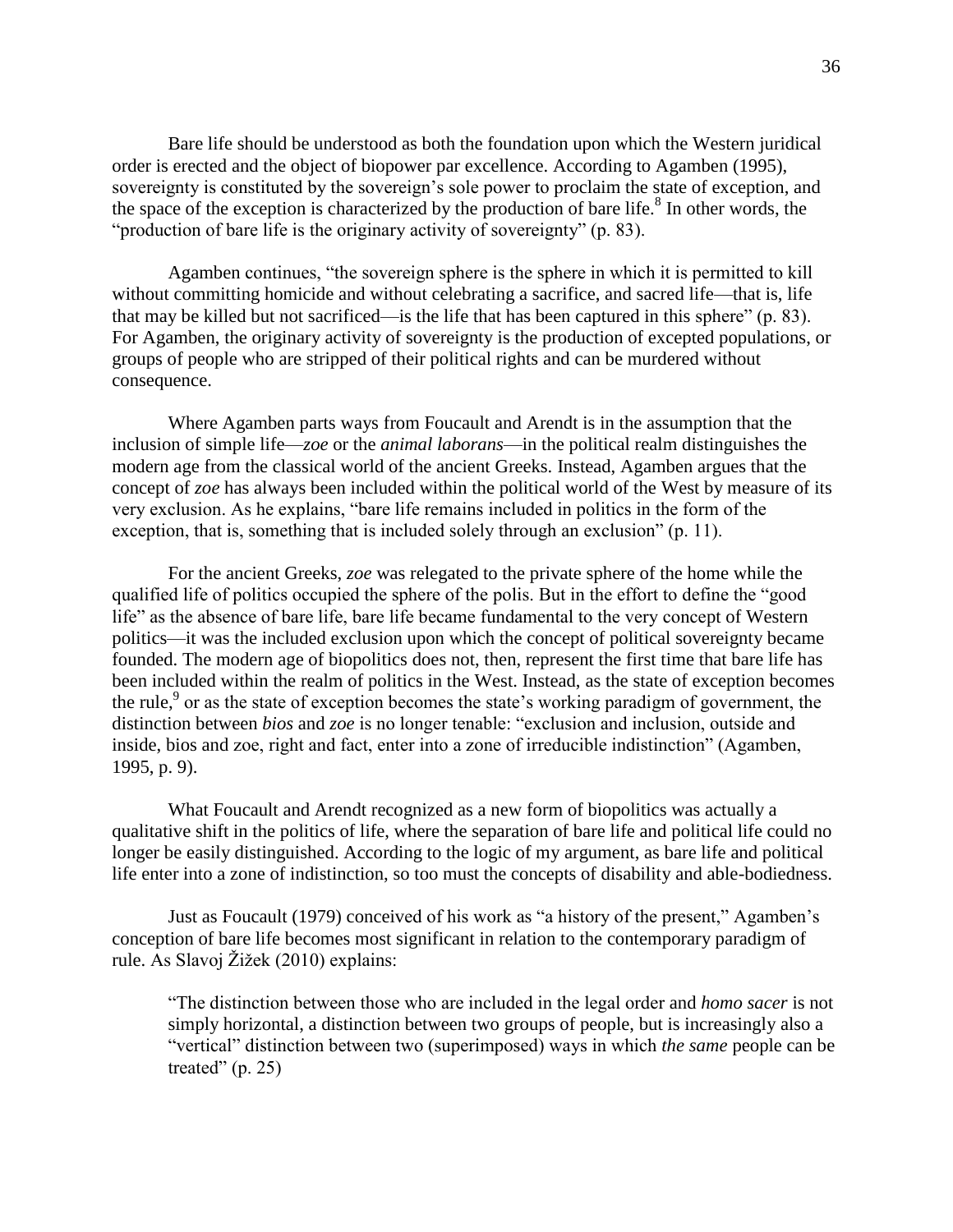Bare life should be understood as both the foundation upon which the Western juridical order is erected and the object of biopower par excellence. According to Agamben (1995), sovereignty is constituted by the sovereign's sole power to proclaim the state of exception, and the space of the exception is characterized by the production of bare life.[8] In other words, the "production of bare life is the originary activity of sovereignty" (p. 83).

Agamben continues, "the sovereign sphere is the sphere in which it is permitted to kill without committing homicide and without celebrating a sacrifice, and sacred life—that is, life that may be killed but not sacrificed—is the life that has been captured in this sphere" (p. 83). For Agamben, the originary activity of sovereignty is the production of excepted populations, or groups of people who are stripped of their political rights and can be murdered without consequence.

Where Agamben parts ways from Foucault and Arendt is in the assumption that the inclusion of simple life—*zoe* or the *animal laborans*—in the political realm distinguishes the modern age from the classical world of the ancient Greeks. Instead, Agamben argues that the concept of *zoe* has always been included within the political world of the West by measure of its very exclusion. As he explains, "bare life remains included in politics in the form of the exception, that is, something that is included solely through an exclusion" (p. 11).

For the ancient Greeks, *zoe* was relegated to the private sphere of the home while the qualified life of politics occupied the sphere of the polis. But in the effort to define the "good life" as the absence of bare life, bare life became fundamental to the very concept of Western politics—it was the included exclusion upon which the concept of political sovereignty became founded. The modern age of biopolitics does not, then, represent the first time that bare life has been included within the realm of politics in the West. Instead, as the state of exception becomes the rule,[9] or as the state of exception becomes the state's working paradigm of government, the distinction between *bios* and *zoe* is no longer tenable: "exclusion and inclusion, outside and inside, bios and zoe, right and fact, enter into a zone of irreducible indistinction" (Agamben, 1995, p. 9).

What Foucault and Arendt recognized as a new form of biopolitics was actually a qualitative shift in the politics of life, where the separation of bare life and political life could no longer be easily distinguished. According to the logic of my argument, as bare life and political life enter into a zone of indistinction, so too must the concepts of disability and able-bodiedness.

Just as Foucault (1979) conceived of his work as "a history of the present," Agamben's conception of bare life becomes most significant in relation to the contemporary paradigm of rule. As Slavoj Žižek (2010) explains:

> "The distinction between those who are included in the legal order and *homo sacer* is not simply horizontal, a distinction between two groups of people, but is increasingly also a "vertical" distinction between two (superimposed) ways in which *the same* people can be treated" (p. 25)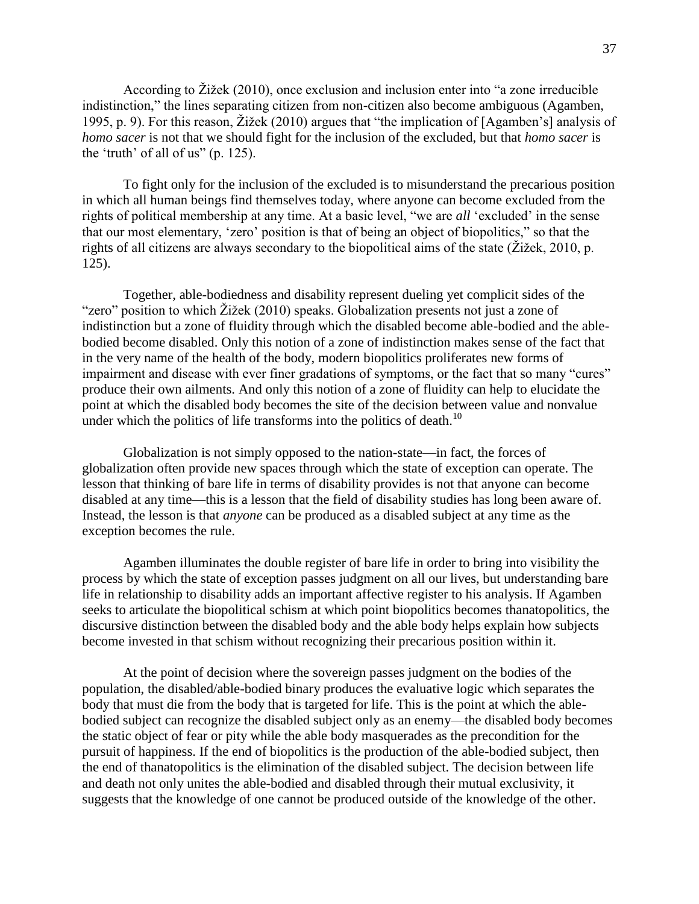According to Žižek (2010), once exclusion and inclusion enter into "a zone irreducible indistinction," the lines separating citizen from non-citizen also become ambiguous (Agamben, 1995, p. 9). For this reason, Žižek (2010) argues that "the implication of [Agamben's] analysis of *homo sacer* is not that we should fight for the inclusion of the excluded, but that *homo sacer* is the 'truth' of all of us" (p. 125).

To fight only for the inclusion of the excluded is to misunderstand the precarious position in which all human beings find themselves today, where anyone can become excluded from the rights of political membership at any time. At a basic level, "we are *all* 'excluded' in the sense that our most elementary, 'zero' position is that of being an object of biopolitics," so that the rights of all citizens are always secondary to the biopolitical aims of the state (Žižek, 2010, p. 125).

Together, able-bodiedness and disability represent dueling yet complicit sides of the "zero" position to which Žižek (2010) speaks. Globalization presents not just a zone of indistinction but a zone of fluidity through which the disabled become able-bodied and the able-bodied become disabled. Only this notion of a zone of indistinction makes sense of the fact that in the very name of the health of the body, modern biopolitics proliferates new forms of impairment and disease with ever finer gradations of symptoms, or the fact that so many "cures" produce their own ailments. And only this notion of a zone of fluidity can help to elucidate the point at which the disabled body becomes the site of the decision between value and nonvalue under which the politics of life transforms into the politics of death.[10]

Globalization is not simply opposed to the nation-state—in fact, the forces of globalization often provide new spaces through which the state of exception can operate. The lesson that thinking of bare life in terms of disability provides is not that anyone can become disabled at any time—this is a lesson that the field of disability studies has long been aware of. Instead, the lesson is that *anyone* can be produced as a disabled subject at any time as the exception becomes the rule.

Agamben illuminates the double register of bare life in order to bring into visibility the process by which the state of exception passes judgment on all our lives, but understanding bare life in relationship to disability adds an important affective register to his analysis. If Agamben seeks to articulate the biopolitical schism at which point biopolitics becomes thanatopolitics, the discursive distinction between the disabled body and the able body helps explain how subjects become invested in that schism without recognizing their precarious position within it.

At the point of decision where the sovereign passes judgment on the bodies of the population, the disabled/able-bodied binary produces the evaluative logic which separates the body that must die from the body that is targeted for life. This is the point at which the able-bodied subject can recognize the disabled subject only as an enemy—the disabled body becomes the static object of fear or pity while the able body masquerades as the precondition for the pursuit of happiness. If the end of biopolitics is the production of the able-bodied subject, then the end of thanatopolitics is the elimination of the disabled subject. The decision between life and death not only unites the able-bodied and disabled through their mutual exclusivity, it suggests that the knowledge of one cannot be produced outside of the knowledge of the other.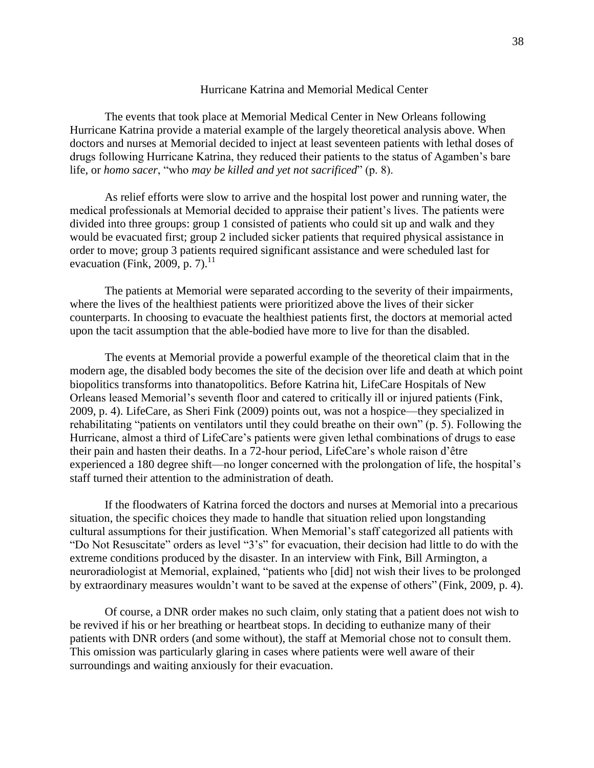## Hurricane Katrina and Memorial Medical Center

The events that took place at Memorial Medical Center in New Orleans following Hurricane Katrina provide a material example of the largely theoretical analysis above. When doctors and nurses at Memorial decided to inject at least seventeen patients with lethal doses of drugs following Hurricane Katrina, they reduced their patients to the status of Agamben's bare life, or *homo sacer*, "who *may be killed and yet not sacrificed*" (p. 8).

As relief efforts were slow to arrive and the hospital lost power and running water, the medical professionals at Memorial decided to appraise their patient's lives. The patients were divided into three groups: group 1 consisted of patients who could sit up and walk and they would be evacuated first; group 2 included sicker patients that required physical assistance in order to move; group 3 patients required significant assistance and were scheduled last for evacuation (Fink, 2009, p. 7).[11]

The patients at Memorial were separated according to the severity of their impairments, where the lives of the healthiest patients were prioritized above the lives of their sicker counterparts. In choosing to evacuate the healthiest patients first, the doctors at memorial acted upon the tacit assumption that the able-bodied have more to live for than the disabled.

The events at Memorial provide a powerful example of the theoretical claim that in the modern age, the disabled body becomes the site of the decision over life and death at which point biopolitics transforms into thanatopolitics. Before Katrina hit, LifeCare Hospitals of New Orleans leased Memorial's seventh floor and catered to critically ill or injured patients (Fink, 2009, p. 4). LifeCare, as Sheri Fink (2009) points out, was not a hospice—they specialized in rehabilitating "patients on ventilators until they could breathe on their own" (p. 5). Following the Hurricane, almost a third of LifeCare's patients were given lethal combinations of drugs to ease their pain and hasten their deaths. In a 72-hour period, LifeCare's whole raison d'être experienced a 180 degree shift—no longer concerned with the prolongation of life, the hospital's staff turned their attention to the administration of death.

If the floodwaters of Katrina forced the doctors and nurses at Memorial into a precarious situation, the specific choices they made to handle that situation relied upon longstanding cultural assumptions for their justification. When Memorial's staff categorized all patients with "Do Not Resuscitate" orders as level "3's" for evacuation, their decision had little to do with the extreme conditions produced by the disaster. In an interview with Fink, Bill Armington, a neuroradiologist at Memorial, explained, "patients who [did] not wish their lives to be prolonged by extraordinary measures wouldn't want to be saved at the expense of others" (Fink, 2009, p. 4).

Of course, a DNR order makes no such claim, only stating that a patient does not wish to be revived if his or her breathing or heartbeat stops. In deciding to euthanize many of their patients with DNR orders (and some without), the staff at Memorial chose not to consult them. This omission was particularly glaring in cases where patients were well aware of their surroundings and waiting anxiously for their evacuation.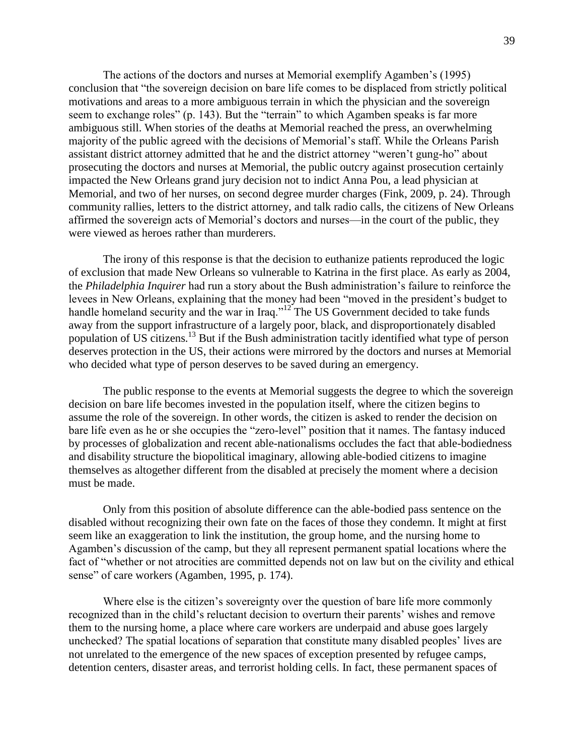The actions of the doctors and nurses at Memorial exemplify Agamben's (1995) conclusion that "the sovereign decision on bare life comes to be displaced from strictly political motivations and areas to a more ambiguous terrain in which the physician and the sovereign seem to exchange roles" (p. 143). But the "terrain" to which Agamben speaks is far more ambiguous still. When stories of the deaths at Memorial reached the press, an overwhelming majority of the public agreed with the decisions of Memorial's staff. While the Orleans Parish assistant district attorney admitted that he and the district attorney "weren't gung-ho" about prosecuting the doctors and nurses at Memorial, the public outcry against prosecution certainly impacted the New Orleans grand jury decision not to indict Anna Pou, a lead physician at Memorial, and two of her nurses, on second degree murder charges (Fink, 2009, p. 24). Through community rallies, letters to the district attorney, and talk radio calls, the citizens of New Orleans affirmed the sovereign acts of Memorial's doctors and nurses—in the court of the public, they were viewed as heroes rather than murderers.

The irony of this response is that the decision to euthanize patients reproduced the logic of exclusion that made New Orleans so vulnerable to Katrina in the first place. As early as 2004, the *Philadelphia Inquirer* had run a story about the Bush administration's failure to reinforce the levees in New Orleans, explaining that the money had been "moved in the president's budget to handle homeland security and the war in Iraq."[12] The US Government decided to take funds away from the support infrastructure of a largely poor, black, and disproportionately disabled population of US citizens.[13] But if the Bush administration tacitly identified what type of person deserves protection in the US, their actions were mirrored by the doctors and nurses at Memorial who decided what type of person deserves to be saved during an emergency.

The public response to the events at Memorial suggests the degree to which the sovereign decision on bare life becomes invested in the population itself, where the citizen begins to assume the role of the sovereign. In other words, the citizen is asked to render the decision on bare life even as he or she occupies the "zero-level" position that it names. The fantasy induced by processes of globalization and recent able-nationalisms occludes the fact that able-bodiedness and disability structure the biopolitical imaginary, allowing able-bodied citizens to imagine themselves as altogether different from the disabled at precisely the moment where a decision must be made.

Only from this position of absolute difference can the able-bodied pass sentence on the disabled without recognizing their own fate on the faces of those they condemn. It might at first seem like an exaggeration to link the institution, the group home, and the nursing home to Agamben's discussion of the camp, but they all represent permanent spatial locations where the fact of "whether or not atrocities are committed depends not on law but on the civility and ethical sense" of care workers (Agamben, 1995, p. 174).

Where else is the citizen's sovereignty over the question of bare life more commonly recognized than in the child's reluctant decision to overturn their parents' wishes and remove them to the nursing home, a place where care workers are underpaid and abuse goes largely unchecked? The spatial locations of separation that constitute many disabled peoples' lives are not unrelated to the emergence of the new spaces of exception presented by refugee camps, detention centers, disaster areas, and terrorist holding cells. In fact, these permanent spaces of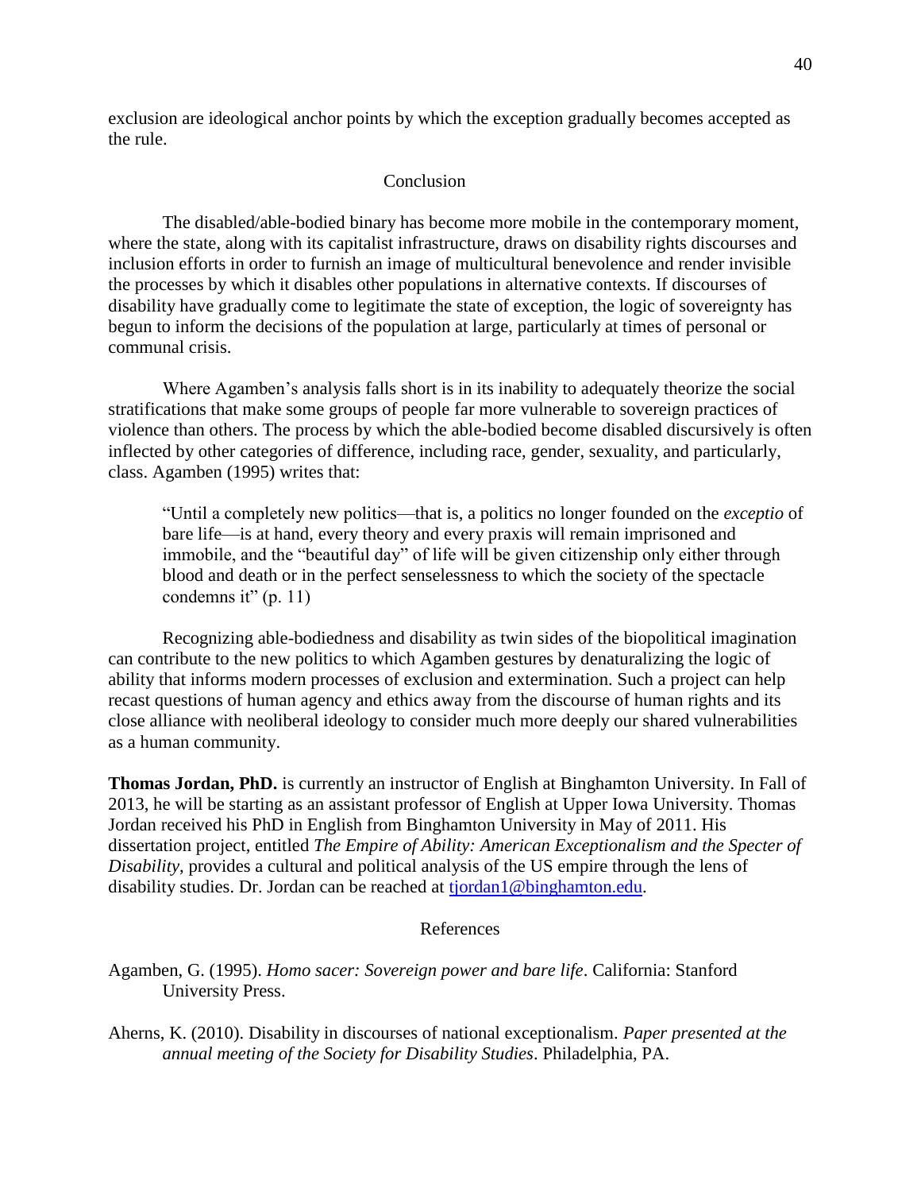exclusion are ideological anchor points by which the exception gradually becomes accepted as the rule.

## Conclusion

The disabled/able-bodied binary has become more mobile in the contemporary moment, where the state, along with its capitalist infrastructure, draws on disability rights discourses and inclusion efforts in order to furnish an image of multicultural benevolence and render invisible the processes by which it disables other populations in alternative contexts. If discourses of disability have gradually come to legitimate the state of exception, the logic of sovereignty has begun to inform the decisions of the population at large, particularly at times of personal or communal crisis.

Where Agamben's analysis falls short is in its inability to adequately theorize the social stratifications that make some groups of people far more vulnerable to sovereign practices of violence than others. The process by which the able-bodied become disabled discursively is often inflected by other categories of difference, including race, gender, sexuality, and particularly, class. Agamben (1995) writes that:

> "Until a completely new politics—that is, a politics no longer founded on the *exceptio* of bare life—is at hand, every theory and every praxis will remain imprisoned and immobile, and the "beautiful day" of life will be given citizenship only either through blood and death or in the perfect senselessness to which the society of the spectacle condemns it" (p. 11)

Recognizing able-bodiedness and disability as twin sides of the biopolitical imagination can contribute to the new politics to which Agamben gestures by denaturalizing the logic of ability that informs modern processes of exclusion and extermination. Such a project can help recast questions of human agency and ethics away from the discourse of human rights and its close alliance with neoliberal ideology to consider much more deeply our shared vulnerabilities as a human community.

**Thomas Jordan, PhD.** is currently an instructor of English at Binghamton University. In Fall of 2013, he will be starting as an assistant professor of English at Upper Iowa University. Thomas Jordan received his PhD in English from Binghamton University in May of 2011. His dissertation project, entitled *The Empire of Ability: American Exceptionalism and the Specter of Disability*, provides a cultural and political analysis of the US empire through the lens of disability studies. Dr. Jordan can be reached at tjordan1@binghamton.edu.

## References

Agamben, G. (1995). *Homo sacer: Sovereign power and bare life*. California: Stanford University Press.

Aherns, K. (2010). Disability in discourses of national exceptionalism. *Paper presented at the annual meeting of the Society for Disability Studies*. Philadelphia, PA.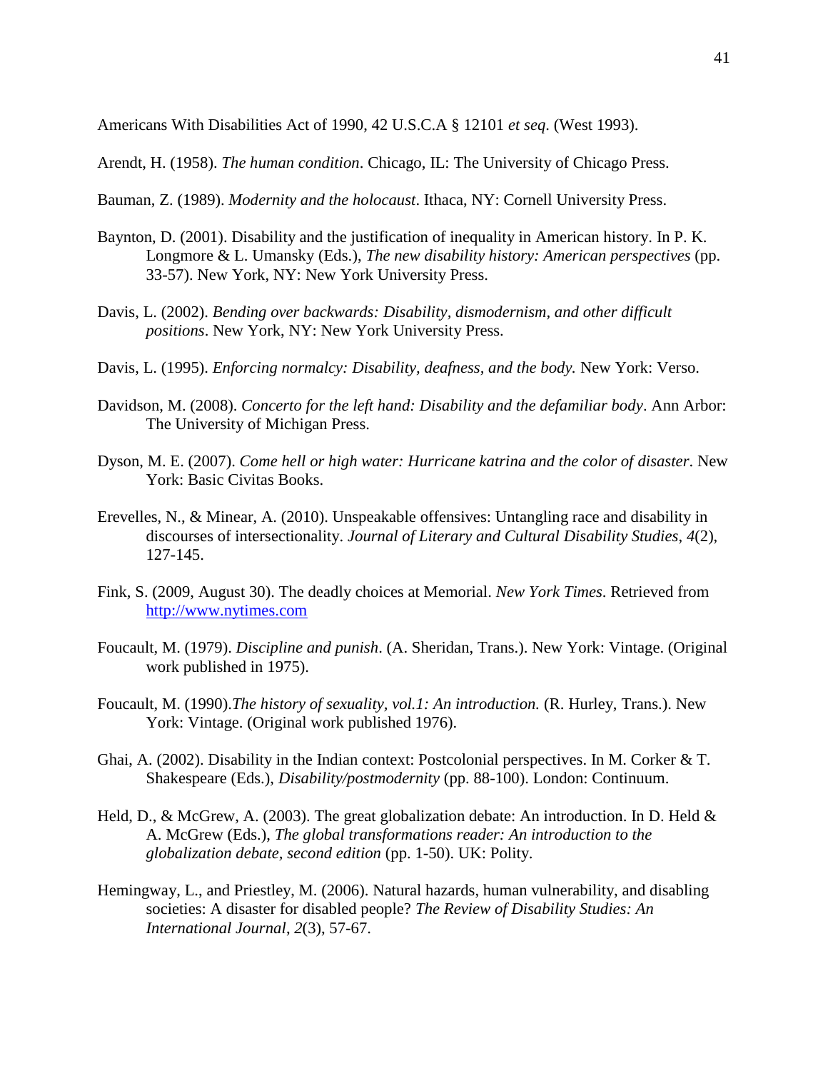Americans With Disabilities Act of 1990, 42 U.S.C.A § 12101 *et seq*. (West 1993).

Arendt, H. (1958). *The human condition*. Chicago, IL: The University of Chicago Press.

Bauman, Z. (1989). *Modernity and the holocaust*. Ithaca, NY: Cornell University Press.

Baynton, D. (2001). Disability and the justification of inequality in American history. In P. K. Longmore & L. Umansky (Eds.), *The new disability history: American perspectives* (pp. 33-57). New York, NY: New York University Press.

Davis, L. (2002). *Bending over backwards: Disability, dismodernism, and other difficult positions*. New York, NY: New York University Press.

Davis, L. (1995). *Enforcing normalcy: Disability, deafness, and the body.* New York: Verso.

Davidson, M. (2008). *Concerto for the left hand: Disability and the defamiliar body*. Ann Arbor: The University of Michigan Press.

Dyson, M. E. (2007). *Come hell or high water: Hurricane katrina and the color of disaster*. New York: Basic Civitas Books.

Erevelles, N., & Minear, A. (2010). Unspeakable offensives: Untangling race and disability in discourses of intersectionality. *Journal of Literary and Cultural Disability Studies*, *4*(2), 127-145.

Fink, S. (2009, August 30). The deadly choices at Memorial. *New York Times*. Retrieved from http://www.nytimes.com

Foucault, M. (1979). *Discipline and punish*. (A. Sheridan, Trans.). New York: Vintage. (Original work published in 1975).

Foucault, M. (1990).*The history of sexuality, vol.1: An introduction.* (R. Hurley, Trans.). New York: Vintage. (Original work published 1976).

Ghai, A. (2002). Disability in the Indian context: Postcolonial perspectives. In M. Corker & T. Shakespeare (Eds.), *Disability/postmodernity* (pp. 88-100). London: Continuum.

Held, D., & McGrew, A. (2003). The great globalization debate: An introduction. In D. Held & A. McGrew (Eds.), *The global transformations reader: An introduction to the globalization debate, second edition* (pp. 1-50). UK: Polity.

Hemingway, L., and Priestley, M. (2006). Natural hazards, human vulnerability, and disabling societies: A disaster for disabled people? *The Review of Disability Studies: An International Journal*, *2*(3), 57-67.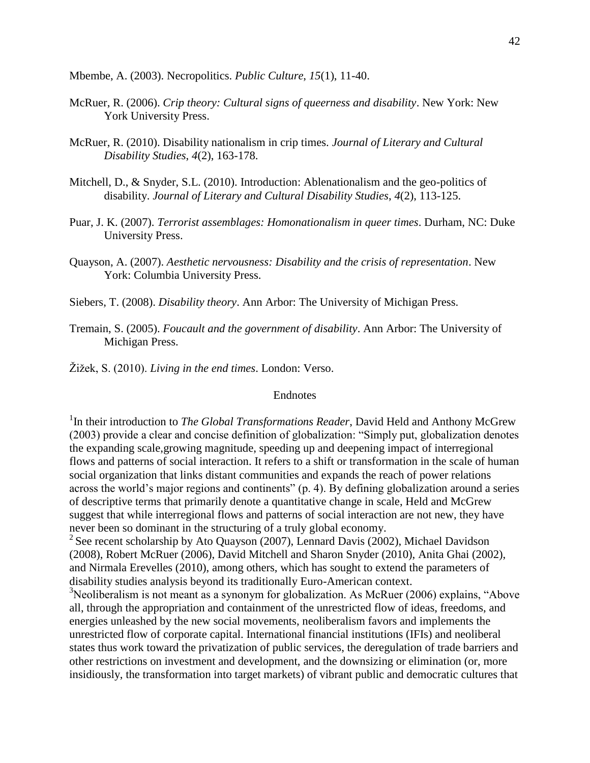Mbembe, A. (2003). Necropolitics. *Public Culture*, *15*(1), 11-40.

McRuer, R. (2006). *Crip theory: Cultural signs of queerness and disability*. New York: New York University Press.

McRuer, R. (2010). Disability nationalism in crip times. *Journal of Literary and Cultural Disability Studies*, *4*(2), 163-178.

Mitchell, D., & Snyder, S.L. (2010). Introduction: Ablenationalism and the geo-politics of disability. *Journal of Literary and Cultural Disability Studies*, *4*(2), 113-125.

Puar, J. K. (2007). *Terrorist assemblages: Homonationalism in queer times*. Durham, NC: Duke University Press.

Quayson, A. (2007). *Aesthetic nervousness: Disability and the crisis of representation*. New York: Columbia University Press.

Siebers, T. (2008). *Disability theory*. Ann Arbor: The University of Michigan Press.

Tremain, S. (2005). *Foucault and the government of disability*. Ann Arbor: The University of Michigan Press.

Žižek, S. (2010). *Living in the end times*. London: Verso.

## Endnotes

[1]In their introduction to *The Global Transformations Reader*, David Held and Anthony McGrew (2003) provide a clear and concise definition of globalization: "Simply put, globalization denotes the expanding scale,growing magnitude, speeding up and deepening impact of interregional flows and patterns of social interaction. It refers to a shift or transformation in the scale of human social organization that links distant communities and expands the reach of power relations across the world's major regions and continents" (p. 4). By defining globalization around a series of descriptive terms that primarily denote a quantitative change in scale, Held and McGrew suggest that while interregional flows and patterns of social interaction are not new, they have never been so dominant in the structuring of a truly global economy.

[2] See recent scholarship by Ato Quayson (2007), Lennard Davis (2002), Michael Davidson (2008), Robert McRuer (2006), David Mitchell and Sharon Snyder (2010), Anita Ghai (2002), and Nirmala Erevelles (2010), among others, which has sought to extend the parameters of disability studies analysis beyond its traditionally Euro-American context.

[3]Neoliberalism is not meant as a synonym for globalization. As McRuer (2006) explains, "Above all, through the appropriation and containment of the unrestricted flow of ideas, freedoms, and energies unleashed by the new social movements, neoliberalism favors and implements the unrestricted flow of corporate capital. International financial institutions (IFIs) and neoliberal states thus work toward the privatization of public services, the deregulation of trade barriers and other restrictions on investment and development, and the downsizing or elimination (or, more insidiously, the transformation into target markets) of vibrant public and democratic cultures that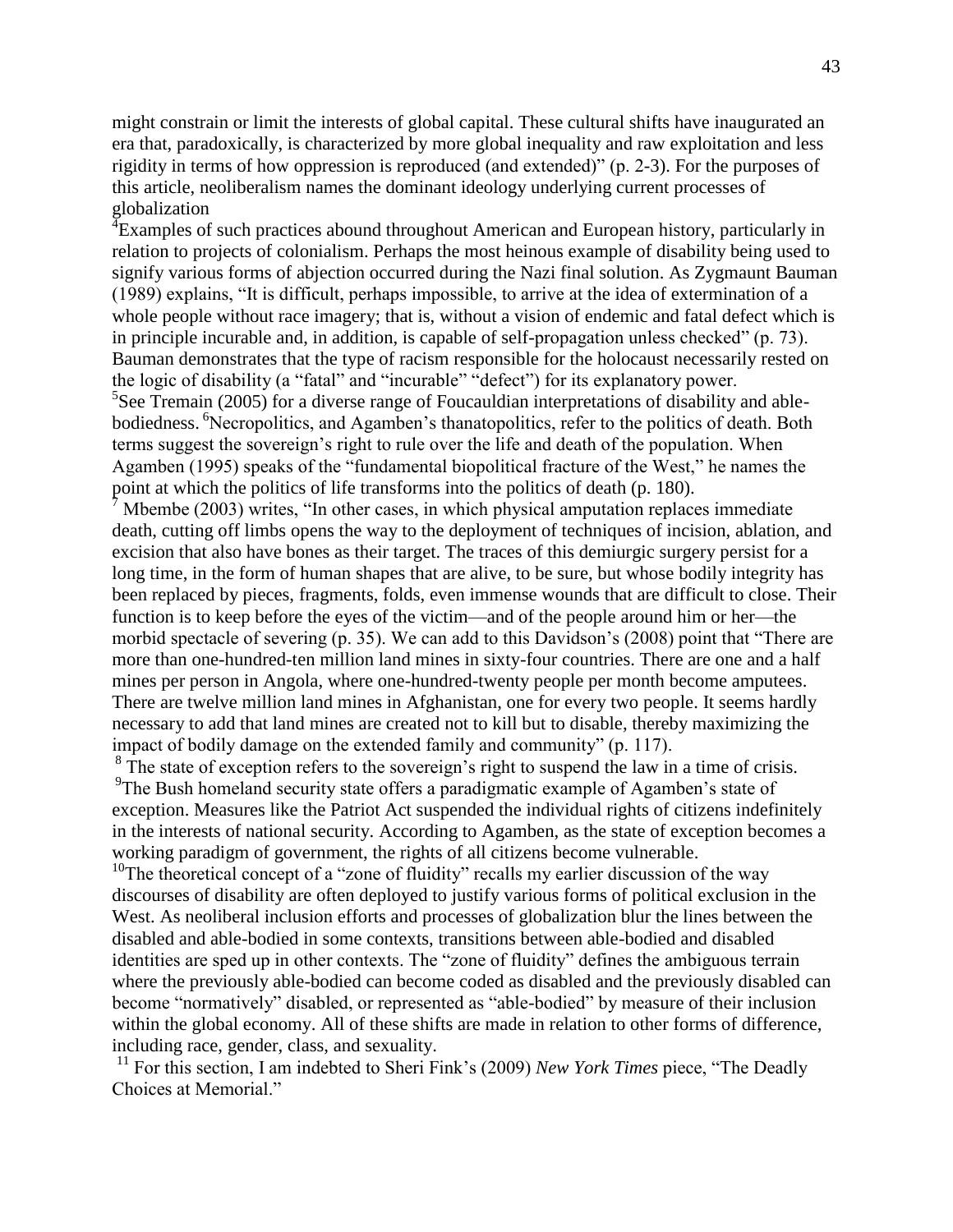might constrain or limit the interests of global capital. These cultural shifts have inaugurated an era that, paradoxically, is characterized by more global inequality and raw exploitation and less rigidity in terms of how oppression is reproduced (and extended)" (p. 2-3). For the purposes of this article, neoliberalism names the dominant ideology underlying current processes of globalization

[4]Examples of such practices abound throughout American and European history, particularly in relation to projects of colonialism. Perhaps the most heinous example of disability being used to signify various forms of abjection occurred during the Nazi final solution. As Zygmaunt Bauman (1989) explains, "It is difficult, perhaps impossible, to arrive at the idea of extermination of a whole people without race imagery; that is, without a vision of endemic and fatal defect which is in principle incurable and, in addition, is capable of self-propagation unless checked" (p. 73). Bauman demonstrates that the type of racism responsible for the holocaust necessarily rested on the logic of disability (a "fatal" and "incurable" "defect") for its explanatory power.

[5]See Tremain (2005) for a diverse range of Foucauldian interpretations of disability and able-bodiedness. [6]Necropolitics, and Agamben's thanatopolitics, refer to the politics of death. Both terms suggest the sovereign's right to rule over the life and death of the population. When Agamben (1995) speaks of the "fundamental biopolitical fracture of the West," he names the point at which the politics of life transforms into the politics of death (p. 180).

[7] Mbembe (2003) writes, "In other cases, in which physical amputation replaces immediate death, cutting off limbs opens the way to the deployment of techniques of incision, ablation, and excision that also have bones as their target. The traces of this demiurgic surgery persist for a long time, in the form of human shapes that are alive, to be sure, but whose bodily integrity has been replaced by pieces, fragments, folds, even immense wounds that are difficult to close. Their function is to keep before the eyes of the victim—and of the people around him or her—the morbid spectacle of severing (p. 35). We can add to this Davidson's (2008) point that "There are more than one-hundred-ten million land mines in sixty-four countries. There are one and a half mines per person in Angola, where one-hundred-twenty people per month become amputees. There are twelve million land mines in Afghanistan, one for every two people. It seems hardly necessary to add that land mines are created not to kill but to disable, thereby maximizing the impact of bodily damage on the extended family and community" (p. 117).

[8] The state of exception refers to the sovereign's right to suspend the law in a time of crisis.

[9]The Bush homeland security state offers a paradigmatic example of Agamben's state of exception. Measures like the Patriot Act suspended the individual rights of citizens indefinitely in the interests of national security. According to Agamben, as the state of exception becomes a working paradigm of government, the rights of all citizens become vulnerable.

[10]The theoretical concept of a "zone of fluidity" recalls my earlier discussion of the way discourses of disability are often deployed to justify various forms of political exclusion in the West. As neoliberal inclusion efforts and processes of globalization blur the lines between the disabled and able-bodied in some contexts, transitions between able-bodied and disabled identities are sped up in other contexts. The "zone of fluidity" defines the ambiguous terrain where the previously able-bodied can become coded as disabled and the previously disabled can become "normatively" disabled, or represented as "able-bodied" by measure of their inclusion within the global economy. All of these shifts are made in relation to other forms of difference, including race, gender, class, and sexuality.

[11] For this section, I am indebted to Sheri Fink's (2009) *New York Times* piece, "The Deadly Choices at Memorial."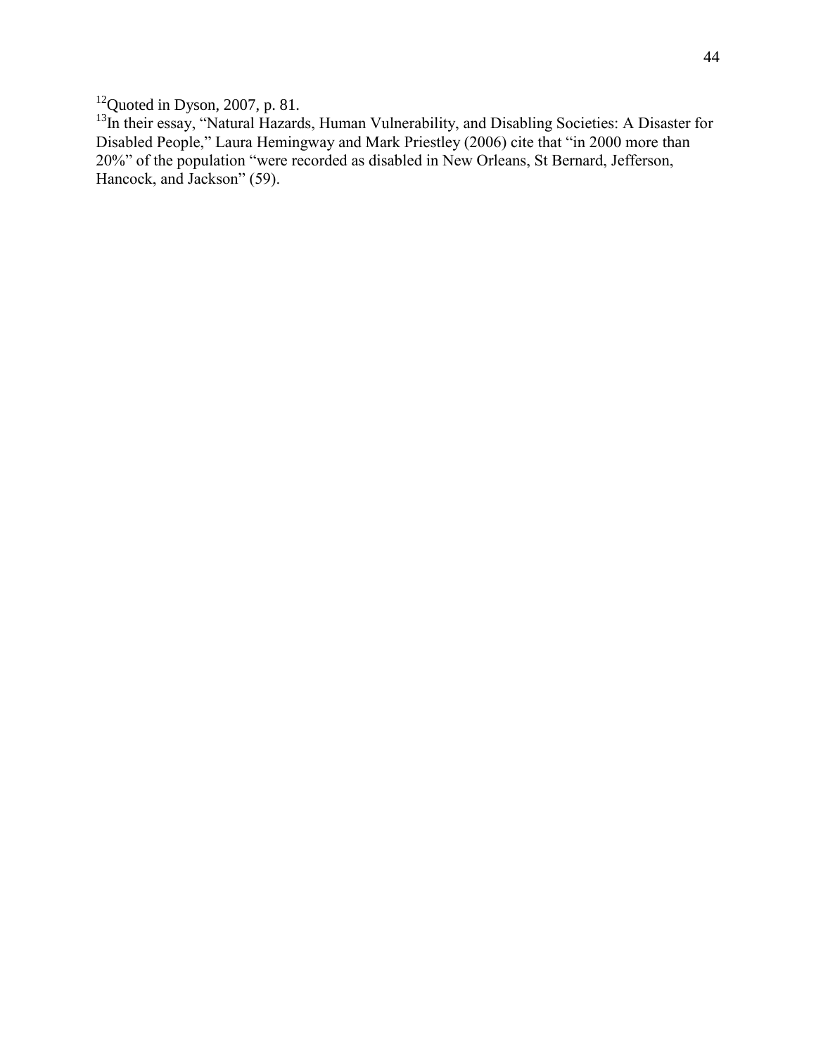[12]Quoted in Dyson, 2007, p. 81.

[13]In their essay, "Natural Hazards, Human Vulnerability, and Disabling Societies: A Disaster for Disabled People," Laura Hemingway and Mark Priestley (2006) cite that "in 2000 more than 20%" of the population "were recorded as disabled in New Orleans, St Bernard, Jefferson, Hancock, and Jackson" (59).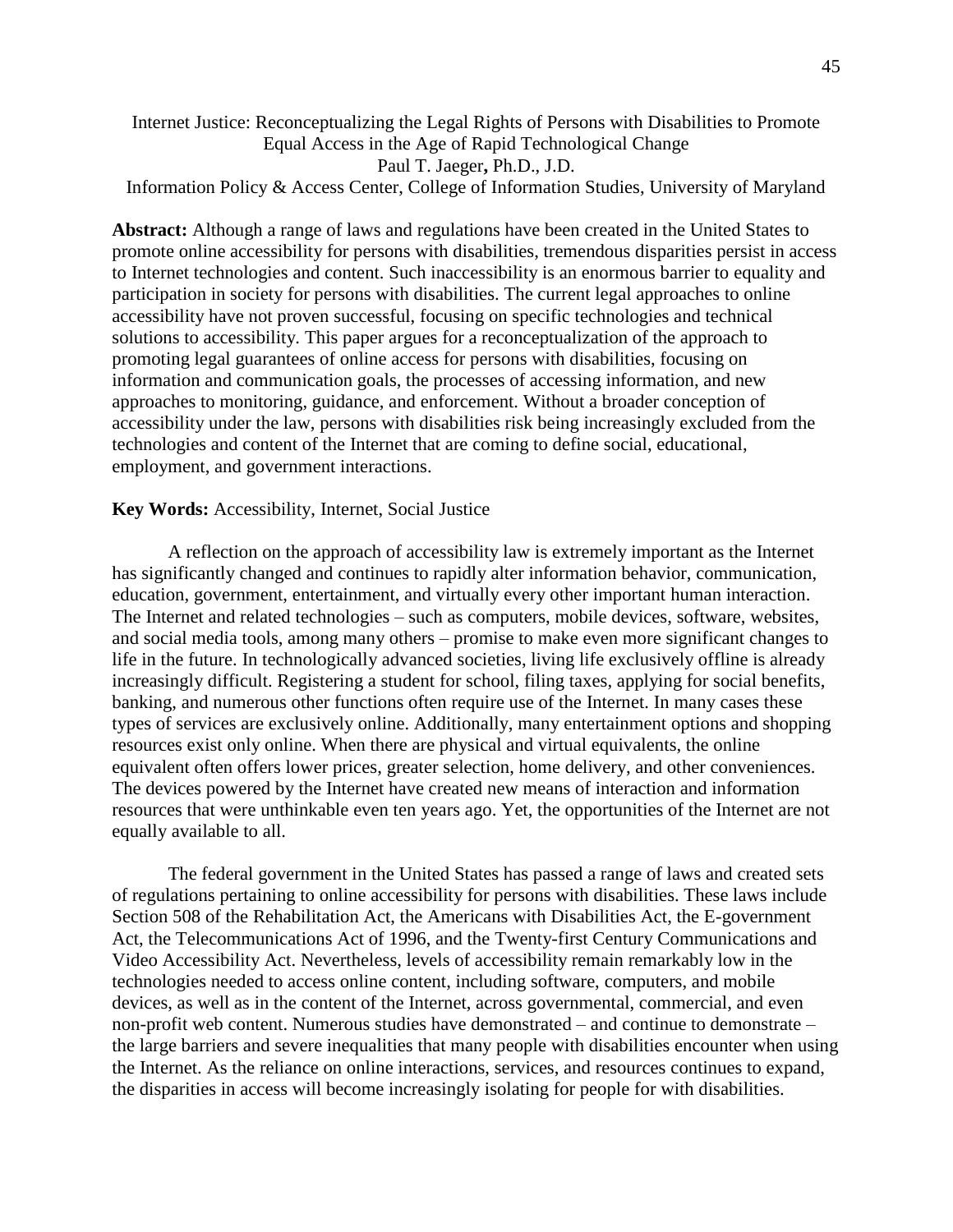# Internet Justice: Reconceptualizing the Legal Rights of Persons with Disabilities to Promote Equal Access in the Age of Rapid Technological Change

Paul T. Jaeger**,** Ph.D., J.D.

Information Policy & Access Center, College of Information Studies, University of Maryland

**Abstract:** Although a range of laws and regulations have been created in the United States to promote online accessibility for persons with disabilities, tremendous disparities persist in access to Internet technologies and content. Such inaccessibility is an enormous barrier to equality and participation in society for persons with disabilities. The current legal approaches to online accessibility have not proven successful, focusing on specific technologies and technical solutions to accessibility. This paper argues for a reconceptualization of the approach to promoting legal guarantees of online access for persons with disabilities, focusing on information and communication goals, the processes of accessing information, and new approaches to monitoring, guidance, and enforcement. Without a broader conception of accessibility under the law, persons with disabilities risk being increasingly excluded from the technologies and content of the Internet that are coming to define social, educational, employment, and government interactions.

**Key Words:** Accessibility, Internet, Social Justice

A reflection on the approach of accessibility law is extremely important as the Internet has significantly changed and continues to rapidly alter information behavior, communication, education, government, entertainment, and virtually every other important human interaction. The Internet and related technologies – such as computers, mobile devices, software, websites, and social media tools, among many others – promise to make even more significant changes to life in the future. In technologically advanced societies, living life exclusively offline is already increasingly difficult. Registering a student for school, filing taxes, applying for social benefits, banking, and numerous other functions often require use of the Internet. In many cases these types of services are exclusively online. Additionally, many entertainment options and shopping resources exist only online. When there are physical and virtual equivalents, the online equivalent often offers lower prices, greater selection, home delivery, and other conveniences. The devices powered by the Internet have created new means of interaction and information resources that were unthinkable even ten years ago. Yet, the opportunities of the Internet are not equally available to all.

The federal government in the United States has passed a range of laws and created sets of regulations pertaining to online accessibility for persons with disabilities. These laws include Section 508 of the Rehabilitation Act, the Americans with Disabilities Act, the E-government Act, the Telecommunications Act of 1996, and the Twenty-first Century Communications and Video Accessibility Act. Nevertheless, levels of accessibility remain remarkably low in the technologies needed to access online content, including software, computers, and mobile devices, as well as in the content of the Internet, across governmental, commercial, and even non-profit web content. Numerous studies have demonstrated – and continue to demonstrate – the large barriers and severe inequalities that many people with disabilities encounter when using the Internet. As the reliance on online interactions, services, and resources continues to expand, the disparities in access will become increasingly isolating for people for with disabilities.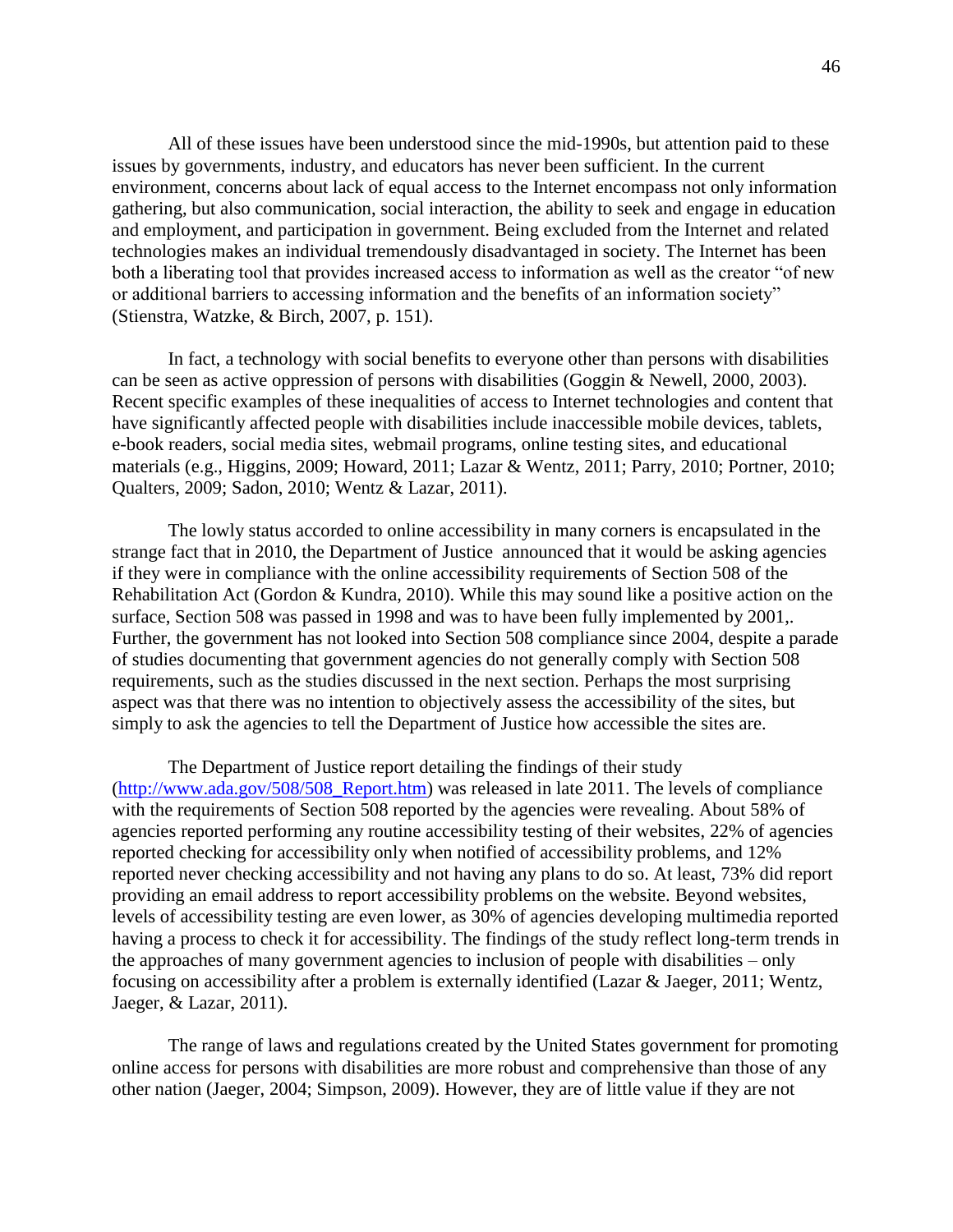All of these issues have been understood since the mid-1990s, but attention paid to these issues by governments, industry, and educators has never been sufficient. In the current environment, concerns about lack of equal access to the Internet encompass not only information gathering, but also communication, social interaction, the ability to seek and engage in education and employment, and participation in government. Being excluded from the Internet and related technologies makes an individual tremendously disadvantaged in society. The Internet has been both a liberating tool that provides increased access to information as well as the creator "of new or additional barriers to accessing information and the benefits of an information society" (Stienstra, Watzke, & Birch, 2007, p. 151).

In fact, a technology with social benefits to everyone other than persons with disabilities can be seen as active oppression of persons with disabilities (Goggin & Newell, 2000, 2003). Recent specific examples of these inequalities of access to Internet technologies and content that have significantly affected people with disabilities include inaccessible mobile devices, tablets, e-book readers, social media sites, webmail programs, online testing sites, and educational materials (e.g., Higgins, 2009; Howard, 2011; Lazar & Wentz, 2011; Parry, 2010; Portner, 2010; Qualters, 2009; Sadon, 2010; Wentz & Lazar, 2011).

The lowly status accorded to online accessibility in many corners is encapsulated in the strange fact that in 2010, the Department of Justice announced that it would be asking agencies if they were in compliance with the online accessibility requirements of Section 508 of the Rehabilitation Act (Gordon & Kundra, 2010). While this may sound like a positive action on the surface, Section 508 was passed in 1998 and was to have been fully implemented by 2001,. Further, the government has not looked into Section 508 compliance since 2004, despite a parade of studies documenting that government agencies do not generally comply with Section 508 requirements, such as the studies discussed in the next section. Perhaps the most surprising aspect was that there was no intention to objectively assess the accessibility of the sites, but simply to ask the agencies to tell the Department of Justice how accessible the sites are.

The Department of Justice report detailing the findings of their study ([http://www.ada.gov/508/508_Report.htm](http://www.ada.gov/508/508_Report.htm)) was released in late 2011. The levels of compliance with the requirements of Section 508 reported by the agencies were revealing. About 58% of agencies reported performing any routine accessibility testing of their websites, 22% of agencies reported checking for accessibility only when notified of accessibility problems, and 12% reported never checking accessibility and not having any plans to do so. At least, 73% did report providing an email address to report accessibility problems on the website. Beyond websites, levels of accessibility testing are even lower, as 30% of agencies developing multimedia reported having a process to check it for accessibility. The findings of the study reflect long-term trends in the approaches of many government agencies to inclusion of people with disabilities – only focusing on accessibility after a problem is externally identified (Lazar & Jaeger, 2011; Wentz, Jaeger, & Lazar, 2011).

The range of laws and regulations created by the United States government for promoting online access for persons with disabilities are more robust and comprehensive than those of any other nation (Jaeger, 2004; Simpson, 2009). However, they are of little value if they are not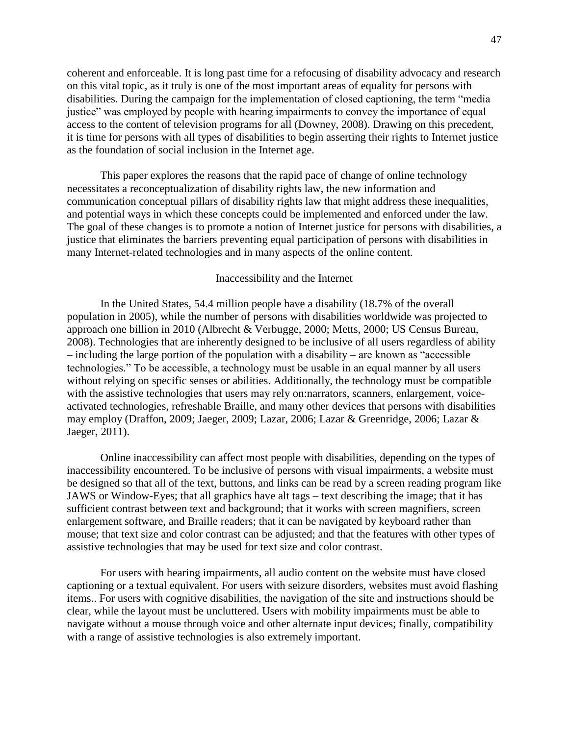coherent and enforceable. It is long past time for a refocusing of disability advocacy and research on this vital topic, as it truly is one of the most important areas of equality for persons with disabilities. During the campaign for the implementation of closed captioning, the term "media justice" was employed by people with hearing impairments to convey the importance of equal access to the content of television programs for all (Downey, 2008). Drawing on this precedent, it is time for persons with all types of disabilities to begin asserting their rights to Internet justice as the foundation of social inclusion in the Internet age.

This paper explores the reasons that the rapid pace of change of online technology necessitates a reconceptualization of disability rights law, the new information and communication conceptual pillars of disability rights law that might address these inequalities, and potential ways in which these concepts could be implemented and enforced under the law. The goal of these changes is to promote a notion of Internet justice for persons with disabilities, a justice that eliminates the barriers preventing equal participation of persons with disabilities in many Internet-related technologies and in many aspects of the online content.

## Inaccessibility and the Internet

In the United States, 54.4 million people have a disability (18.7% of the overall population in 2005), while the number of persons with disabilities worldwide was projected to approach one billion in 2010 (Albrecht & Verbugge, 2000; Metts, 2000; US Census Bureau, 2008). Technologies that are inherently designed to be inclusive of all users regardless of ability – including the large portion of the population with a disability – are known as "accessible technologies." To be accessible, a technology must be usable in an equal manner by all users without relying on specific senses or abilities. Additionally, the technology must be compatible with the assistive technologies that users may rely on:narrators, scanners, enlargement, voice-activated technologies, refreshable Braille, and many other devices that persons with disabilities may employ (Draffon, 2009; Jaeger, 2009; Lazar, 2006; Lazar & Greenridge, 2006; Lazar & Jaeger, 2011).

Online inaccessibility can affect most people with disabilities, depending on the types of inaccessibility encountered. To be inclusive of persons with visual impairments, a website must be designed so that all of the text, buttons, and links can be read by a screen reading program like JAWS or Window-Eyes; that all graphics have alt tags – text describing the image; that it has sufficient contrast between text and background; that it works with screen magnifiers, screen enlargement software, and Braille readers; that it can be navigated by keyboard rather than mouse; that text size and color contrast can be adjusted; and that the features with other types of assistive technologies that may be used for text size and color contrast.

For users with hearing impairments, all audio content on the website must have closed captioning or a textual equivalent. For users with seizure disorders, websites must avoid flashing items.. For users with cognitive disabilities, the navigation of the site and instructions should be clear, while the layout must be uncluttered. Users with mobility impairments must be able to navigate without a mouse through voice and other alternate input devices; finally, compatibility with a range of assistive technologies is also extremely important.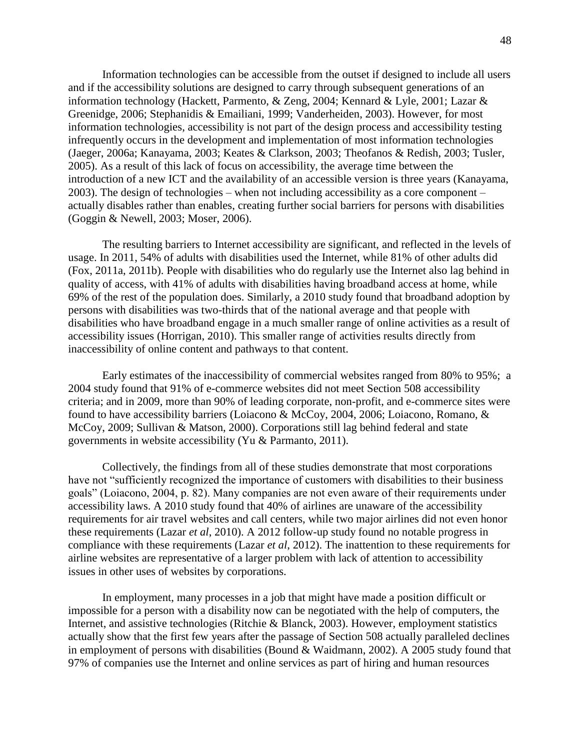Information technologies can be accessible from the outset if designed to include all users and if the accessibility solutions are designed to carry through subsequent generations of an information technology (Hackett, Parmento, & Zeng, 2004; Kennard & Lyle, 2001; Lazar & Greenidge, 2006; Stephanidis & Emailiani, 1999; Vanderheiden, 2003). However, for most information technologies, accessibility is not part of the design process and accessibility testing infrequently occurs in the development and implementation of most information technologies (Jaeger, 2006a; Kanayama, 2003; Keates & Clarkson, 2003; Theofanos & Redish, 2003; Tusler, 2005). As a result of this lack of focus on accessibility, the average time between the introduction of a new ICT and the availability of an accessible version is three years (Kanayama, 2003). The design of technologies – when not including accessibility as a core component – actually disables rather than enables, creating further social barriers for persons with disabilities (Goggin & Newell, 2003; Moser, 2006).

The resulting barriers to Internet accessibility are significant, and reflected in the levels of usage. In 2011, 54% of adults with disabilities used the Internet, while 81% of other adults did (Fox, 2011a, 2011b). People with disabilities who do regularly use the Internet also lag behind in quality of access, with 41% of adults with disabilities having broadband access at home, while 69% of the rest of the population does. Similarly, a 2010 study found that broadband adoption by persons with disabilities was two-thirds that of the national average and that people with disabilities who have broadband engage in a much smaller range of online activities as a result of accessibility issues (Horrigan, 2010). This smaller range of activities results directly from inaccessibility of online content and pathways to that content.

Early estimates of the inaccessibility of commercial websites ranged from 80% to 95%; a 2004 study found that 91% of e-commerce websites did not meet Section 508 accessibility criteria; and in 2009, more than 90% of leading corporate, non-profit, and e-commerce sites were found to have accessibility barriers (Loiacono & McCoy, 2004, 2006; Loiacono, Romano, & McCoy, 2009; Sullivan & Matson, 2000). Corporations still lag behind federal and state governments in website accessibility (Yu & Parmanto, 2011).

Collectively, the findings from all of these studies demonstrate that most corporations have not "sufficiently recognized the importance of customers with disabilities to their business goals" (Loiacono, 2004, p. 82). Many companies are not even aware of their requirements under accessibility laws. A 2010 study found that 40% of airlines are unaware of the accessibility requirements for air travel websites and call centers, while two major airlines did not even honor these requirements (Lazar *et al*, 2010). A 2012 follow-up study found no notable progress in compliance with these requirements (Lazar *et al*, 2012). The inattention to these requirements for airline websites are representative of a larger problem with lack of attention to accessibility issues in other uses of websites by corporations.

In employment, many processes in a job that might have made a position difficult or impossible for a person with a disability now can be negotiated with the help of computers, the Internet, and assistive technologies (Ritchie & Blanck, 2003). However, employment statistics actually show that the first few years after the passage of Section 508 actually paralleled declines in employment of persons with disabilities (Bound & Waidmann, 2002). A 2005 study found that 97% of companies use the Internet and online services as part of hiring and human resources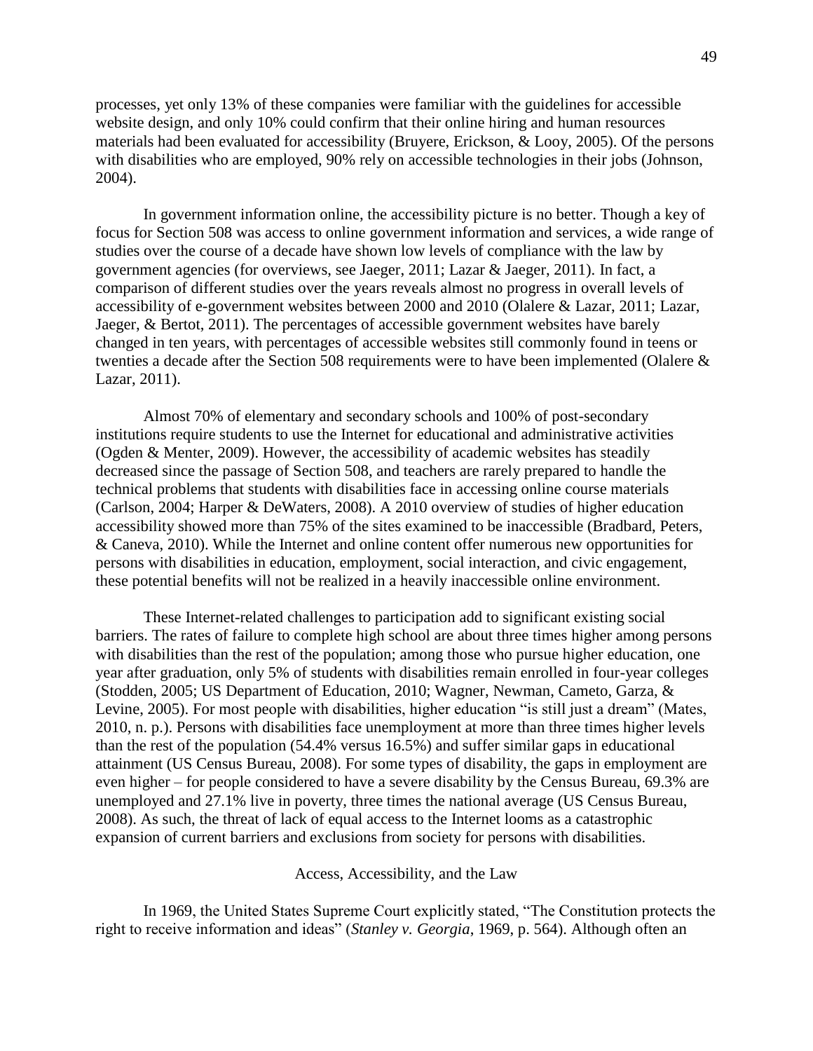processes, yet only 13% of these companies were familiar with the guidelines for accessible website design, and only 10% could confirm that their online hiring and human resources materials had been evaluated for accessibility (Bruyere, Erickson, & Looy, 2005). Of the persons with disabilities who are employed, 90% rely on accessible technologies in their jobs (Johnson, 2004).

In government information online, the accessibility picture is no better. Though a key of focus for Section 508 was access to online government information and services, a wide range of studies over the course of a decade have shown low levels of compliance with the law by government agencies (for overviews, see Jaeger, 2011; Lazar & Jaeger, 2011). In fact, a comparison of different studies over the years reveals almost no progress in overall levels of accessibility of e-government websites between 2000 and 2010 (Olalere & Lazar, 2011; Lazar, Jaeger, & Bertot, 2011). The percentages of accessible government websites have barely changed in ten years, with percentages of accessible websites still commonly found in teens or twenties a decade after the Section 508 requirements were to have been implemented (Olalere & Lazar, 2011).

Almost 70% of elementary and secondary schools and 100% of post-secondary institutions require students to use the Internet for educational and administrative activities (Ogden & Menter, 2009). However, the accessibility of academic websites has steadily decreased since the passage of Section 508, and teachers are rarely prepared to handle the technical problems that students with disabilities face in accessing online course materials (Carlson, 2004; Harper & DeWaters, 2008). A 2010 overview of studies of higher education accessibility showed more than 75% of the sites examined to be inaccessible (Bradbard, Peters, & Caneva, 2010). While the Internet and online content offer numerous new opportunities for persons with disabilities in education, employment, social interaction, and civic engagement, these potential benefits will not be realized in a heavily inaccessible online environment.

These Internet-related challenges to participation add to significant existing social barriers. The rates of failure to complete high school are about three times higher among persons with disabilities than the rest of the population; among those who pursue higher education, one year after graduation, only 5% of students with disabilities remain enrolled in four-year colleges (Stodden, 2005; US Department of Education, 2010; Wagner, Newman, Cameto, Garza, & Levine, 2005). For most people with disabilities, higher education "is still just a dream" (Mates, 2010, n. p.). Persons with disabilities face unemployment at more than three times higher levels than the rest of the population (54.4% versus 16.5%) and suffer similar gaps in educational attainment (US Census Bureau, 2008). For some types of disability, the gaps in employment are even higher – for people considered to have a severe disability by the Census Bureau, 69.3% are unemployed and 27.1% live in poverty, three times the national average (US Census Bureau, 2008). As such, the threat of lack of equal access to the Internet looms as a catastrophic expansion of current barriers and exclusions from society for persons with disabilities.

## Access, Accessibility, and the Law

In 1969, the United States Supreme Court explicitly stated, "The Constitution protects the right to receive information and ideas" (*Stanley v. Georgia*, 1969, p. 564). Although often an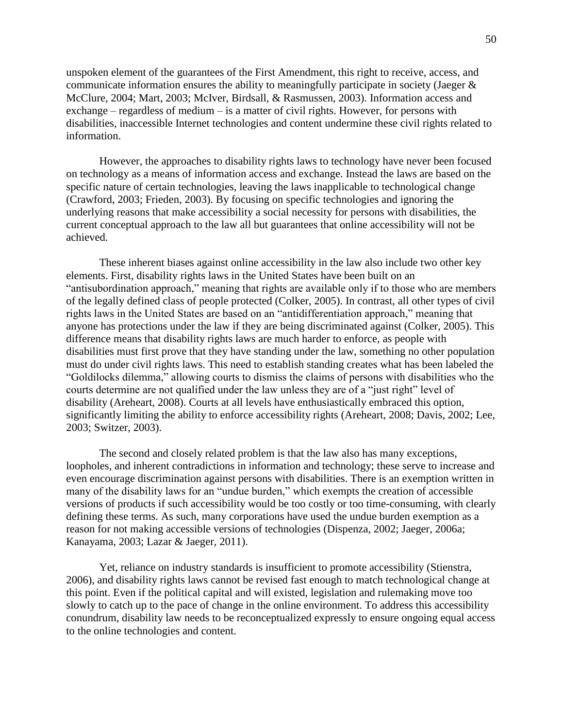unspoken element of the guarantees of the First Amendment, this right to receive, access, and communicate information ensures the ability to meaningfully participate in society (Jaeger & McClure, 2004; Mart, 2003; McIver, Birdsall, & Rasmussen, 2003). Information access and exchange – regardless of medium – is a matter of civil rights. However, for persons with disabilities, inaccessible Internet technologies and content undermine these civil rights related to information.

However, the approaches to disability rights laws to technology have never been focused on technology as a means of information access and exchange. Instead the laws are based on the specific nature of certain technologies, leaving the laws inapplicable to technological change (Crawford, 2003; Frieden, 2003). By focusing on specific technologies and ignoring the underlying reasons that make accessibility a social necessity for persons with disabilities, the current conceptual approach to the law all but guarantees that online accessibility will not be achieved.

These inherent biases against online accessibility in the law also include two other key elements. First, disability rights laws in the United States have been built on an "antisubordination approach," meaning that rights are available only if to those who are members of the legally defined class of people protected (Colker, 2005). In contrast, all other types of civil rights laws in the United States are based on an "antidifferentiation approach," meaning that anyone has protections under the law if they are being discriminated against (Colker, 2005). This difference means that disability rights laws are much harder to enforce, as people with disabilities must first prove that they have standing under the law, something no other population must do under civil rights laws. This need to establish standing creates what has been labeled the "Goldilocks dilemma," allowing courts to dismiss the claims of persons with disabilities who the courts determine are not qualified under the law unless they are of a "just right" level of disability (Areheart, 2008). Courts at all levels have enthusiastically embraced this option, significantly limiting the ability to enforce accessibility rights (Areheart, 2008; Davis, 2002; Lee, 2003; Switzer, 2003).

The second and closely related problem is that the law also has many exceptions, loopholes, and inherent contradictions in information and technology; these serve to increase and even encourage discrimination against persons with disabilities. There is an exemption written in many of the disability laws for an "undue burden," which exempts the creation of accessible versions of products if such accessibility would be too costly or too time-consuming, with clearly defining these terms. As such, many corporations have used the undue burden exemption as a reason for not making accessible versions of technologies (Dispenza, 2002; Jaeger, 2006a; Kanayama, 2003; Lazar & Jaeger, 2011).

Yet, reliance on industry standards is insufficient to promote accessibility (Stienstra, 2006), and disability rights laws cannot be revised fast enough to match technological change at this point. Even if the political capital and will existed, legislation and rulemaking move too slowly to catch up to the pace of change in the online environment. To address this accessibility conundrum, disability law needs to be reconceptualized expressly to ensure ongoing equal access to the online technologies and content.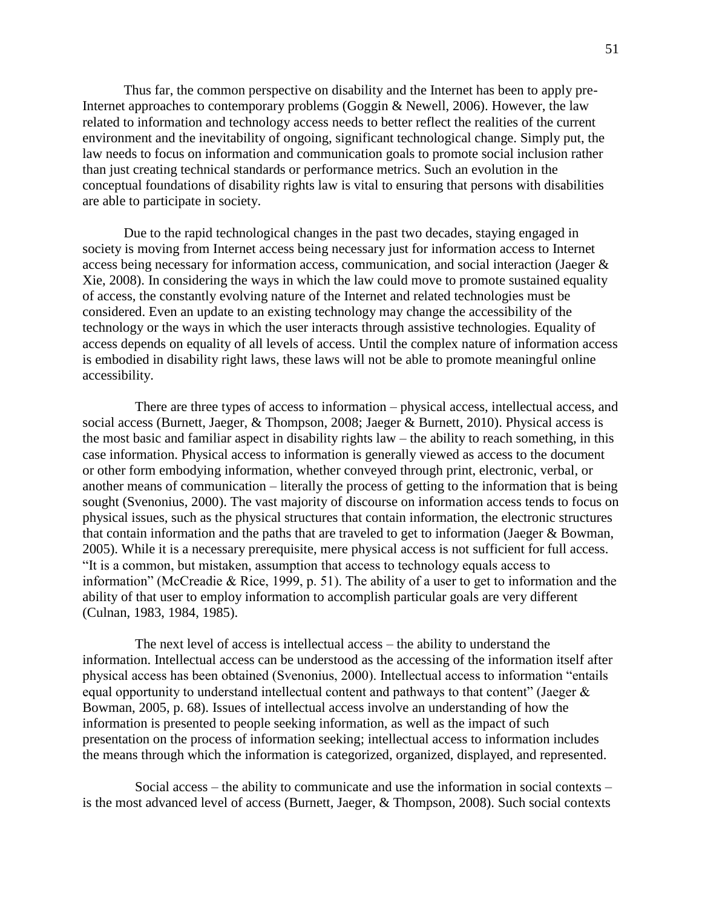Thus far, the common perspective on disability and the Internet has been to apply pre-Internet approaches to contemporary problems (Goggin & Newell, 2006). However, the law related to information and technology access needs to better reflect the realities of the current environment and the inevitability of ongoing, significant technological change. Simply put, the law needs to focus on information and communication goals to promote social inclusion rather than just creating technical standards or performance metrics. Such an evolution in the conceptual foundations of disability rights law is vital to ensuring that persons with disabilities are able to participate in society.

Due to the rapid technological changes in the past two decades, staying engaged in society is moving from Internet access being necessary just for information access to Internet access being necessary for information access, communication, and social interaction (Jaeger & Xie, 2008). In considering the ways in which the law could move to promote sustained equality of access, the constantly evolving nature of the Internet and related technologies must be considered. Even an update to an existing technology may change the accessibility of the technology or the ways in which the user interacts through assistive technologies. Equality of access depends on equality of all levels of access. Until the complex nature of information access is embodied in disability right laws, these laws will not be able to promote meaningful online accessibility.

There are three types of access to information – physical access, intellectual access, and social access (Burnett, Jaeger, & Thompson, 2008; Jaeger & Burnett, 2010). Physical access is the most basic and familiar aspect in disability rights law – the ability to reach something, in this case information. Physical access to information is generally viewed as access to the document or other form embodying information, whether conveyed through print, electronic, verbal, or another means of communication – literally the process of getting to the information that is being sought (Svenonius, 2000). The vast majority of discourse on information access tends to focus on physical issues, such as the physical structures that contain information, the electronic structures that contain information and the paths that are traveled to get to information (Jaeger & Bowman, 2005). While it is a necessary prerequisite, mere physical access is not sufficient for full access. "It is a common, but mistaken, assumption that access to technology equals access to information" (McCreadie & Rice, 1999, p. 51). The ability of a user to get to information and the ability of that user to employ information to accomplish particular goals are very different (Culnan, 1983, 1984, 1985).

The next level of access is intellectual access – the ability to understand the information. Intellectual access can be understood as the accessing of the information itself after physical access has been obtained (Svenonius, 2000). Intellectual access to information "entails equal opportunity to understand intellectual content and pathways to that content" (Jaeger & Bowman, 2005, p. 68). Issues of intellectual access involve an understanding of how the information is presented to people seeking information, as well as the impact of such presentation on the process of information seeking; intellectual access to information includes the means through which the information is categorized, organized, displayed, and represented.

Social access – the ability to communicate and use the information in social contexts – is the most advanced level of access (Burnett, Jaeger, & Thompson, 2008). Such social contexts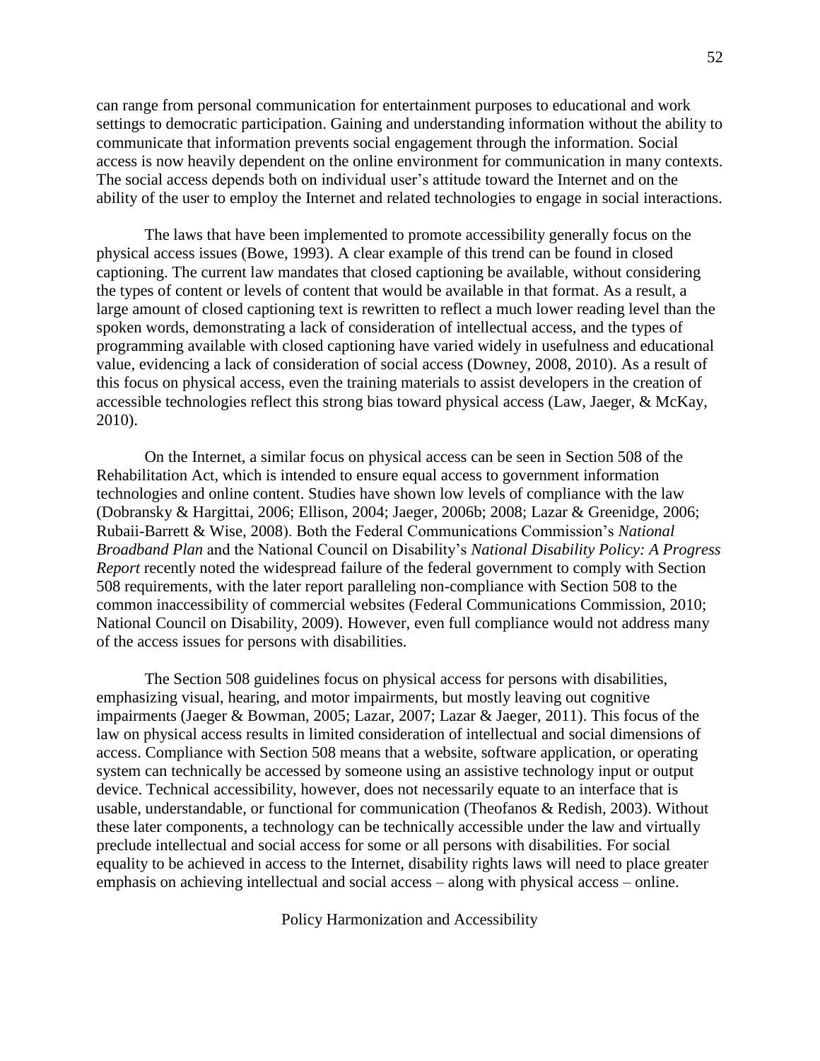can range from personal communication for entertainment purposes to educational and work settings to democratic participation. Gaining and understanding information without the ability to communicate that information prevents social engagement through the information. Social access is now heavily dependent on the online environment for communication in many contexts. The social access depends both on individual user's attitude toward the Internet and on the ability of the user to employ the Internet and related technologies to engage in social interactions.

The laws that have been implemented to promote accessibility generally focus on the physical access issues (Bowe, 1993). A clear example of this trend can be found in closed captioning. The current law mandates that closed captioning be available, without considering the types of content or levels of content that would be available in that format. As a result, a large amount of closed captioning text is rewritten to reflect a much lower reading level than the spoken words, demonstrating a lack of consideration of intellectual access, and the types of programming available with closed captioning have varied widely in usefulness and educational value, evidencing a lack of consideration of social access (Downey, 2008, 2010). As a result of this focus on physical access, even the training materials to assist developers in the creation of accessible technologies reflect this strong bias toward physical access (Law, Jaeger, & McKay, 2010).

On the Internet, a similar focus on physical access can be seen in Section 508 of the Rehabilitation Act, which is intended to ensure equal access to government information technologies and online content. Studies have shown low levels of compliance with the law (Dobransky & Hargittai, 2006; Ellison, 2004; Jaeger, 2006b; 2008; Lazar & Greenidge, 2006; Rubaii-Barrett & Wise, 2008). Both the Federal Communications Commission's *National Broadband Plan* and the National Council on Disability's *National Disability Policy: A Progress Report* recently noted the widespread failure of the federal government to comply with Section 508 requirements, with the later report paralleling non-compliance with Section 508 to the common inaccessibility of commercial websites (Federal Communications Commission, 2010; National Council on Disability, 2009). However, even full compliance would not address many of the access issues for persons with disabilities.

The Section 508 guidelines focus on physical access for persons with disabilities, emphasizing visual, hearing, and motor impairments, but mostly leaving out cognitive impairments (Jaeger & Bowman, 2005; Lazar, 2007; Lazar & Jaeger, 2011). This focus of the law on physical access results in limited consideration of intellectual and social dimensions of access. Compliance with Section 508 means that a website, software application, or operating system can technically be accessed by someone using an assistive technology input or output device. Technical accessibility, however, does not necessarily equate to an interface that is usable, understandable, or functional for communication (Theofanos & Redish, 2003). Without these later components, a technology can be technically accessible under the law and virtually preclude intellectual and social access for some or all persons with disabilities. For social equality to be achieved in access to the Internet, disability rights laws will need to place greater emphasis on achieving intellectual and social access – along with physical access – online.

## Policy Harmonization and Accessibility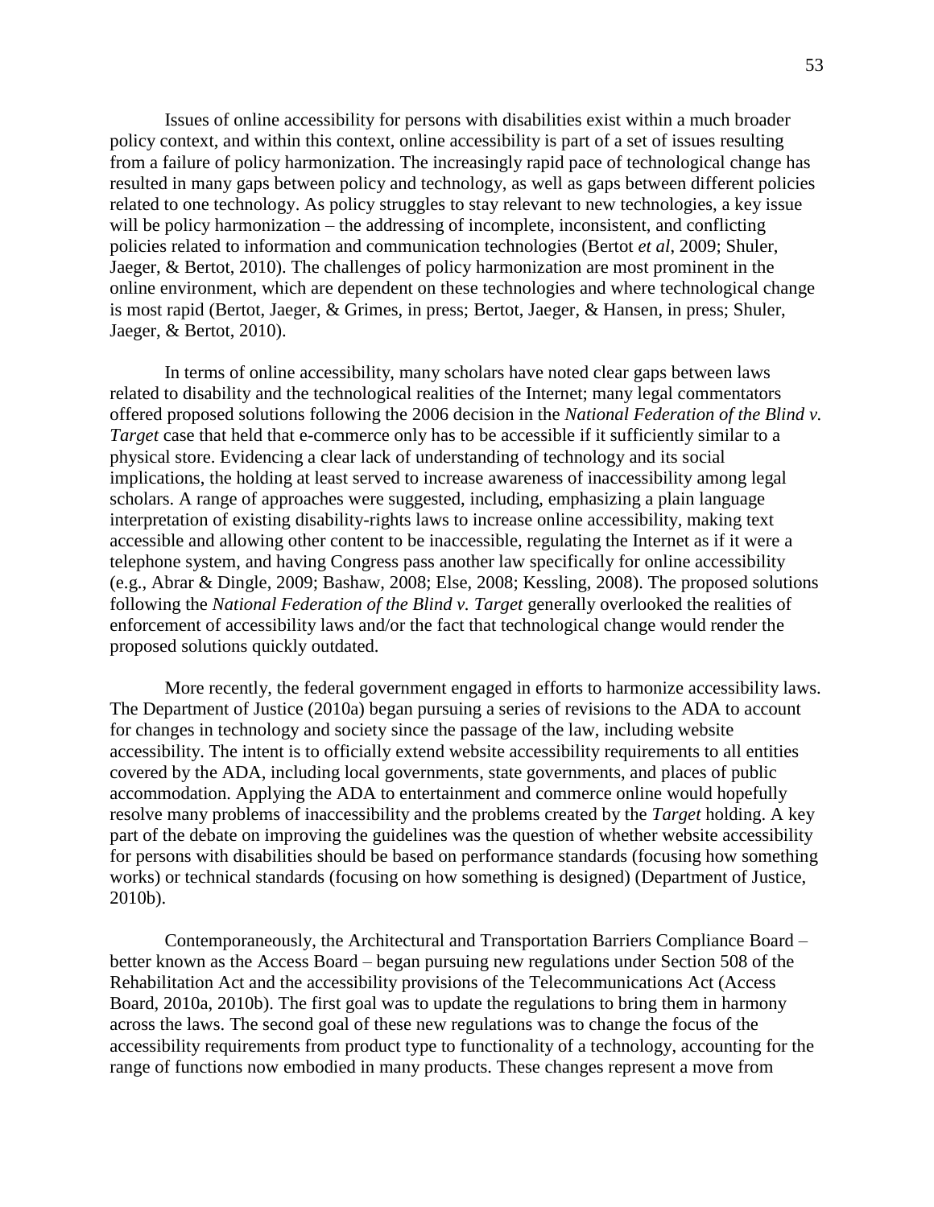Issues of online accessibility for persons with disabilities exist within a much broader policy context, and within this context, online accessibility is part of a set of issues resulting from a failure of policy harmonization. The increasingly rapid pace of technological change has resulted in many gaps between policy and technology, as well as gaps between different policies related to one technology. As policy struggles to stay relevant to new technologies, a key issue will be policy harmonization – the addressing of incomplete, inconsistent, and conflicting policies related to information and communication technologies (Bertot *et al*, 2009; Shuler, Jaeger, & Bertot, 2010). The challenges of policy harmonization are most prominent in the online environment, which are dependent on these technologies and where technological change is most rapid (Bertot, Jaeger, & Grimes, in press; Bertot, Jaeger, & Hansen, in press; Shuler, Jaeger, & Bertot, 2010).

In terms of online accessibility, many scholars have noted clear gaps between laws related to disability and the technological realities of the Internet; many legal commentators offered proposed solutions following the 2006 decision in the *National Federation of the Blind v. Target* case that held that e-commerce only has to be accessible if it sufficiently similar to a physical store. Evidencing a clear lack of understanding of technology and its social implications, the holding at least served to increase awareness of inaccessibility among legal scholars. A range of approaches were suggested, including, emphasizing a plain language interpretation of existing disability-rights laws to increase online accessibility, making text accessible and allowing other content to be inaccessible, regulating the Internet as if it were a telephone system, and having Congress pass another law specifically for online accessibility (e.g., Abrar & Dingle, 2009; Bashaw, 2008; Else, 2008; Kessling, 2008). The proposed solutions following the *National Federation of the Blind v. Target* generally overlooked the realities of enforcement of accessibility laws and/or the fact that technological change would render the proposed solutions quickly outdated.

More recently, the federal government engaged in efforts to harmonize accessibility laws. The Department of Justice (2010a) began pursuing a series of revisions to the ADA to account for changes in technology and society since the passage of the law, including website accessibility. The intent is to officially extend website accessibility requirements to all entities covered by the ADA, including local governments, state governments, and places of public accommodation. Applying the ADA to entertainment and commerce online would hopefully resolve many problems of inaccessibility and the problems created by the *Target* holding. A key part of the debate on improving the guidelines was the question of whether website accessibility for persons with disabilities should be based on performance standards (focusing how something works) or technical standards (focusing on how something is designed) (Department of Justice, 2010b).

Contemporaneously, the Architectural and Transportation Barriers Compliance Board – better known as the Access Board – began pursuing new regulations under Section 508 of the Rehabilitation Act and the accessibility provisions of the Telecommunications Act (Access Board, 2010a, 2010b). The first goal was to update the regulations to bring them in harmony across the laws. The second goal of these new regulations was to change the focus of the accessibility requirements from product type to functionality of a technology, accounting for the range of functions now embodied in many products. These changes represent a move from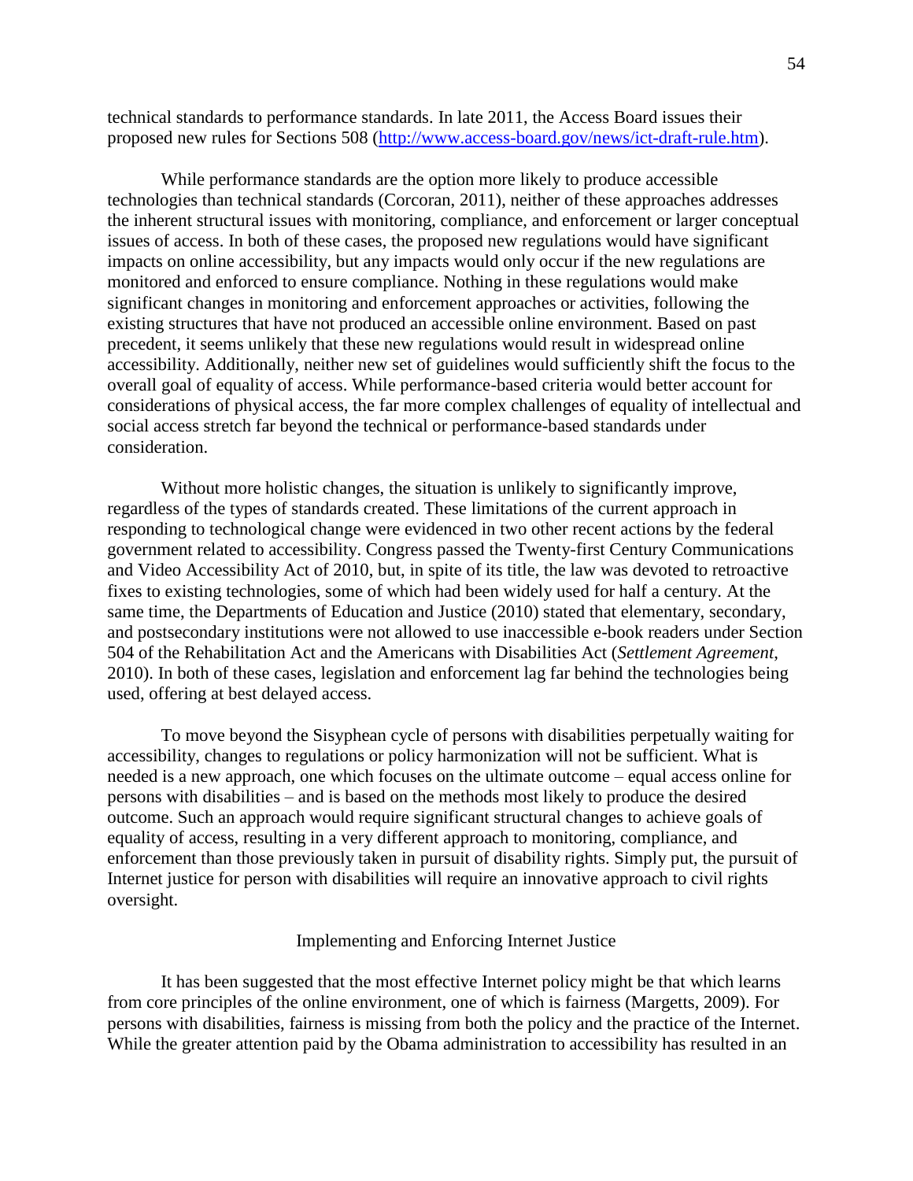technical standards to performance standards. In late 2011, the Access Board issues their proposed new rules for Sections 508 (http://www.access-board.gov/news/ict-draft-rule.htm).

While performance standards are the option more likely to produce accessible technologies than technical standards (Corcoran, 2011), neither of these approaches addresses the inherent structural issues with monitoring, compliance, and enforcement or larger conceptual issues of access. In both of these cases, the proposed new regulations would have significant impacts on online accessibility, but any impacts would only occur if the new regulations are monitored and enforced to ensure compliance. Nothing in these regulations would make significant changes in monitoring and enforcement approaches or activities, following the existing structures that have not produced an accessible online environment. Based on past precedent, it seems unlikely that these new regulations would result in widespread online accessibility. Additionally, neither new set of guidelines would sufficiently shift the focus to the overall goal of equality of access. While performance-based criteria would better account for considerations of physical access, the far more complex challenges of equality of intellectual and social access stretch far beyond the technical or performance-based standards under consideration.

Without more holistic changes, the situation is unlikely to significantly improve, regardless of the types of standards created. These limitations of the current approach in responding to technological change were evidenced in two other recent actions by the federal government related to accessibility. Congress passed the Twenty-first Century Communications and Video Accessibility Act of 2010, but, in spite of its title, the law was devoted to retroactive fixes to existing technologies, some of which had been widely used for half a century. At the same time, the Departments of Education and Justice (2010) stated that elementary, secondary, and postsecondary institutions were not allowed to use inaccessible e-book readers under Section 504 of the Rehabilitation Act and the Americans with Disabilities Act (*Settlement Agreement*, 2010). In both of these cases, legislation and enforcement lag far behind the technologies being used, offering at best delayed access.

To move beyond the Sisyphean cycle of persons with disabilities perpetually waiting for accessibility, changes to regulations or policy harmonization will not be sufficient. What is needed is a new approach, one which focuses on the ultimate outcome – equal access online for persons with disabilities – and is based on the methods most likely to produce the desired outcome. Such an approach would require significant structural changes to achieve goals of equality of access, resulting in a very different approach to monitoring, compliance, and enforcement than those previously taken in pursuit of disability rights. Simply put, the pursuit of Internet justice for person with disabilities will require an innovative approach to civil rights oversight.

## Implementing and Enforcing Internet Justice

It has been suggested that the most effective Internet policy might be that which learns from core principles of the online environment, one of which is fairness (Margetts, 2009). For persons with disabilities, fairness is missing from both the policy and the practice of the Internet. While the greater attention paid by the Obama administration to accessibility has resulted in an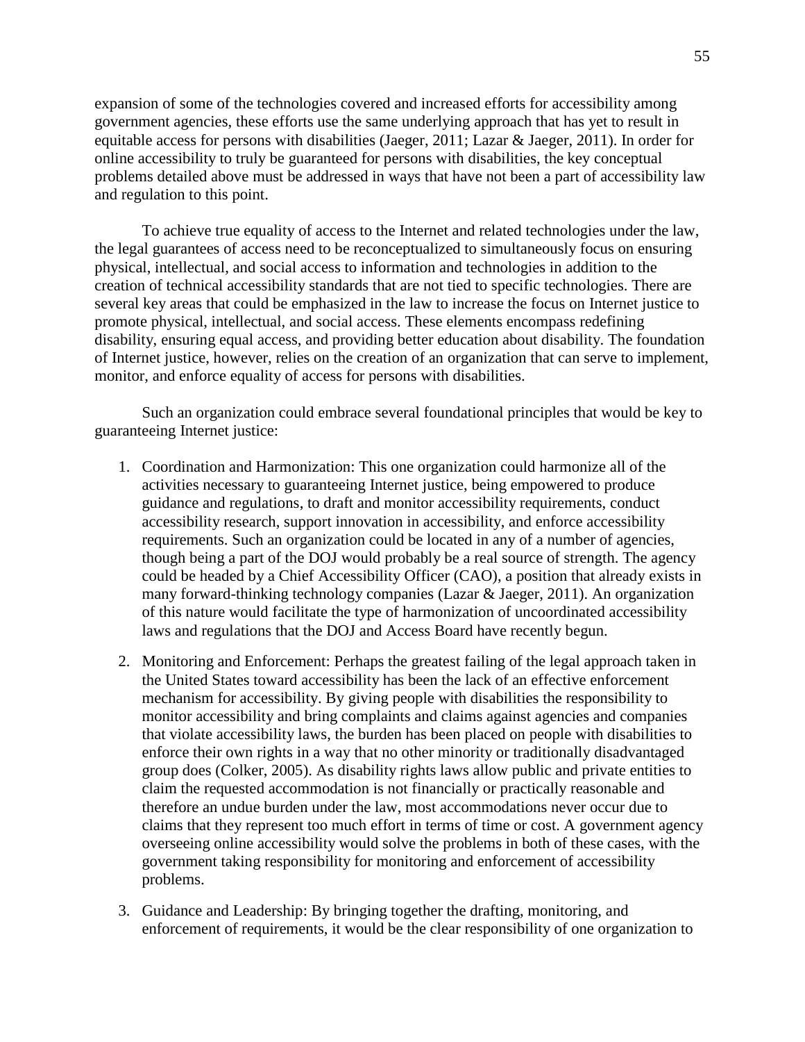expansion of some of the technologies covered and increased efforts for accessibility among government agencies, these efforts use the same underlying approach that has yet to result in equitable access for persons with disabilities (Jaeger, 2011; Lazar & Jaeger, 2011). In order for online accessibility to truly be guaranteed for persons with disabilities, the key conceptual problems detailed above must be addressed in ways that have not been a part of accessibility law and regulation to this point.

To achieve true equality of access to the Internet and related technologies under the law, the legal guarantees of access need to be reconceptualized to simultaneously focus on ensuring physical, intellectual, and social access to information and technologies in addition to the creation of technical accessibility standards that are not tied to specific technologies. There are several key areas that could be emphasized in the law to increase the focus on Internet justice to promote physical, intellectual, and social access. These elements encompass redefining disability, ensuring equal access, and providing better education about disability. The foundation of Internet justice, however, relies on the creation of an organization that can serve to implement, monitor, and enforce equality of access for persons with disabilities.

Such an organization could embrace several foundational principles that would be key to guaranteeing Internet justice:

1. Coordination and Harmonization: This one organization could harmonize all of the activities necessary to guaranteeing Internet justice, being empowered to produce guidance and regulations, to draft and monitor accessibility requirements, conduct accessibility research, support innovation in accessibility, and enforce accessibility requirements. Such an organization could be located in any of a number of agencies, though being a part of the DOJ would probably be a real source of strength. The agency could be headed by a Chief Accessibility Officer (CAO), a position that already exists in many forward-thinking technology companies (Lazar & Jaeger, 2011). An organization of this nature would facilitate the type of harmonization of uncoordinated accessibility laws and regulations that the DOJ and Access Board have recently begun.
2. Monitoring and Enforcement: Perhaps the greatest failing of the legal approach taken in the United States toward accessibility has been the lack of an effective enforcement mechanism for accessibility. By giving people with disabilities the responsibility to monitor accessibility and bring complaints and claims against agencies and companies that violate accessibility laws, the burden has been placed on people with disabilities to enforce their own rights in a way that no other minority or traditionally disadvantaged group does (Colker, 2005). As disability rights laws allow public and private entities to claim the requested accommodation is not financially or practically reasonable and therefore an undue burden under the law, most accommodations never occur due to claims that they represent too much effort in terms of time or cost. A government agency overseeing online accessibility would solve the problems in both of these cases, with the government taking responsibility for monitoring and enforcement of accessibility problems.
3. Guidance and Leadership: By bringing together the drafting, monitoring, and enforcement of requirements, it would be the clear responsibility of one organization to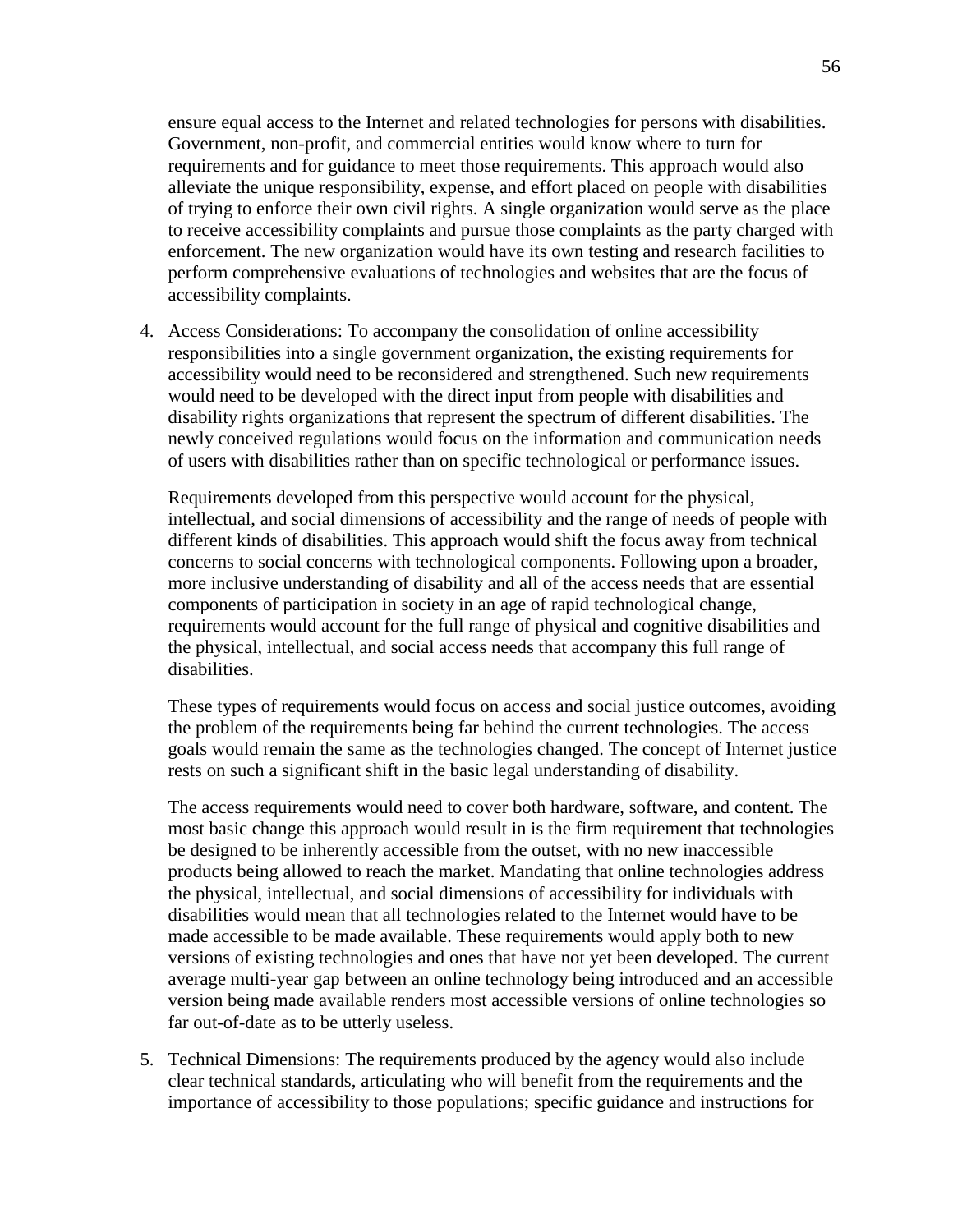ensure equal access to the Internet and related technologies for persons with disabilities. Government, non-profit, and commercial entities would know where to turn for requirements and for guidance to meet those requirements. This approach would also alleviate the unique responsibility, expense, and effort placed on people with disabilities of trying to enforce their own civil rights. A single organization would serve as the place to receive accessibility complaints and pursue those complaints as the party charged with enforcement. The new organization would have its own testing and research facilities to perform comprehensive evaluations of technologies and websites that are the focus of accessibility complaints.

4. Access Considerations: To accompany the consolidation of online accessibility responsibilities into a single government organization, the existing requirements for accessibility would need to be reconsidered and strengthened. Such new requirements would need to be developed with the direct input from people with disabilities and disability rights organizations that represent the spectrum of different disabilities. The newly conceived regulations would focus on the information and communication needs of users with disabilities rather than on specific technological or performance issues.

   Requirements developed from this perspective would account for the physical, intellectual, and social dimensions of accessibility and the range of needs of people with different kinds of disabilities. This approach would shift the focus away from technical concerns to social concerns with technological components. Following upon a broader, more inclusive understanding of disability and all of the access needs that are essential components of participation in society in an age of rapid technological change, requirements would account for the full range of physical and cognitive disabilities and the physical, intellectual, and social access needs that accompany this full range of disabilities.

   These types of requirements would focus on access and social justice outcomes, avoiding the problem of the requirements being far behind the current technologies. The access goals would remain the same as the technologies changed. The concept of Internet justice rests on such a significant shift in the basic legal understanding of disability.

   The access requirements would need to cover both hardware, software, and content. The most basic change this approach would result in is the firm requirement that technologies be designed to be inherently accessible from the outset, with no new inaccessible products being allowed to reach the market. Mandating that online technologies address the physical, intellectual, and social dimensions of accessibility for individuals with disabilities would mean that all technologies related to the Internet would have to be made accessible to be made available. These requirements would apply both to new versions of existing technologies and ones that have not yet been developed. The current average multi-year gap between an online technology being introduced and an accessible version being made available renders most accessible versions of online technologies so far out-of-date as to be utterly useless.

5. Technical Dimensions: The requirements produced by the agency would also include clear technical standards, articulating who will benefit from the requirements and the importance of accessibility to those populations; specific guidance and instructions for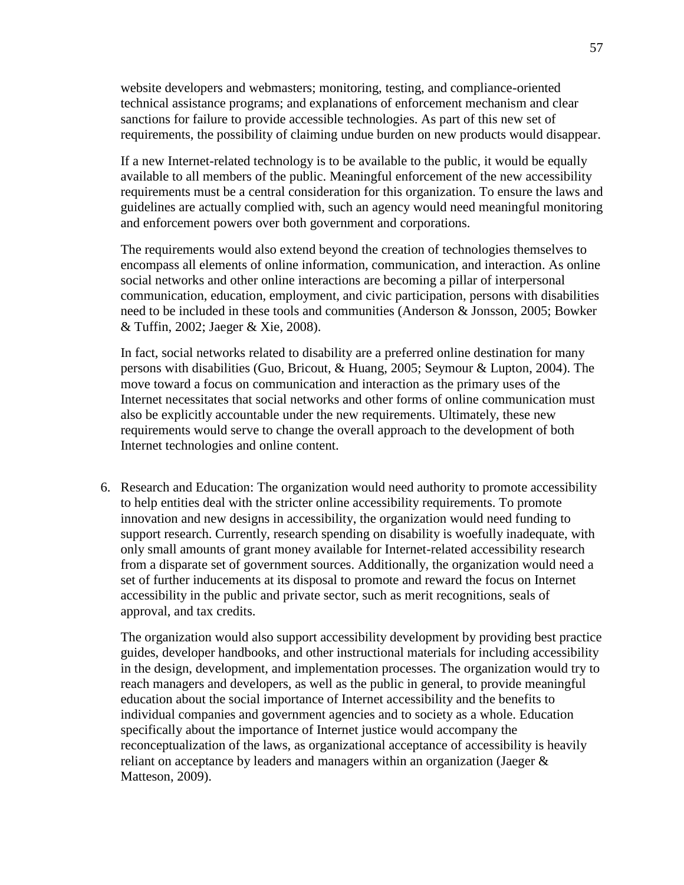website developers and webmasters; monitoring, testing, and compliance-oriented technical assistance programs; and explanations of enforcement mechanism and clear sanctions for failure to provide accessible technologies. As part of this new set of requirements, the possibility of claiming undue burden on new products would disappear.

If a new Internet-related technology is to be available to the public, it would be equally available to all members of the public. Meaningful enforcement of the new accessibility requirements must be a central consideration for this organization. To ensure the laws and guidelines are actually complied with, such an agency would need meaningful monitoring and enforcement powers over both government and corporations.

The requirements would also extend beyond the creation of technologies themselves to encompass all elements of online information, communication, and interaction. As online social networks and other online interactions are becoming a pillar of interpersonal communication, education, employment, and civic participation, persons with disabilities need to be included in these tools and communities (Anderson & Jonsson, 2005; Bowker & Tuffin, 2002; Jaeger & Xie, 2008).

In fact, social networks related to disability are a preferred online destination for many persons with disabilities (Guo, Bricout, & Huang, 2005; Seymour & Lupton, 2004). The move toward a focus on communication and interaction as the primary uses of the Internet necessitates that social networks and other forms of online communication must also be explicitly accountable under the new requirements. Ultimately, these new requirements would serve to change the overall approach to the development of both Internet technologies and online content.

6. Research and Education: The organization would need authority to promote accessibility to help entities deal with the stricter online accessibility requirements. To promote innovation and new designs in accessibility, the organization would need funding to support research. Currently, research spending on disability is woefully inadequate, with only small amounts of grant money available for Internet-related accessibility research from a disparate set of government sources. Additionally, the organization would need a set of further inducements at its disposal to promote and reward the focus on Internet accessibility in the public and private sector, such as merit recognitions, seals of approval, and tax credits.

   The organization would also support accessibility development by providing best practice guides, developer handbooks, and other instructional materials for including accessibility in the design, development, and implementation processes. The organization would try to reach managers and developers, as well as the public in general, to provide meaningful education about the social importance of Internet accessibility and the benefits to individual companies and government agencies and to society as a whole. Education specifically about the importance of Internet justice would accompany the reconceptualization of the laws, as organizational acceptance of accessibility is heavily reliant on acceptance by leaders and managers within an organization (Jaeger & Matteson, 2009).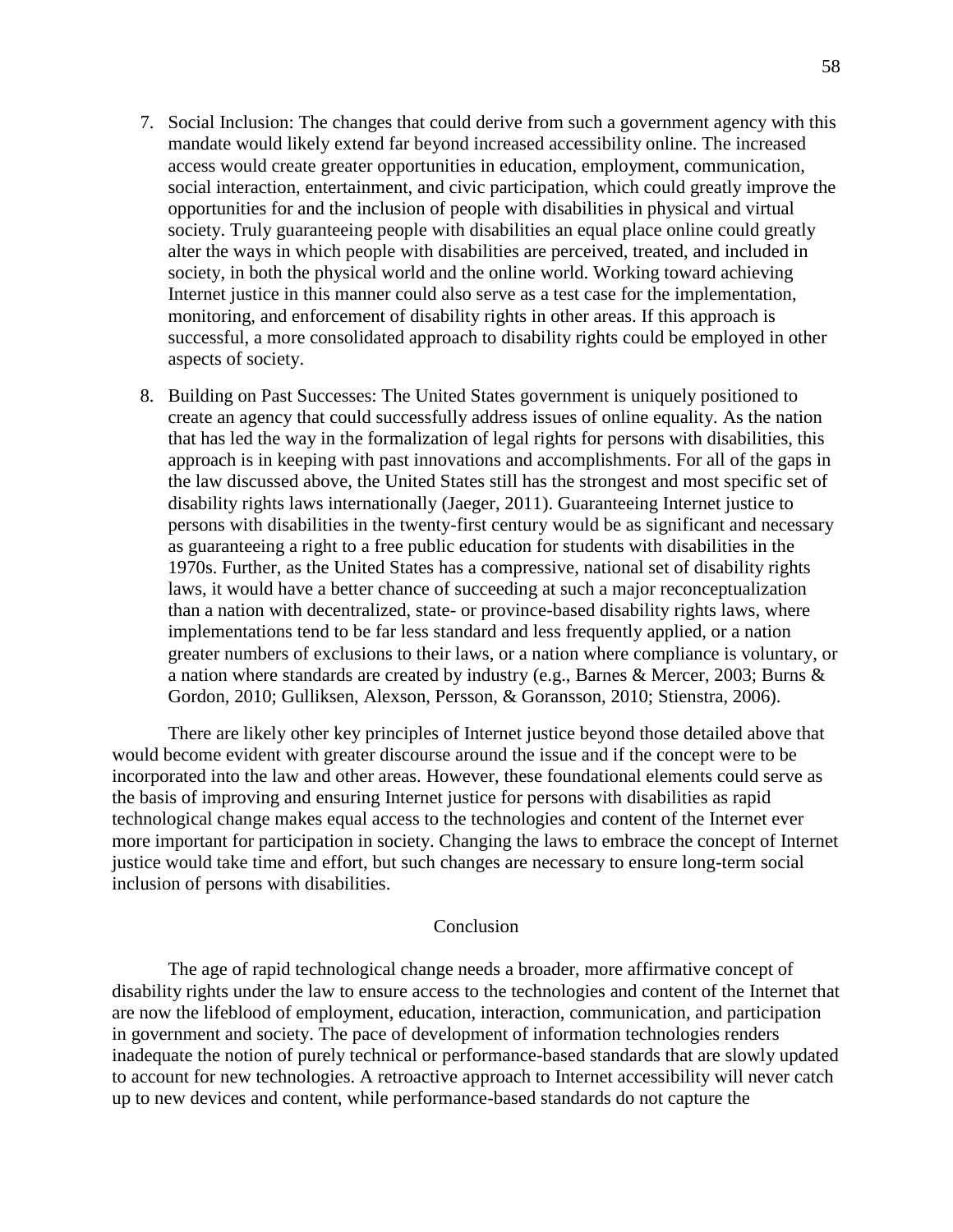7. Social Inclusion: The changes that could derive from such a government agency with this mandate would likely extend far beyond increased accessibility online. The increased access would create greater opportunities in education, employment, communication, social interaction, entertainment, and civic participation, which could greatly improve the opportunities for and the inclusion of people with disabilities in physical and virtual society. Truly guaranteeing people with disabilities an equal place online could greatly alter the ways in which people with disabilities are perceived, treated, and included in society, in both the physical world and the online world. Working toward achieving Internet justice in this manner could also serve as a test case for the implementation, monitoring, and enforcement of disability rights in other areas. If this approach is successful, a more consolidated approach to disability rights could be employed in other aspects of society.

8. Building on Past Successes: The United States government is uniquely positioned to create an agency that could successfully address issues of online equality. As the nation that has led the way in the formalization of legal rights for persons with disabilities, this approach is in keeping with past innovations and accomplishments. For all of the gaps in the law discussed above, the United States still has the strongest and most specific set of disability rights laws internationally (Jaeger, 2011). Guaranteeing Internet justice to persons with disabilities in the twenty-first century would be as significant and necessary as guaranteeing a right to a free public education for students with disabilities in the 1970s. Further, as the United States has a compressive, national set of disability rights laws, it would have a better chance of succeeding at such a major reconceptualization than a nation with decentralized, state- or province-based disability rights laws, where implementations tend to be far less standard and less frequently applied, or a nation greater numbers of exclusions to their laws, or a nation where compliance is voluntary, or a nation where standards are created by industry (e.g., Barnes & Mercer, 2003; Burns & Gordon, 2010; Gulliksen, Alexson, Persson, & Goransson, 2010; Stienstra, 2006).

There are likely other key principles of Internet justice beyond those detailed above that would become evident with greater discourse around the issue and if the concept were to be incorporated into the law and other areas. However, these foundational elements could serve as the basis of improving and ensuring Internet justice for persons with disabilities as rapid technological change makes equal access to the technologies and content of the Internet ever more important for participation in society. Changing the laws to embrace the concept of Internet justice would take time and effort, but such changes are necessary to ensure long-term social inclusion of persons with disabilities.

## Conclusion

The age of rapid technological change needs a broader, more affirmative concept of disability rights under the law to ensure access to the technologies and content of the Internet that are now the lifeblood of employment, education, interaction, communication, and participation in government and society. The pace of development of information technologies renders inadequate the notion of purely technical or performance-based standards that are slowly updated to account for new technologies. A retroactive approach to Internet accessibility will never catch up to new devices and content, while performance-based standards do not capture the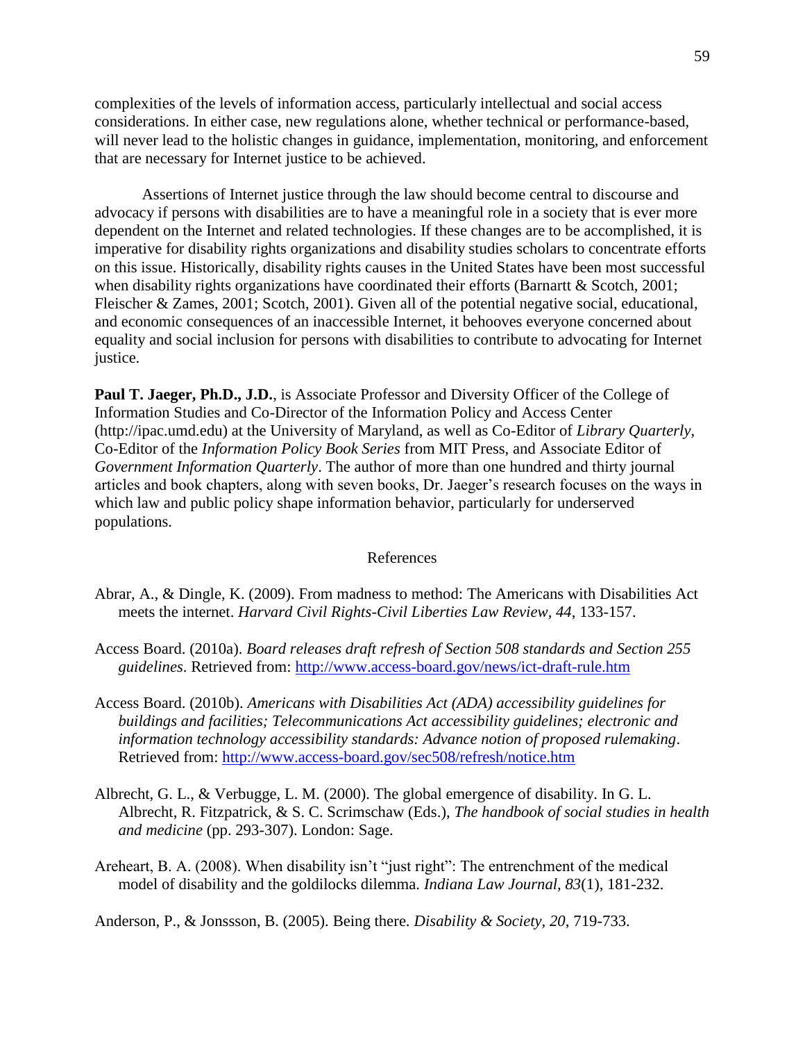complexities of the levels of information access, particularly intellectual and social access considerations. In either case, new regulations alone, whether technical or performance-based, will never lead to the holistic changes in guidance, implementation, monitoring, and enforcement that are necessary for Internet justice to be achieved.

Assertions of Internet justice through the law should become central to discourse and advocacy if persons with disabilities are to have a meaningful role in a society that is ever more dependent on the Internet and related technologies. If these changes are to be accomplished, it is imperative for disability rights organizations and disability studies scholars to concentrate efforts on this issue. Historically, disability rights causes in the United States have been most successful when disability rights organizations have coordinated their efforts (Barnartt & Scotch, 2001; Fleischer & Zames, 2001; Scotch, 2001). Given all of the potential negative social, educational, and economic consequences of an inaccessible Internet, it behooves everyone concerned about equality and social inclusion for persons with disabilities to contribute to advocating for Internet justice.

**Paul T. Jaeger, Ph.D., J.D.**, is Associate Professor and Diversity Officer of the College of Information Studies and Co-Director of the Information Policy and Access Center (http://ipac.umd.edu) at the University of Maryland, as well as Co-Editor of *Library Quarterly*, Co-Editor of the *Information Policy Book Series* from MIT Press, and Associate Editor of *Government Information Quarterly*. The author of more than one hundred and thirty journal articles and book chapters, along with seven books, Dr. Jaeger's research focuses on the ways in which law and public policy shape information behavior, particularly for underserved populations.

## References

Abrar, A., & Dingle, K. (2009). From madness to method: The Americans with Disabilities Act meets the internet. *Harvard Civil Rights-Civil Liberties Law Review, 44*, 133-157.

Access Board. (2010a). *Board releases draft refresh of Section 508 standards and Section 255 guidelines*. Retrieved from: http://www.access-board.gov/news/ict-draft-rule.htm

Access Board. (2010b). *Americans with Disabilities Act (ADA) accessibility guidelines for buildings and facilities; Telecommunications Act accessibility guidelines; electronic and information technology accessibility standards: Advance notion of proposed rulemaking*. Retrieved from: http://www.access-board.gov/sec508/refresh/notice.htm

Albrecht, G. L., & Verbugge, L. M. (2000). The global emergence of disability. In G. L. Albrecht, R. Fitzpatrick, & S. C. Scrimschaw (Eds.), *The handbook of social studies in health and medicine* (pp. 293-307). London: Sage.

Areheart, B. A. (2008). When disability isn't "just right": The entrenchment of the medical model of disability and the goldilocks dilemma. *Indiana Law Journal, 83*(1), 181-232.

Anderson, P., & Jonssson, B. (2005). Being there. *Disability & Society, 20*, 719-733.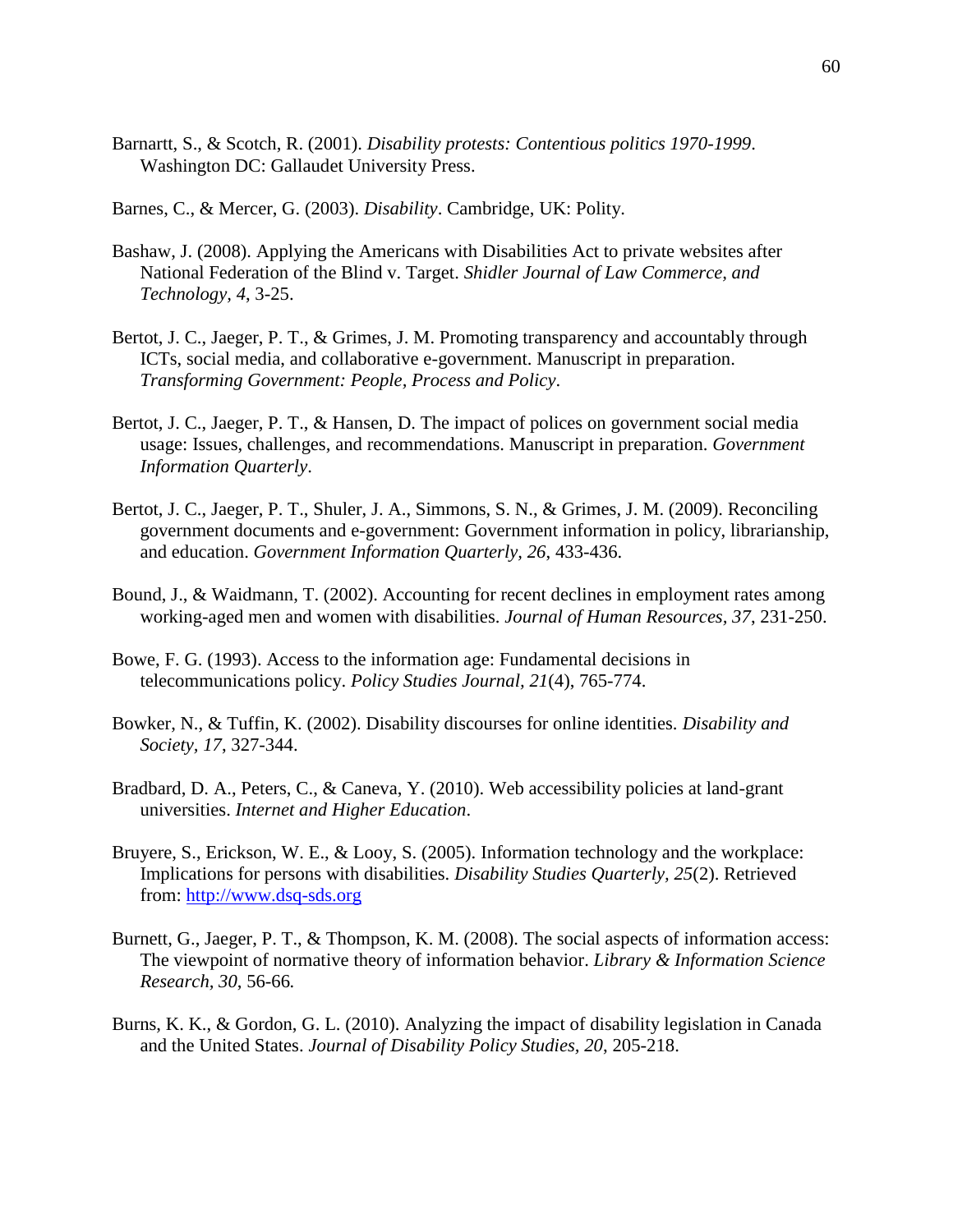Barnartt, S., & Scotch, R. (2001). *Disability protests: Contentious politics 1970-1999*. Washington DC: Gallaudet University Press.

Barnes, C., & Mercer, G. (2003). *Disability*. Cambridge, UK: Polity.

Bashaw, J. (2008). Applying the Americans with Disabilities Act to private websites after National Federation of the Blind v. Target. *Shidler Journal of Law Commerce, and Technology, 4*, 3-25.

Bertot, J. C., Jaeger, P. T., & Grimes, J. M. Promoting transparency and accountably through ICTs, social media, and collaborative e-government. Manuscript in preparation. *Transforming Government: People, Process and Policy*.

Bertot, J. C., Jaeger, P. T., & Hansen, D. The impact of polices on government social media usage: Issues, challenges, and recommendations. Manuscript in preparation. *Government Information Quarterly*.

Bertot, J. C., Jaeger, P. T., Shuler, J. A., Simmons, S. N., & Grimes, J. M. (2009). Reconciling government documents and e-government: Government information in policy, librarianship, and education. *Government Information Quarterly, 26*, 433-436.

Bound, J., & Waidmann, T. (2002). Accounting for recent declines in employment rates among working-aged men and women with disabilities. *Journal of Human Resources, 37*, 231-250.

Bowe, F. G. (1993). Access to the information age: Fundamental decisions in telecommunications policy. *Policy Studies Journal, 21*(4), 765-774.

Bowker, N., & Tuffin, K. (2002). Disability discourses for online identities. *Disability and Society, 17*, 327-344.

Bradbard, D. A., Peters, C., & Caneva, Y. (2010). Web accessibility policies at land-grant universities. *Internet and Higher Education*.

Bruyere, S., Erickson, W. E., & Looy, S. (2005). Information technology and the workplace: Implications for persons with disabilities. *Disability Studies Quarterly, 25*(2). Retrieved from: http://www.dsq-sds.org

Burnett, G., Jaeger, P. T., & Thompson, K. M. (2008). The social aspects of information access: The viewpoint of normative theory of information behavior. *Library & Information Science Research, 30*, 56-66.

Burns, K. K., & Gordon, G. L. (2010). Analyzing the impact of disability legislation in Canada and the United States. *Journal of Disability Policy Studies, 20*, 205-218.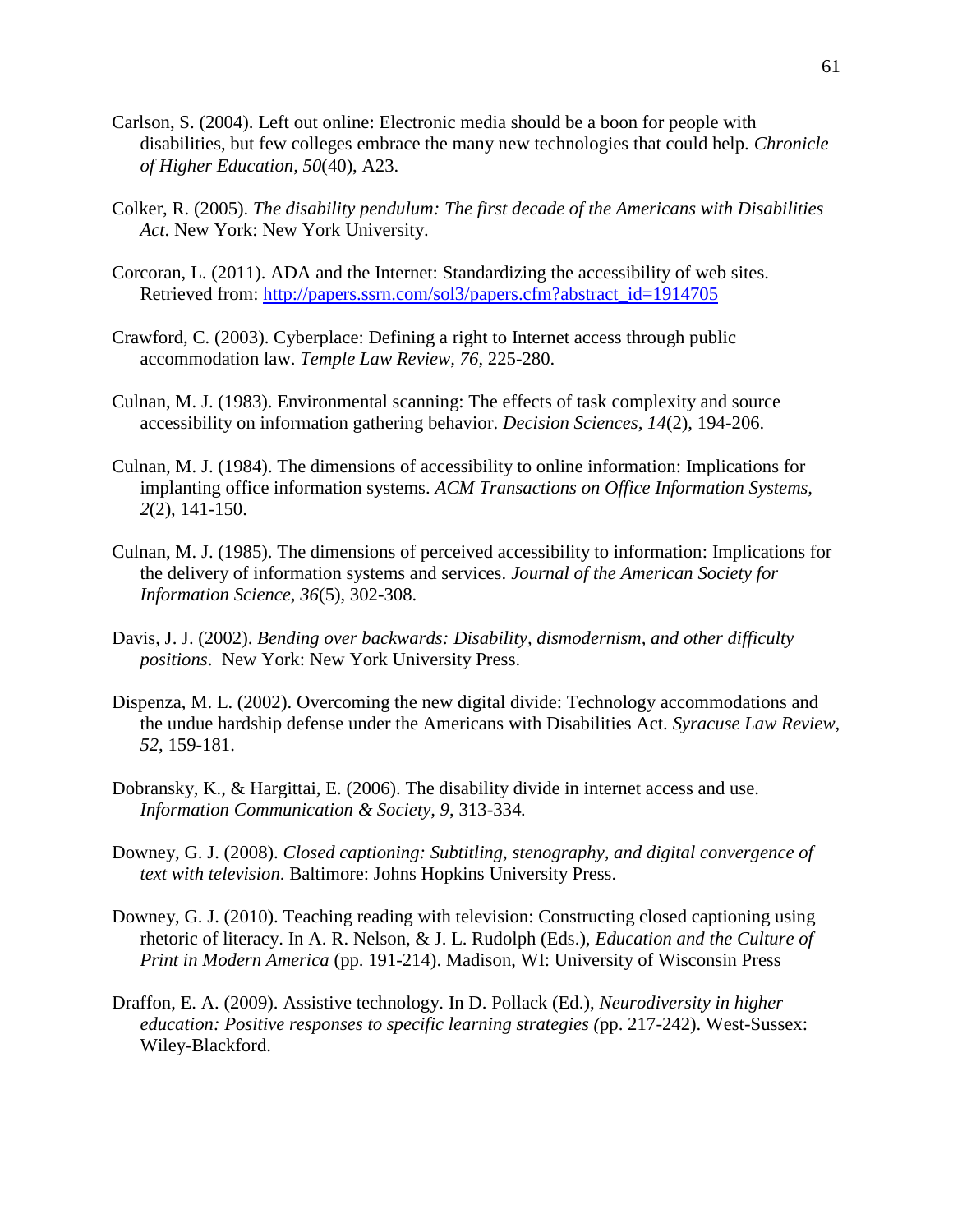Carlson, S. (2004). Left out online: Electronic media should be a boon for people with disabilities, but few colleges embrace the many new technologies that could help. *Chronicle of Higher Education, 50*(40), A23.

Colker, R. (2005). *The disability pendulum: The first decade of the Americans with Disabilities Act.* New York: New York University.

Corcoran, L. (2011). ADA and the Internet: Standardizing the accessibility of web sites. Retrieved from: [http://papers.ssrn.com/sol3/papers.cfm?abstract_id=1914705](http://papers.ssrn.com/sol3/papers.cfm?abstract_id=1914705)

Crawford, C. (2003). Cyberplace: Defining a right to Internet access through public accommodation law. *Temple Law Review, 76*, 225-280.

Culnan, M. J. (1983). Environmental scanning: The effects of task complexity and source accessibility on information gathering behavior. *Decision Sciences, 14*(2), 194-206.

Culnan, M. J. (1984). The dimensions of accessibility to online information: Implications for implanting office information systems. *ACM Transactions on Office Information Systems, 2*(2), 141-150.

Culnan, M. J. (1985). The dimensions of perceived accessibility to information: Implications for the delivery of information systems and services. *Journal of the American Society for Information Science, 36*(5), 302-308.

Davis, J. J. (2002). *Bending over backwards: Disability, dismodernism, and other difficulty positions*. New York: New York University Press.

Dispenza, M. L. (2002). Overcoming the new digital divide: Technology accommodations and the undue hardship defense under the Americans with Disabilities Act. *Syracuse Law Review, 52*, 159-181.

Dobransky, K., & Hargittai, E. (2006). The disability divide in internet access and use. *Information Communication & Society, 9*, 313-334.

Downey, G. J. (2008). *Closed captioning: Subtitling, stenography, and digital convergence of text with television*. Baltimore: Johns Hopkins University Press.

Downey, G. J. (2010). Teaching reading with television: Constructing closed captioning using rhetoric of literacy. In A. R. Nelson, & J. L. Rudolph (Eds.), *Education and the Culture of Print in Modern America* (pp. 191-214). Madison, WI: University of Wisconsin Press

Draffon, E. A. (2009). Assistive technology. In D. Pollack (Ed.), *Neurodiversity in higher education: Positive responses to specific learning strategies (*pp. 217-242). West-Sussex: Wiley-Blackford.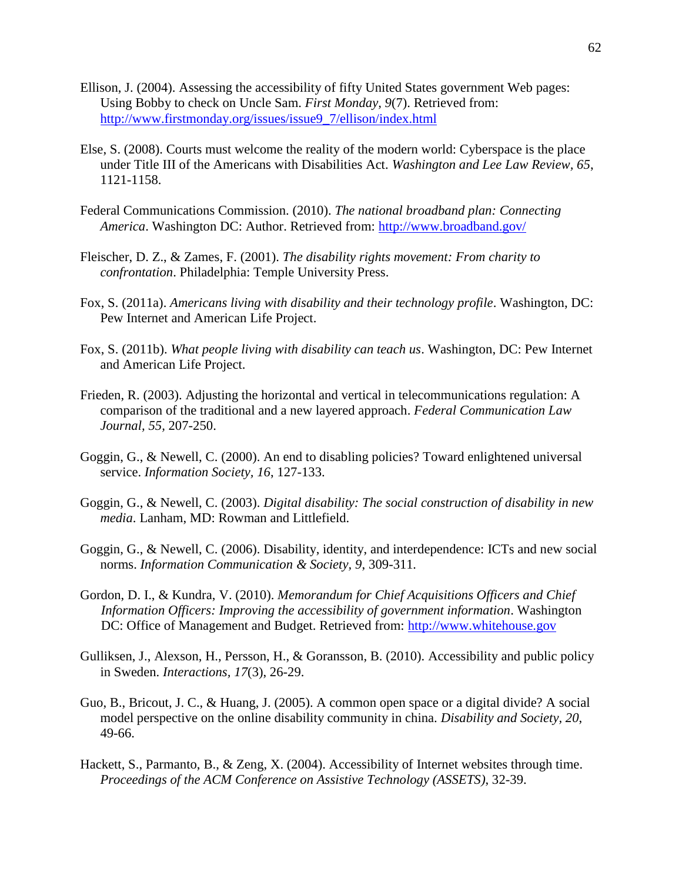Ellison, J. (2004). Assessing the accessibility of fifty United States government Web pages: Using Bobby to check on Uncle Sam. *First Monday, 9*(7). Retrieved from: http://www.firstmonday.org/issues/issue9_7/ellison/index.html

Else, S. (2008). Courts must welcome the reality of the modern world: Cyberspace is the place under Title III of the Americans with Disabilities Act. *Washington and Lee Law Review, 65*, 1121-1158.

Federal Communications Commission. (2010). *The national broadband plan: Connecting America*. Washington DC: Author. Retrieved from: http://www.broadband.gov/

Fleischer, D. Z., & Zames, F. (2001). *The disability rights movement: From charity to confrontation*. Philadelphia: Temple University Press.

Fox, S. (2011a). *Americans living with disability and their technology profile*. Washington, DC: Pew Internet and American Life Project.

Fox, S. (2011b). *What people living with disability can teach us*. Washington, DC: Pew Internet and American Life Project.

Frieden, R. (2003). Adjusting the horizontal and vertical in telecommunications regulation: A comparison of the traditional and a new layered approach. *Federal Communication Law Journal, 55*, 207-250.

Goggin, G., & Newell, C. (2000). An end to disabling policies? Toward enlightened universal service. *Information Society, 16*, 127-133.

Goggin, G., & Newell, C. (2003). *Digital disability: The social construction of disability in new media*. Lanham, MD: Rowman and Littlefield.

Goggin, G., & Newell, C. (2006). Disability, identity, and interdependence: ICTs and new social norms. *Information Communication & Society, 9*, 309-311.

Gordon, D. I., & Kundra, V. (2010). *Memorandum for Chief Acquisitions Officers and Chief Information Officers: Improving the accessibility of government information*. Washington DC: Office of Management and Budget. Retrieved from: http://www.whitehouse.gov

Gulliksen, J., Alexson, H., Persson, H., & Goransson, B. (2010). Accessibility and public policy in Sweden. *Interactions, 17*(3), 26-29.

Guo, B., Bricout, J. C., & Huang, J. (2005). A common open space or a digital divide? A social model perspective on the online disability community in china. *Disability and Society, 20*, 49-66.

Hackett, S., Parmanto, B., & Zeng, X. (2004). Accessibility of Internet websites through time. *Proceedings of the ACM Conference on Assistive Technology (ASSETS)*, 32-39.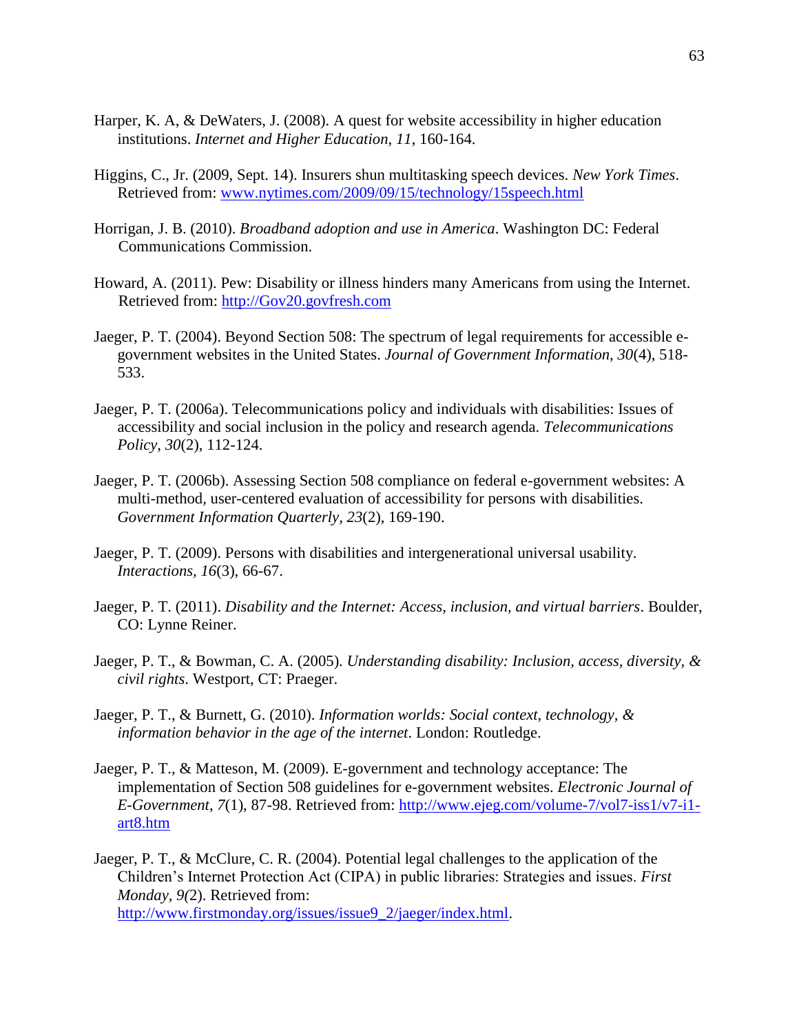Harper, K. A, & DeWaters, J. (2008). A quest for website accessibility in higher education institutions. *Internet and Higher Education, 11*, 160-164.

Higgins, C., Jr. (2009, Sept. 14). Insurers shun multitasking speech devices. *New York Times*. Retrieved from: [www.nytimes.com/2009/09/15/technology/15speech.html](http://www.nytimes.com/2009/09/15/technology/15speech.html)

Horrigan, J. B. (2010). *Broadband adoption and use in America*. Washington DC: Federal Communications Commission.

Howard, A. (2011). Pew: Disability or illness hinders many Americans from using the Internet. Retrieved from: [http://Gov20.govfresh.com](http://Gov20.govfresh.com)

Jaeger, P. T. (2004). Beyond Section 508: The spectrum of legal requirements for accessible e-government websites in the United States. *Journal of Government Information, 30*(4), 518-533.

Jaeger, P. T. (2006a). Telecommunications policy and individuals with disabilities: Issues of accessibility and social inclusion in the policy and research agenda. *Telecommunications Policy, 30*(2), 112-124.

Jaeger, P. T. (2006b). Assessing Section 508 compliance on federal e-government websites: A multi-method, user-centered evaluation of accessibility for persons with disabilities. *Government Information Quarterly, 23*(2), 169-190.

Jaeger, P. T. (2009). Persons with disabilities and intergenerational universal usability. *Interactions, 16*(3), 66-67.

Jaeger, P. T. (2011). *Disability and the Internet: Access, inclusion, and virtual barriers*. Boulder, CO: Lynne Reiner.

Jaeger, P. T., & Bowman, C. A. (2005). *Understanding disability: Inclusion, access, diversity, & civil rights*. Westport, CT: Praeger.

Jaeger, P. T., & Burnett, G. (2010). *Information worlds: Social context, technology, & information behavior in the age of the internet*. London: Routledge.

Jaeger, P. T., & Matteson, M. (2009). E-government and technology acceptance: The implementation of Section 508 guidelines for e-government websites. *Electronic Journal of E-Government, 7*(1), 87-98. Retrieved from: [http://www.ejeg.com/volume-7/vol7-iss1/v7-i1-art8.htm](http://www.ejeg.com/volume-7/vol7-iss1/v7-i1-art8.htm)

Jaeger, P. T., & McClure, C. R. (2004). Potential legal challenges to the application of the Children's Internet Protection Act (CIPA) in public libraries: Strategies and issues. *First Monday, 9(*2). Retrieved from: [http://www.firstmonday.org/issues/issue9_2/jaeger/index.html](http://www.firstmonday.org/issues/issue9_2/jaeger/index.html).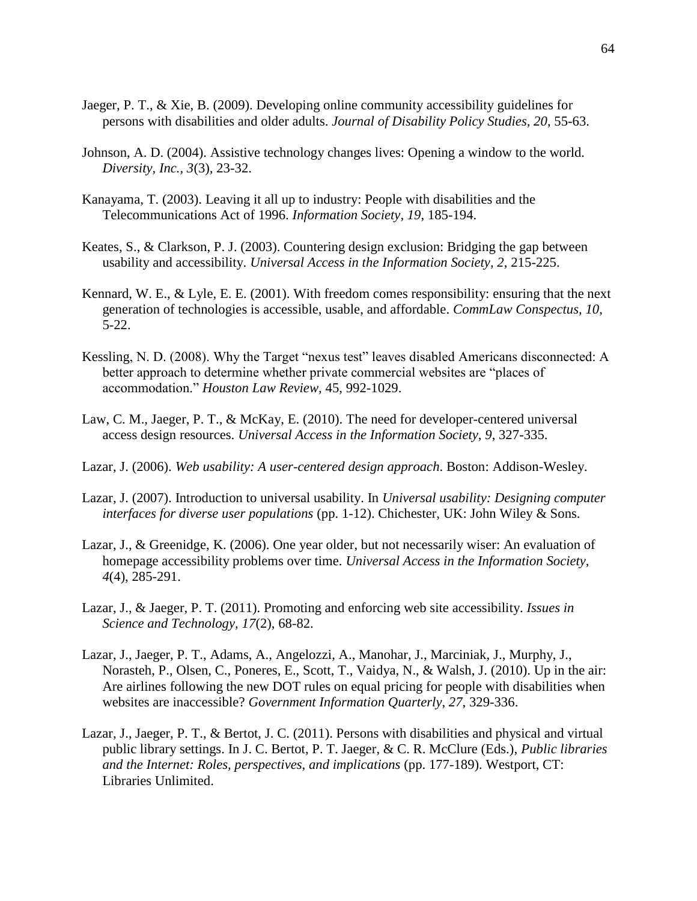Jaeger, P. T., & Xie, B. (2009). Developing online community accessibility guidelines for persons with disabilities and older adults. *Journal of Disability Policy Studies, 20*, 55-63.

Johnson, A. D. (2004). Assistive technology changes lives: Opening a window to the world. *Diversity, Inc., 3*(3), 23-32.

Kanayama, T. (2003). Leaving it all up to industry: People with disabilities and the Telecommunications Act of 1996. *Information Society, 19*, 185-194.

Keates, S., & Clarkson, P. J. (2003). Countering design exclusion: Bridging the gap between usability and accessibility. *Universal Access in the Information Society, 2*, 215-225.

Kennard, W. E., & Lyle, E. E. (2001). With freedom comes responsibility: ensuring that the next generation of technologies is accessible, usable, and affordable. *CommLaw Conspectus, 10*, 5-22.

Kessling, N. D. (2008). Why the Target "nexus test" leaves disabled Americans disconnected: A better approach to determine whether private commercial websites are "places of accommodation." *Houston Law Review,* 45, 992-1029.

Law, C. M., Jaeger, P. T., & McKay, E. (2010). The need for developer-centered universal access design resources. *Universal Access in the Information Society, 9*, 327-335.

Lazar, J. (2006). *Web usability: A user-centered design approach.* Boston: Addison-Wesley.

Lazar, J. (2007). Introduction to universal usability. In *Universal usability: Designing computer interfaces for diverse user populations* (pp. 1-12). Chichester, UK: John Wiley & Sons.

Lazar, J., & Greenidge, K. (2006). One year older, but not necessarily wiser: An evaluation of homepage accessibility problems over time. *Universal Access in the Information Society, 4*(4), 285-291.

Lazar, J., & Jaeger, P. T. (2011). Promoting and enforcing web site accessibility. *Issues in Science and Technology, 17*(2), 68-82.

Lazar, J., Jaeger, P. T., Adams, A., Angelozzi, A., Manohar, J., Marciniak, J., Murphy, J., Norasteh, P., Olsen, C., Poneres, E., Scott, T., Vaidya, N., & Walsh, J. (2010). Up in the air: Are airlines following the new DOT rules on equal pricing for people with disabilities when websites are inaccessible? *Government Information Quarterly, 27*, 329-336.

Lazar, J., Jaeger, P. T., & Bertot, J. C. (2011). Persons with disabilities and physical and virtual public library settings. In J. C. Bertot, P. T. Jaeger, & C. R. McClure (Eds.), *Public libraries and the Internet: Roles, perspectives, and implications* (pp. 177-189). Westport, CT: Libraries Unlimited.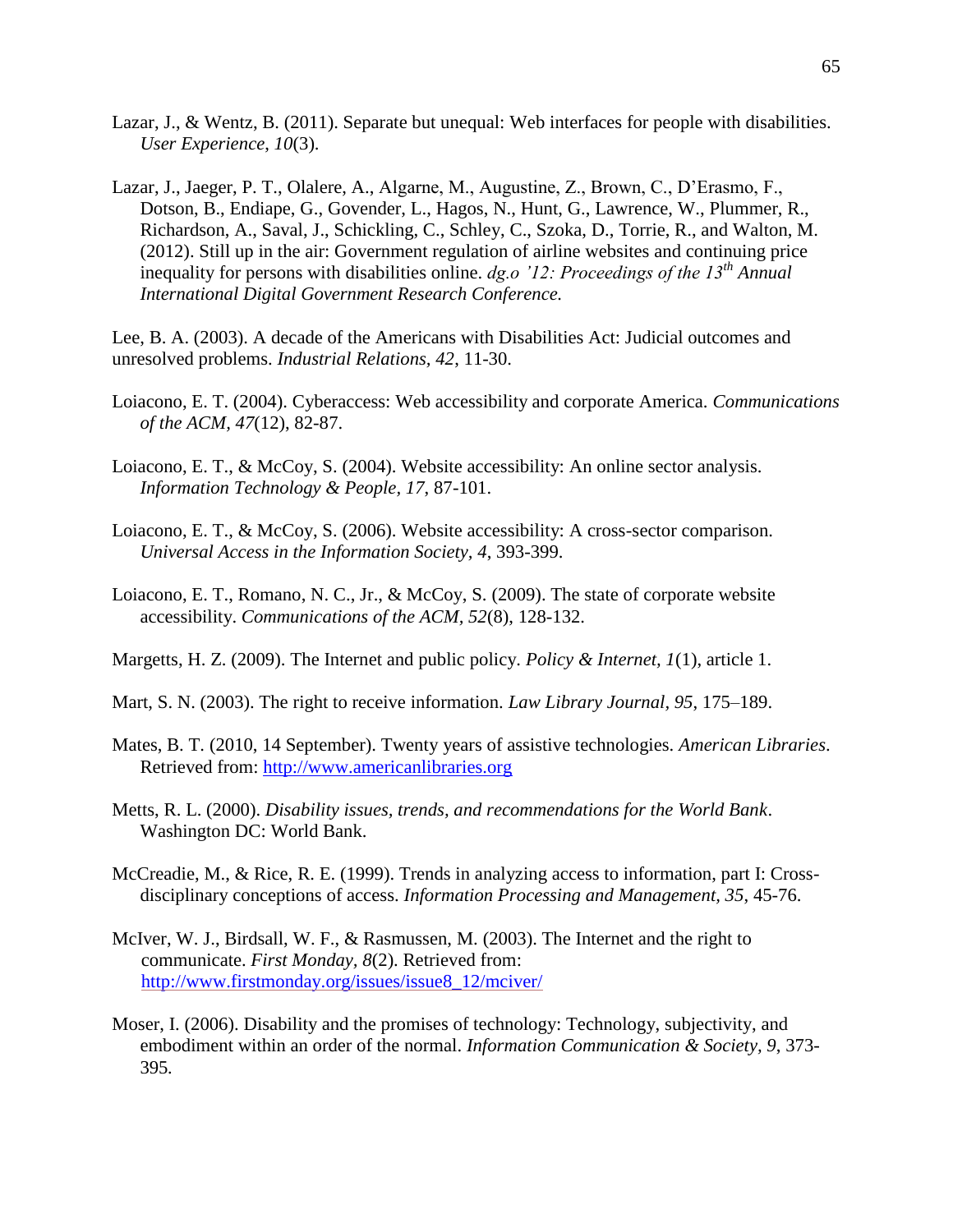Lazar, J., & Wentz, B. (2011). Separate but unequal: Web interfaces for people with disabilities. *User Experience, 10*(3).

Lazar, J., Jaeger, P. T., Olalere, A., Algarne, M., Augustine, Z., Brown, C., D'Erasmo, F., Dotson, B., Endiape, G., Govender, L., Hagos, N., Hunt, G., Lawrence, W., Plummer, R., Richardson, A., Saval, J., Schickling, C., Schley, C., Szoka, D., Torrie, R., and Walton, M. (2012). Still up in the air: Government regulation of airline websites and continuing price inequality for persons with disabilities online. *dg.o '12: Proceedings of the 13th Annual International Digital Government Research Conference.*

Lee, B. A. (2003). A decade of the Americans with Disabilities Act: Judicial outcomes and unresolved problems. *Industrial Relations, 42*, 11-30.

Loiacono, E. T. (2004). Cyberaccess: Web accessibility and corporate America. *Communications of the ACM, 47*(12), 82-87.

Loiacono, E. T., & McCoy, S. (2004). Website accessibility: An online sector analysis. *Information Technology & People, 17*, 87-101.

Loiacono, E. T., & McCoy, S. (2006). Website accessibility: A cross-sector comparison. *Universal Access in the Information Society, 4*, 393-399.

Loiacono, E. T., Romano, N. C., Jr., & McCoy, S. (2009). The state of corporate website accessibility. *Communications of the ACM, 52*(8), 128-132.

Margetts, H. Z. (2009). The Internet and public policy. *Policy & Internet, 1*(1), article 1.

Mart, S. N. (2003). The right to receive information. *Law Library Journal, 95*, 175–189.

Mates, B. T. (2010, 14 September). Twenty years of assistive technologies. *American Libraries*. Retrieved from: http://www.americanlibraries.org

Metts, R. L. (2000). *Disability issues, trends, and recommendations for the World Bank*. Washington DC: World Bank.

McCreadie, M., & Rice, R. E. (1999). Trends in analyzing access to information, part I: Cross-disciplinary conceptions of access. *Information Processing and Management, 35*, 45-76.

McIver, W. J., Birdsall, W. F., & Rasmussen, M. (2003). The Internet and the right to communicate. *First Monday, 8*(2). Retrieved from: http://www.firstmonday.org/issues/issue8_12/mciver/

Moser, I. (2006). Disability and the promises of technology: Technology, subjectivity, and embodiment within an order of the normal. *Information Communication & Society, 9*, 373-395.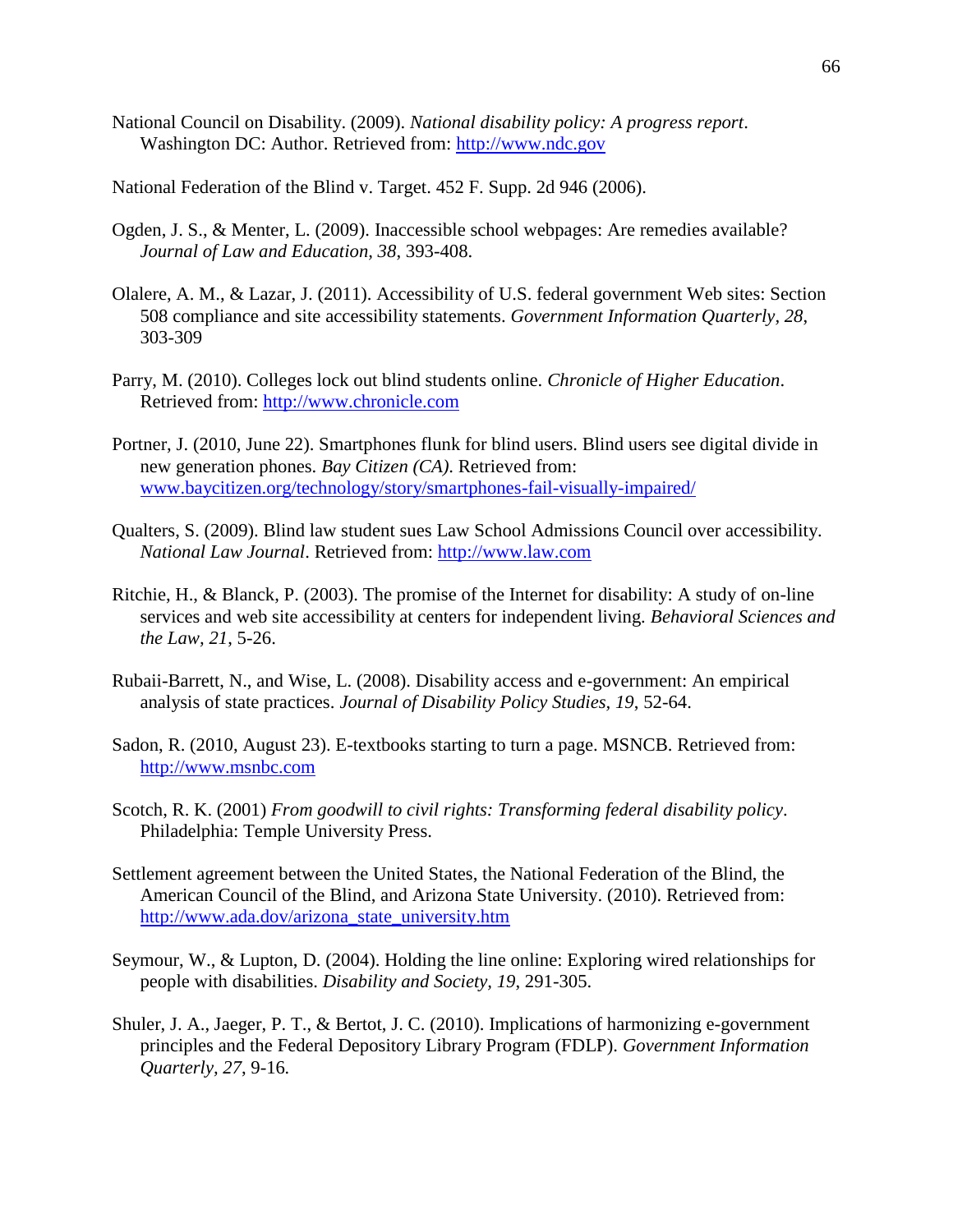National Council on Disability. (2009). *National disability policy: A progress report*. Washington DC: Author. Retrieved from: http://www.ndc.gov

National Federation of the Blind v. Target. 452 F. Supp. 2d 946 (2006).

Ogden, J. S., & Menter, L. (2009). Inaccessible school webpages: Are remedies available? *Journal of Law and Education, 38*, 393-408.

Olalere, A. M., & Lazar, J. (2011). Accessibility of U.S. federal government Web sites: Section 508 compliance and site accessibility statements. *Government Information Quarterly, 28*, 303-309

Parry, M. (2010). Colleges lock out blind students online. *Chronicle of Higher Education*. Retrieved from: http://www.chronicle.com

Portner, J. (2010, June 22). Smartphones flunk for blind users. Blind users see digital divide in new generation phones. *Bay Citizen (CA)*. Retrieved from: www.baycitizen.org/technology/story/smartphones-fail-visually-impaired/

Qualters, S. (2009). Blind law student sues Law School Admissions Council over accessibility. *National Law Journal*. Retrieved from: http://www.law.com

Ritchie, H., & Blanck, P. (2003). The promise of the Internet for disability: A study of on-line services and web site accessibility at centers for independent living. *Behavioral Sciences and the Law, 21*, 5-26.

Rubaii-Barrett, N., and Wise, L. (2008). Disability access and e-government: An empirical analysis of state practices. *Journal of Disability Policy Studies, 19*, 52-64.

Sadon, R. (2010, August 23). E-textbooks starting to turn a page. MSNCB. Retrieved from: http://www.msnbc.com

Scotch, R. K. (2001) *From goodwill to civil rights: Transforming federal disability policy*. Philadelphia: Temple University Press.

Settlement agreement between the United States, the National Federation of the Blind, the American Council of the Blind, and Arizona State University. (2010). Retrieved from: http://www.ada.dov/arizona_state_university.htm

Seymour, W., & Lupton, D. (2004). Holding the line online: Exploring wired relationships for people with disabilities. *Disability and Society, 19*, 291-305.

Shuler, J. A., Jaeger, P. T., & Bertot, J. C. (2010). Implications of harmonizing e-government principles and the Federal Depository Library Program (FDLP). *Government Information Quarterly, 27*, 9-16.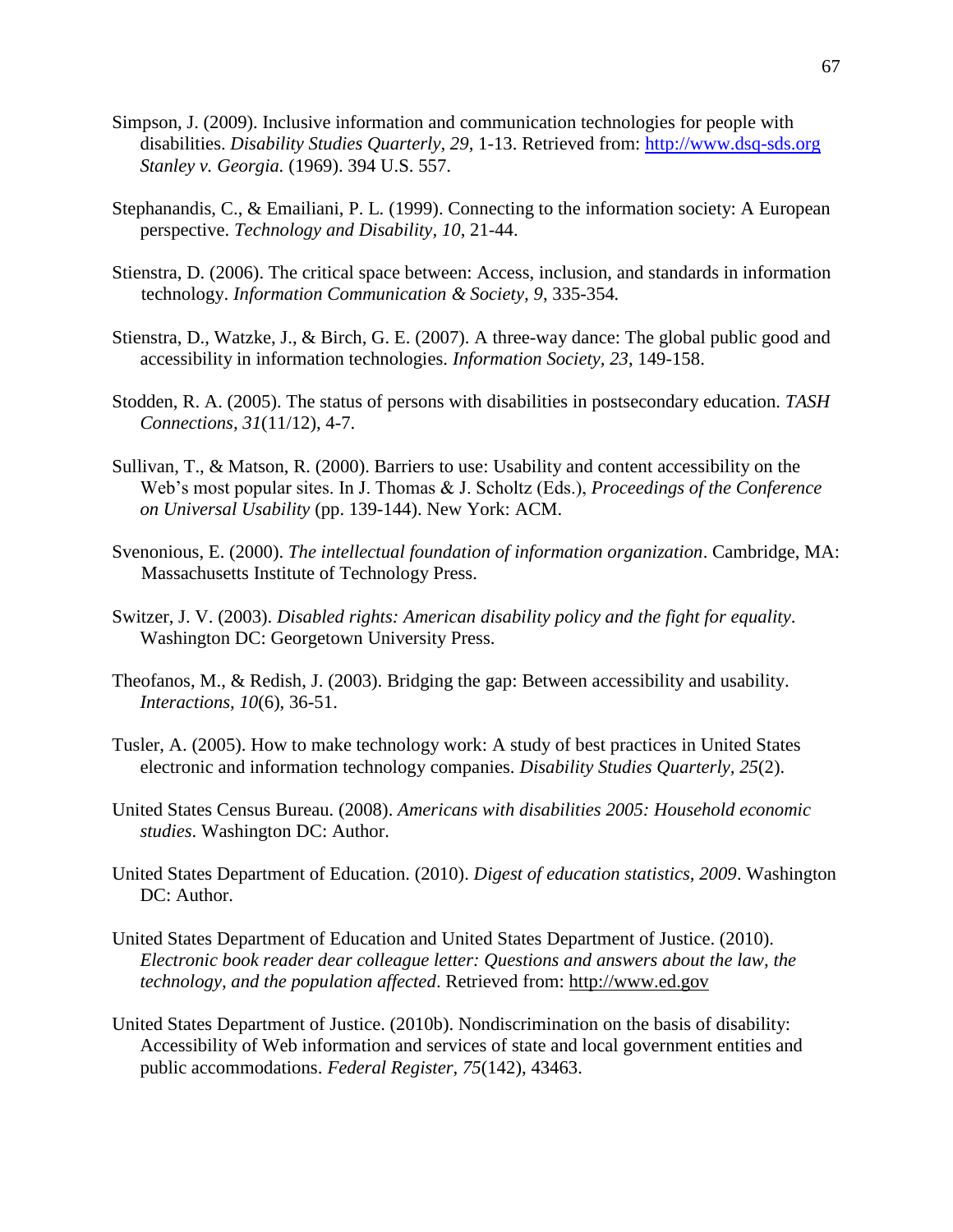Simpson, J. (2009). Inclusive information and communication technologies for people with disabilities. *Disability Studies Quarterly, 29*, 1-13. Retrieved from: http://www.dsq-sds.org
*Stanley v. Georgia.* (1969). 394 U.S. 557.

Stephanandis, C., & Emailiani, P. L. (1999). Connecting to the information society: A European perspective. *Technology and Disability, 10*, 21-44.

Stienstra, D. (2006). The critical space between: Access, inclusion, and standards in information technology. *Information Communication & Society, 9*, 335-354.

Stienstra, D., Watzke, J., & Birch, G. E. (2007). A three-way dance: The global public good and accessibility in information technologies. *Information Society, 23*, 149-158.

Stodden, R. A. (2005). The status of persons with disabilities in postsecondary education. *TASH Connections, 31*(11/12), 4-7.

Sullivan, T., & Matson, R. (2000). Barriers to use: Usability and content accessibility on the Web's most popular sites. In J. Thomas & J. Scholtz (Eds.), *Proceedings of the Conference on Universal Usability* (pp. 139-144). New York: ACM.

Svenonious, E. (2000). *The intellectual foundation of information organization*. Cambridge, MA: Massachusetts Institute of Technology Press.

Switzer, J. V. (2003). *Disabled rights: American disability policy and the fight for equality*. Washington DC: Georgetown University Press.

Theofanos, M., & Redish, J. (2003). Bridging the gap: Between accessibility and usability. *Interactions, 10*(6), 36-51.

Tusler, A. (2005). How to make technology work: A study of best practices in United States electronic and information technology companies. *Disability Studies Quarterly, 25*(2).

United States Census Bureau. (2008). *Americans with disabilities 2005: Household economic studies*. Washington DC: Author.

United States Department of Education. (2010). *Digest of education statistics, 2009*. Washington DC: Author.

United States Department of Education and United States Department of Justice. (2010). *Electronic book reader dear colleague letter: Questions and answers about the law, the technology, and the population affected*. Retrieved from: http://www.ed.gov

United States Department of Justice. (2010b). Nondiscrimination on the basis of disability: Accessibility of Web information and services of state and local government entities and public accommodations. *Federal Register, 75*(142), 43463.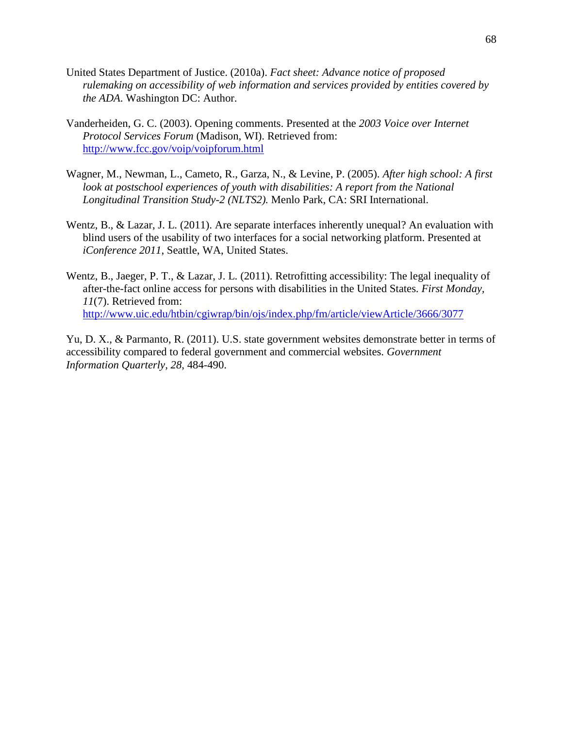United States Department of Justice. (2010a). *Fact sheet: Advance notice of proposed rulemaking on accessibility of web information and services provided by entities covered by the ADA.* Washington DC: Author.

Vanderheiden, G. C. (2003). Opening comments. Presented at the *2003 Voice over Internet Protocol Services Forum* (Madison, WI). Retrieved from: http://www.fcc.gov/voip/voipforum.html

Wagner, M., Newman, L., Cameto, R., Garza, N., & Levine, P. (2005). *After high school: A first look at postschool experiences of youth with disabilities: A report from the National Longitudinal Transition Study-2 (NLTS2).* Menlo Park, CA: SRI International.

Wentz, B., & Lazar, J. L. (2011). Are separate interfaces inherently unequal? An evaluation with blind users of the usability of two interfaces for a social networking platform. Presented at *iConference 2011*, Seattle, WA, United States.

Wentz, B., Jaeger, P. T., & Lazar, J. L. (2011). Retrofitting accessibility: The legal inequality of after-the-fact online access for persons with disabilities in the United States. *First Monday, 11*(7). Retrieved from: http://www.uic.edu/htbin/cgiwrap/bin/ojs/index.php/fm/article/viewArticle/3666/3077

Yu, D. X., & Parmanto, R. (2011). U.S. state government websites demonstrate better in terms of accessibility compared to federal government and commercial websites. *Government Information Quarterly, 28*, 484-490.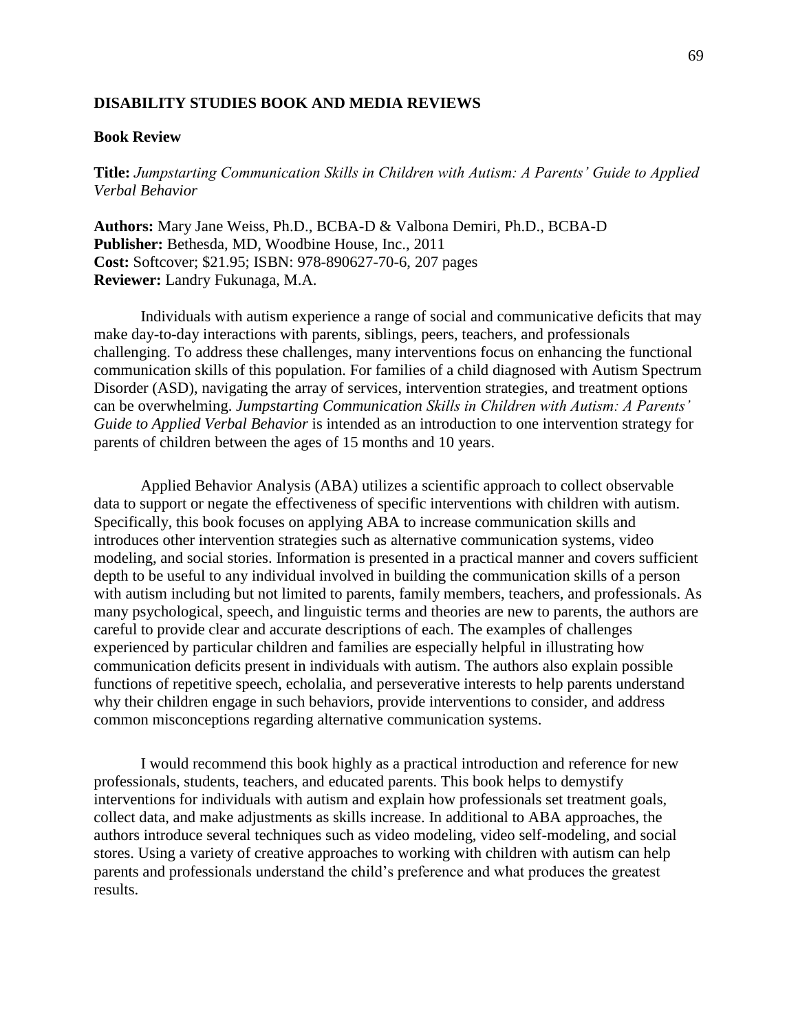## DISABILITY STUDIES BOOK AND MEDIA REVIEWS

### Book Review

**Title:** *Jumpstarting Communication Skills in Children with Autism: A Parents' Guide to Applied Verbal Behavior*

**Authors:** Mary Jane Weiss, Ph.D., BCBA-D & Valbona Demiri, Ph.D., BCBA-D
**Publisher:** Bethesda, MD, Woodbine House, Inc., 2011
**Cost:** Softcover; $21.95; ISBN: 978-890627-70-6, 207 pages
**Reviewer:** Landry Fukunaga, M.A.

Individuals with autism experience a range of social and communicative deficits that may make day-to-day interactions with parents, siblings, peers, teachers, and professionals challenging. To address these challenges, many interventions focus on enhancing the functional communication skills of this population. For families of a child diagnosed with Autism Spectrum Disorder (ASD), navigating the array of services, intervention strategies, and treatment options can be overwhelming. *Jumpstarting Communication Skills in Children with Autism: A Parents' Guide to Applied Verbal Behavior* is intended as an introduction to one intervention strategy for parents of children between the ages of 15 months and 10 years.

Applied Behavior Analysis (ABA) utilizes a scientific approach to collect observable data to support or negate the effectiveness of specific interventions with children with autism. Specifically, this book focuses on applying ABA to increase communication skills and introduces other intervention strategies such as alternative communication systems, video modeling, and social stories. Information is presented in a practical manner and covers sufficient depth to be useful to any individual involved in building the communication skills of a person with autism including but not limited to parents, family members, teachers, and professionals. As many psychological, speech, and linguistic terms and theories are new to parents, the authors are careful to provide clear and accurate descriptions of each. The examples of challenges experienced by particular children and families are especially helpful in illustrating how communication deficits present in individuals with autism. The authors also explain possible functions of repetitive speech, echolalia, and perseverative interests to help parents understand why their children engage in such behaviors, provide interventions to consider, and address common misconceptions regarding alternative communication systems.

I would recommend this book highly as a practical introduction and reference for new professionals, students, teachers, and educated parents. This book helps to demystify interventions for individuals with autism and explain how professionals set treatment goals, collect data, and make adjustments as skills increase. In additional to ABA approaches, the authors introduce several techniques such as video modeling, video self-modeling, and social stores. Using a variety of creative approaches to working with children with autism can help parents and professionals understand the child's preference and what produces the greatest results.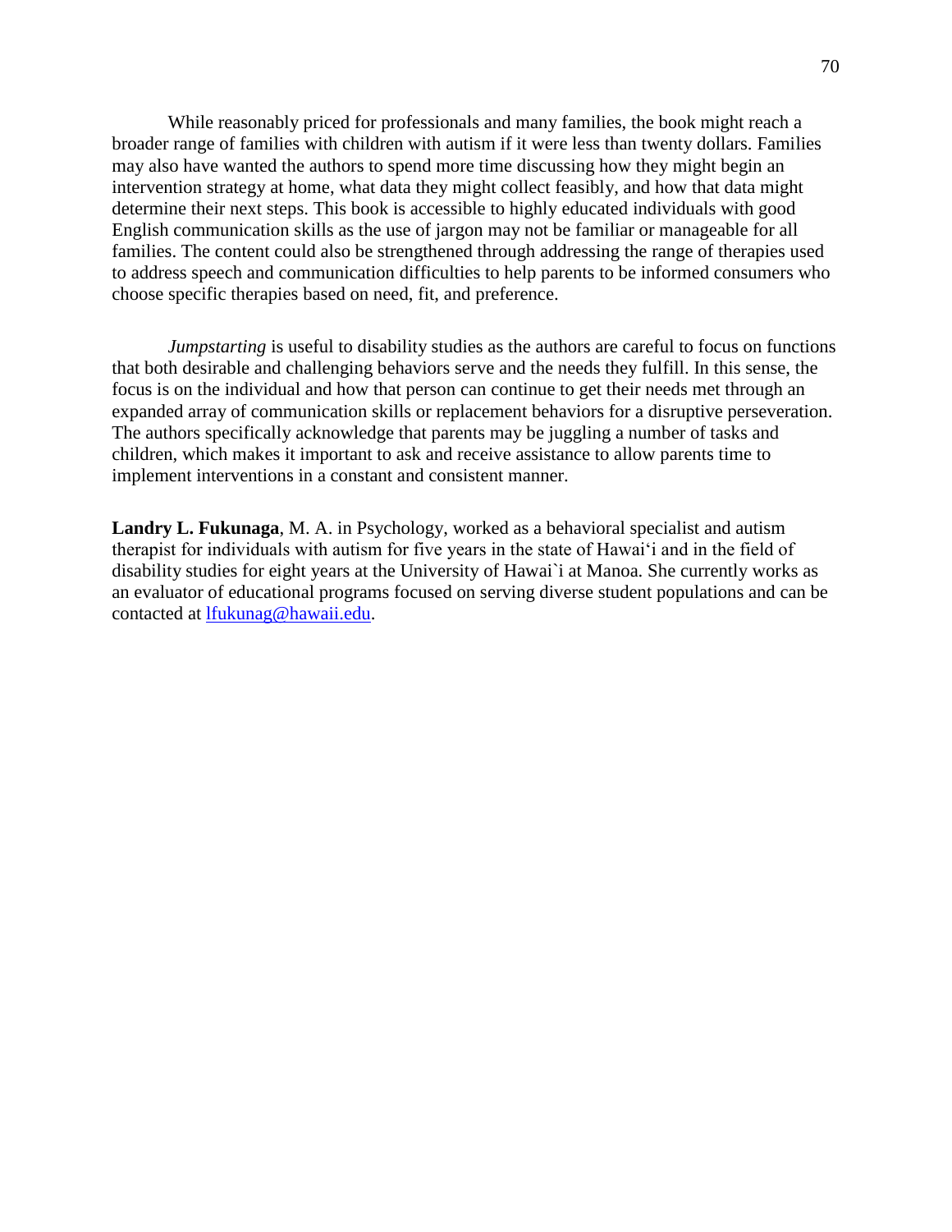While reasonably priced for professionals and many families, the book might reach a broader range of families with children with autism if it were less than twenty dollars. Families may also have wanted the authors to spend more time discussing how they might begin an intervention strategy at home, what data they might collect feasibly, and how that data might determine their next steps. This book is accessible to highly educated individuals with good English communication skills as the use of jargon may not be familiar or manageable for all families. The content could also be strengthened through addressing the range of therapies used to address speech and communication difficulties to help parents to be informed consumers who choose specific therapies based on need, fit, and preference.

*Jumpstarting* is useful to disability studies as the authors are careful to focus on functions that both desirable and challenging behaviors serve and the needs they fulfill. In this sense, the focus is on the individual and how that person can continue to get their needs met through an expanded array of communication skills or replacement behaviors for a disruptive perseveration. The authors specifically acknowledge that parents may be juggling a number of tasks and children, which makes it important to ask and receive assistance to allow parents time to implement interventions in a constant and consistent manner.

**Landry L. Fukunaga**, M. A. in Psychology, worked as a behavioral specialist and autism therapist for individuals with autism for five years in the state of Hawai‘i and in the field of disability studies for eight years at the University of Hawai`i at Manoa. She currently works as an evaluator of educational programs focused on serving diverse student populations and can be contacted at lfukunag@hawaii.edu.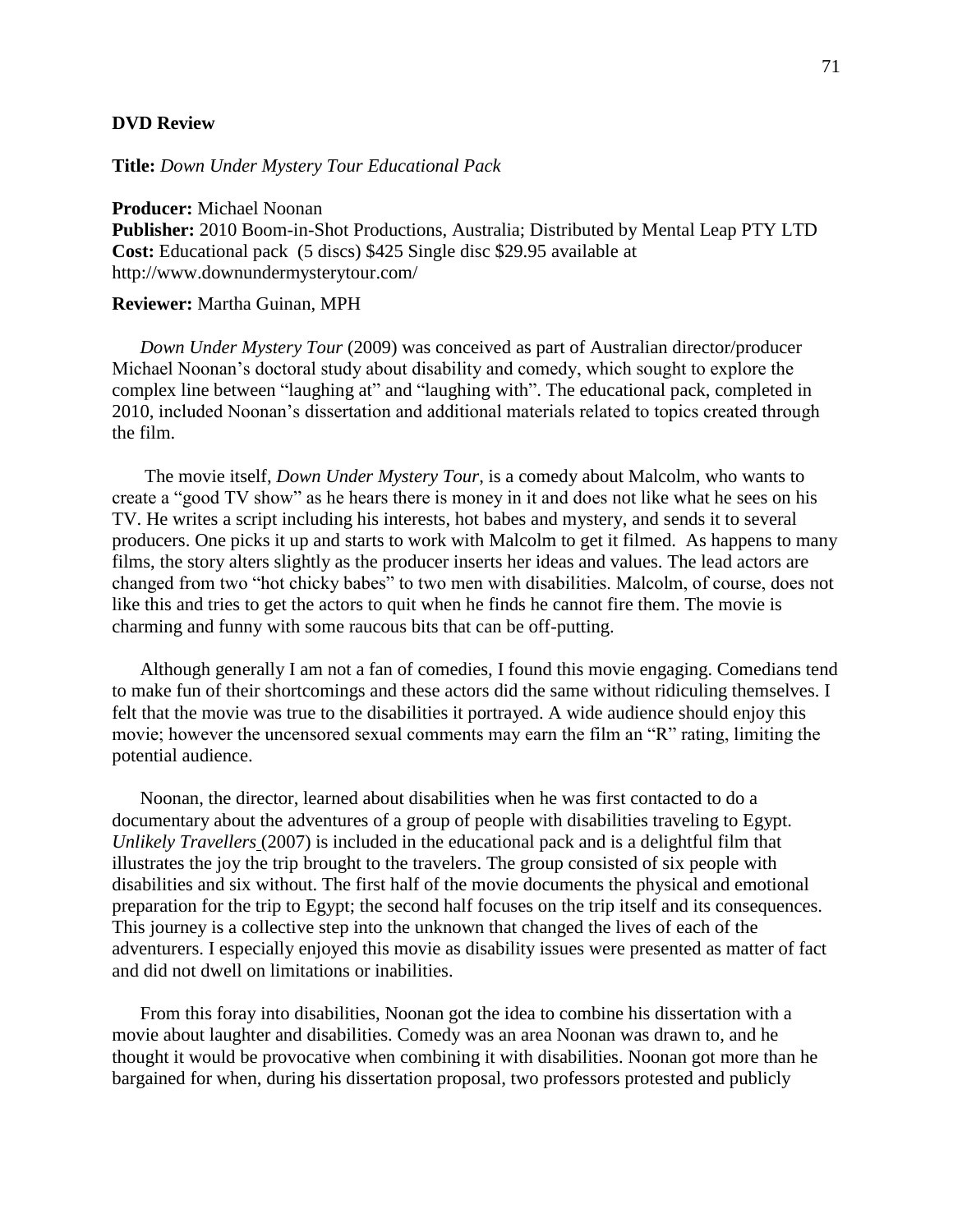**DVD Review**

**Title:** *Down Under Mystery Tour Educational Pack*

**Producer:** Michael Noonan
**Publisher:** 2010 Boom-in-Shot Productions, Australia; Distributed by Mental Leap PTY LTD
**Cost:** Educational pack (5 discs) $425 Single disc $29.95 available at http://www.downundermysterytour.com/

**Reviewer:** Martha Guinan, MPH

*Down Under Mystery Tour* (2009) was conceived as part of Australian director/producer Michael Noonan's doctoral study about disability and comedy, which sought to explore the complex line between "laughing at" and "laughing with". The educational pack, completed in 2010, included Noonan's dissertation and additional materials related to topics created through the film.

The movie itself, *Down Under Mystery Tour*, is a comedy about Malcolm, who wants to create a "good TV show" as he hears there is money in it and does not like what he sees on his TV. He writes a script including his interests, hot babes and mystery, and sends it to several producers. One picks it up and starts to work with Malcolm to get it filmed. As happens to many films, the story alters slightly as the producer inserts her ideas and values. The lead actors are changed from two "hot chicky babes" to two men with disabilities. Malcolm, of course, does not like this and tries to get the actors to quit when he finds he cannot fire them. The movie is charming and funny with some raucous bits that can be off-putting.

Although generally I am not a fan of comedies, I found this movie engaging. Comedians tend to make fun of their shortcomings and these actors did the same without ridiculing themselves. I felt that the movie was true to the disabilities it portrayed. A wide audience should enjoy this movie; however the uncensored sexual comments may earn the film an "R" rating, limiting the potential audience.

Noonan, the director, learned about disabilities when he was first contacted to do a documentary about the adventures of a group of people with disabilities traveling to Egypt. *Unlikely Travellers* (2007) is included in the educational pack and is a delightful film that illustrates the joy the trip brought to the travelers. The group consisted of six people with disabilities and six without. The first half of the movie documents the physical and emotional preparation for the trip to Egypt; the second half focuses on the trip itself and its consequences. This journey is a collective step into the unknown that changed the lives of each of the adventurers. I especially enjoyed this movie as disability issues were presented as matter of fact and did not dwell on limitations or inabilities.

From this foray into disabilities, Noonan got the idea to combine his dissertation with a movie about laughter and disabilities. Comedy was an area Noonan was drawn to, and he thought it would be provocative when combining it with disabilities. Noonan got more than he bargained for when, during his dissertation proposal, two professors protested and publicly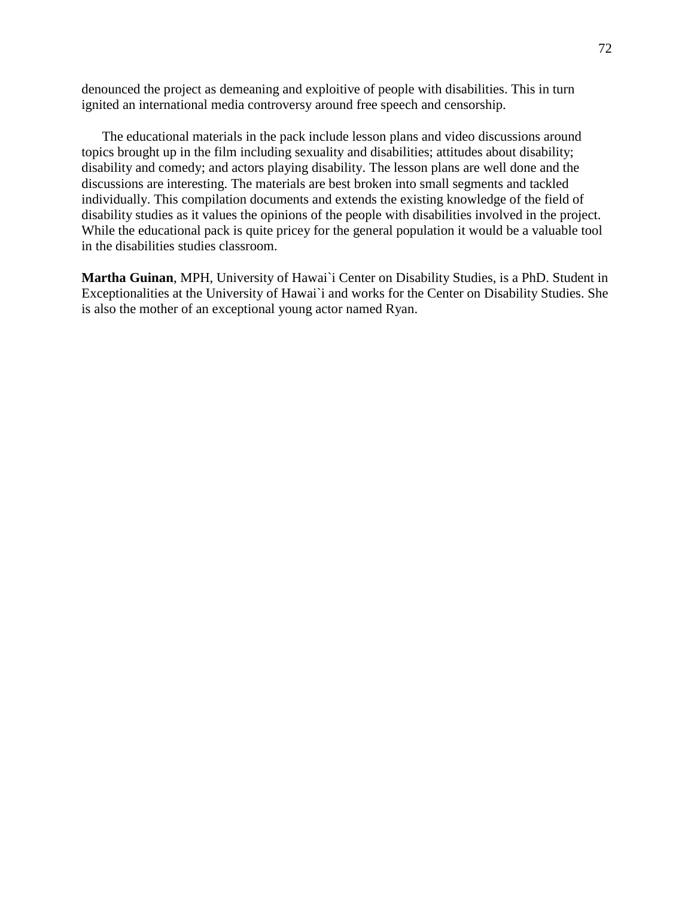denounced the project as demeaning and exploitive of people with disabilities. This in turn ignited an international media controversy around free speech and censorship.

The educational materials in the pack include lesson plans and video discussions around topics brought up in the film including sexuality and disabilities; attitudes about disability; disability and comedy; and actors playing disability. The lesson plans are well done and the discussions are interesting. The materials are best broken into small segments and tackled individually. This compilation documents and extends the existing knowledge of the field of disability studies as it values the opinions of the people with disabilities involved in the project. While the educational pack is quite pricey for the general population it would be a valuable tool in the disabilities studies classroom.

**Martha Guinan**, MPH, University of Hawai`i Center on Disability Studies, is a PhD. Student in Exceptionalities at the University of Hawai`i and works for the Center on Disability Studies. She is also the mother of an exceptional young actor named Ryan.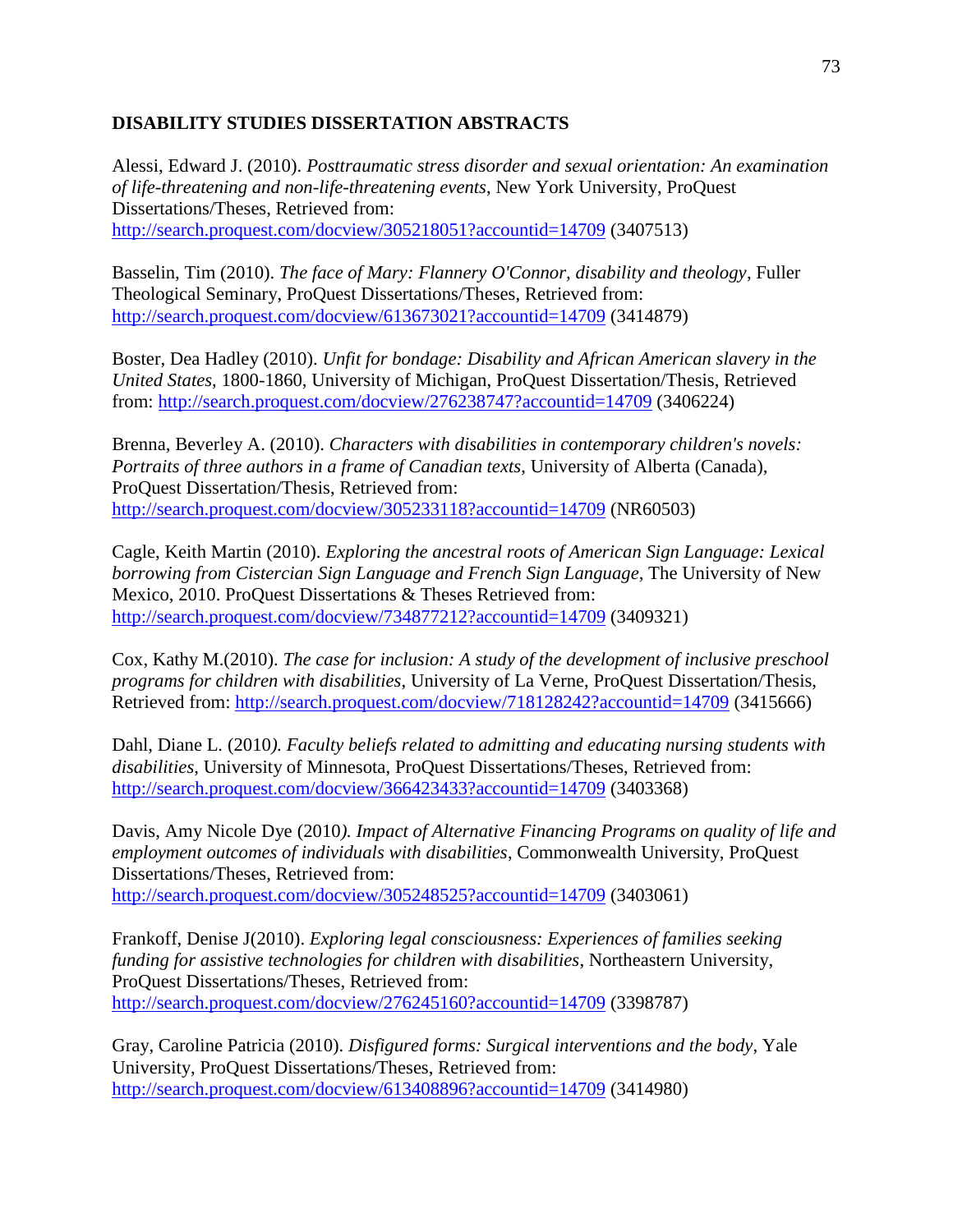**DISABILITY STUDIES DISSERTATION ABSTRACTS**

Alessi, Edward J. (2010). *Posttraumatic stress disorder and sexual orientation: An examination of life-threatening and non-life-threatening events*, New York University, ProQuest Dissertations/Theses, Retrieved from: http://search.proquest.com/docview/305218051?accountid=14709 (3407513)

Basselin, Tim (2010). *The face of Mary: Flannery O'Connor, disability and theology*, Fuller Theological Seminary, ProQuest Dissertations/Theses, Retrieved from: http://search.proquest.com/docview/613673021?accountid=14709 (3414879)

Boster, Dea Hadley (2010). *Unfit for bondage: Disability and African American slavery in the United States*, 1800-1860, University of Michigan, ProQuest Dissertation/Thesis, Retrieved from: http://search.proquest.com/docview/276238747?accountid=14709 (3406224)

Brenna, Beverley A. (2010). *Characters with disabilities in contemporary children's novels: Portraits of three authors in a frame of Canadian texts*, University of Alberta (Canada), ProQuest Dissertation/Thesis, Retrieved from: http://search.proquest.com/docview/305233118?accountid=14709 (NR60503)

Cagle, Keith Martin (2010). *Exploring the ancestral roots of American Sign Language: Lexical borrowing from Cistercian Sign Language and French Sign Language*, The University of New Mexico, 2010. ProQuest Dissertations & Theses Retrieved from: http://search.proquest.com/docview/734877212?accountid=14709 (3409321)

Cox, Kathy M.(2010). *The case for inclusion: A study of the development of inclusive preschool programs for children with disabilities*, University of La Verne, ProQuest Dissertation/Thesis, Retrieved from: http://search.proquest.com/docview/718128242?accountid=14709 (3415666)

Dahl, Diane L. (2010*). Faculty beliefs related to admitting and educating nursing students with disabilities*, University of Minnesota, ProQuest Dissertations/Theses, Retrieved from: http://search.proquest.com/docview/366423433?accountid=14709 (3403368)

Davis, Amy Nicole Dye (2010*). Impact of Alternative Financing Programs on quality of life and employment outcomes of individuals with disabilities*, Commonwealth University, ProQuest Dissertations/Theses, Retrieved from: http://search.proquest.com/docview/305248525?accountid=14709 (3403061)

Frankoff, Denise J(2010). *Exploring legal consciousness: Experiences of families seeking funding for assistive technologies for children with disabilities*, Northeastern University, ProQuest Dissertations/Theses, Retrieved from: http://search.proquest.com/docview/276245160?accountid=14709 (3398787)

Gray, Caroline Patricia (2010). *Disfigured forms: Surgical interventions and the body*, Yale University, ProQuest Dissertations/Theses, Retrieved from: http://search.proquest.com/docview/613408896?accountid=14709 (3414980)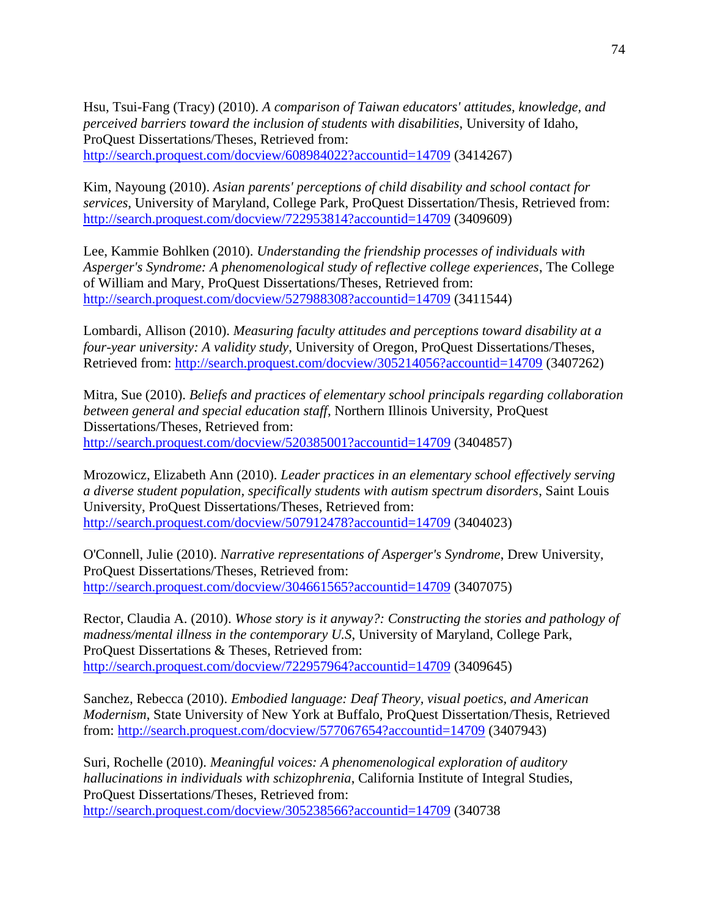Hsu, Tsui-Fang (Tracy) (2010). *A comparison of Taiwan educators' attitudes, knowledge, and perceived barriers toward the inclusion of students with disabilities*, University of Idaho, ProQuest Dissertations/Theses, Retrieved from: http://search.proquest.com/docview/608984022?accountid=14709 (3414267)

Kim, Nayoung (2010). *Asian parents' perceptions of child disability and school contact for services*, University of Maryland, College Park, ProQuest Dissertation/Thesis, Retrieved from: http://search.proquest.com/docview/722953814?accountid=14709 (3409609)

Lee, Kammie Bohlken (2010). *Understanding the friendship processes of individuals with Asperger's Syndrome: A phenomenological study of reflective college experiences*, The College of William and Mary, ProQuest Dissertations/Theses, Retrieved from: http://search.proquest.com/docview/527988308?accountid=14709 (3411544)

Lombardi, Allison (2010). *Measuring faculty attitudes and perceptions toward disability at a four-year university: A validity study*, University of Oregon, ProQuest Dissertations/Theses, Retrieved from: http://search.proquest.com/docview/305214056?accountid=14709 (3407262)

Mitra, Sue (2010). *Beliefs and practices of elementary school principals regarding collaboration between general and special education staff*, Northern Illinois University, ProQuest Dissertations/Theses, Retrieved from: http://search.proquest.com/docview/520385001?accountid=14709 (3404857)

Mrozowicz, Elizabeth Ann (2010). *Leader practices in an elementary school effectively serving a diverse student population, specifically students with autism spectrum disorders*, Saint Louis University, ProQuest Dissertations/Theses, Retrieved from: http://search.proquest.com/docview/507912478?accountid=14709 (3404023)

O'Connell, Julie (2010). *Narrative representations of Asperger's Syndrome*, Drew University, ProQuest Dissertations/Theses, Retrieved from: http://search.proquest.com/docview/304661565?accountid=14709 (3407075)

Rector, Claudia A. (2010). *Whose story is it anyway?: Constructing the stories and pathology of madness/mental illness in the contemporary U.S*, University of Maryland, College Park, ProQuest Dissertations & Theses, Retrieved from: http://search.proquest.com/docview/722957964?accountid=14709 (3409645)

Sanchez, Rebecca (2010). *Embodied language: Deaf Theory, visual poetics, and American Modernism*, State University of New York at Buffalo, ProQuest Dissertation/Thesis, Retrieved from: http://search.proquest.com/docview/577067654?accountid=14709 (3407943)

Suri, Rochelle (2010). *Meaningful voices: A phenomenological exploration of auditory hallucinations in individuals with schizophrenia*, California Institute of Integral Studies, ProQuest Dissertations/Theses, Retrieved from: http://search.proquest.com/docview/305238566?accountid=14709 (340738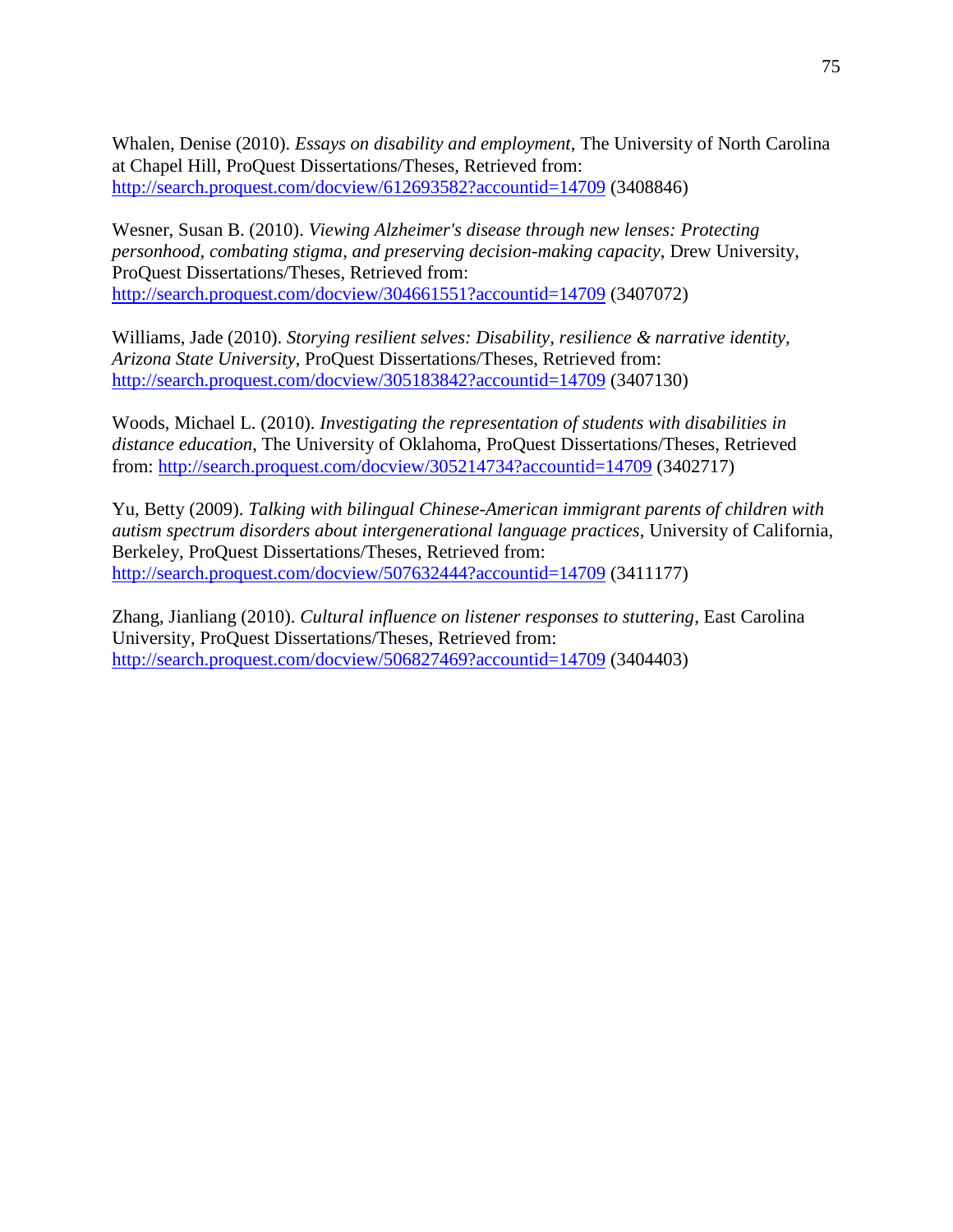Whalen, Denise (2010). *Essays on disability and employment*, The University of North Carolina at Chapel Hill, ProQuest Dissertations/Theses, Retrieved from: http://search.proquest.com/docview/612693582?accountid=14709 (3408846)

Wesner, Susan B. (2010). *Viewing Alzheimer's disease through new lenses: Protecting personhood, combating stigma, and preserving decision-making capacity*, Drew University, ProQuest Dissertations/Theses, Retrieved from: http://search.proquest.com/docview/304661551?accountid=14709 (3407072)

Williams, Jade (2010). *Storying resilient selves: Disability, resilience & narrative identity, Arizona State University*, ProQuest Dissertations/Theses, Retrieved from: http://search.proquest.com/docview/305183842?accountid=14709 (3407130)

Woods, Michael L. (2010). *Investigating the representation of students with disabilities in distance education*, The University of Oklahoma, ProQuest Dissertations/Theses, Retrieved from: http://search.proquest.com/docview/305214734?accountid=14709 (3402717)

Yu, Betty (2009). *Talking with bilingual Chinese-American immigrant parents of children with autism spectrum disorders about intergenerational language practices*, University of California, Berkeley, ProQuest Dissertations/Theses, Retrieved from: http://search.proquest.com/docview/507632444?accountid=14709 (3411177)

Zhang, Jianliang (2010). *Cultural influence on listener responses to stuttering*, East Carolina University, ProQuest Dissertations/Theses, Retrieved from: http://search.proquest.com/docview/506827469?accountid=14709 (3404403)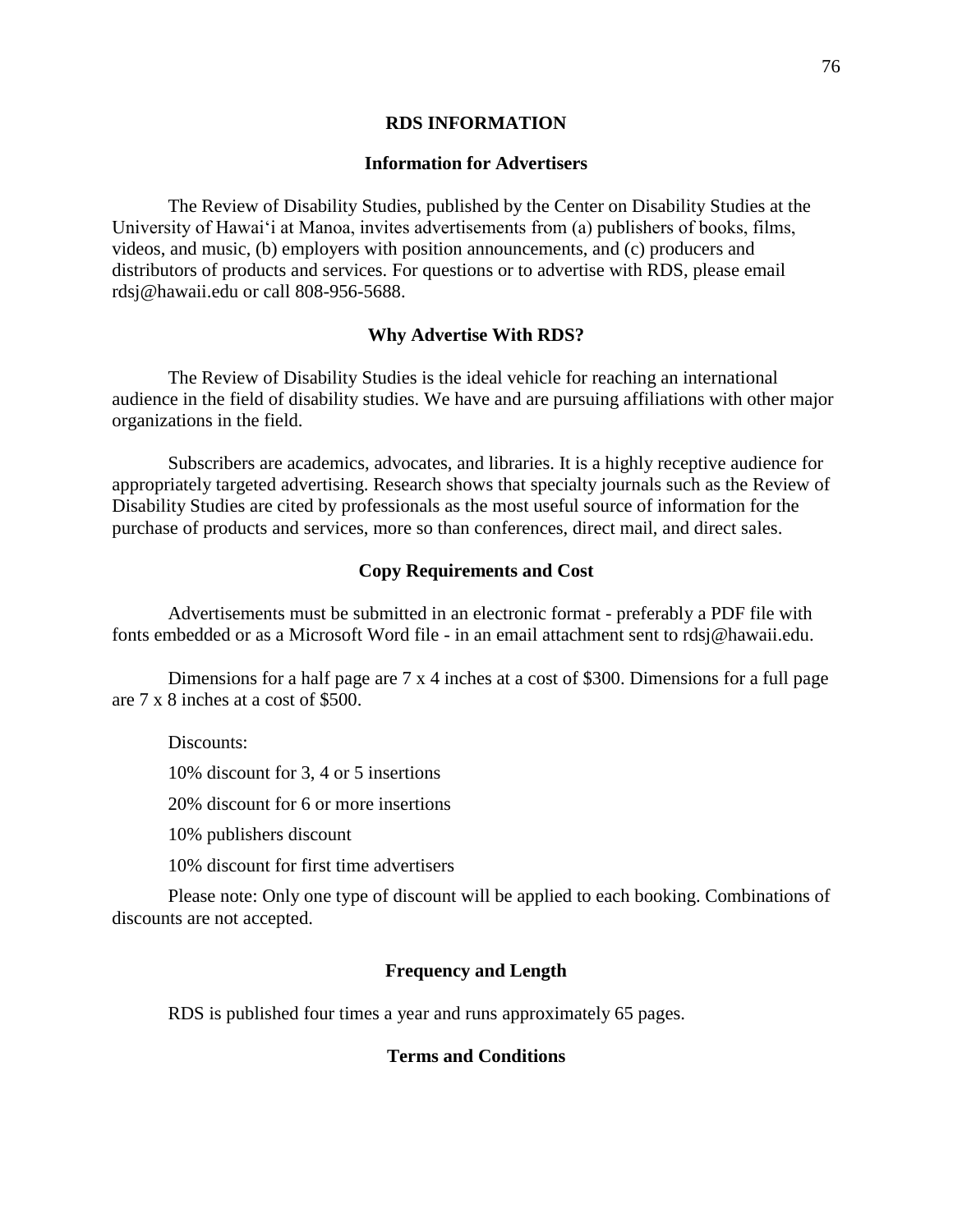# RDS INFORMATION

## Information for Advertisers

The Review of Disability Studies, published by the Center on Disability Studies at the University of Hawaiʻi at Manoa, invites advertisements from (a) publishers of books, films, videos, and music, (b) employers with position announcements, and (c) producers and distributors of products and services. For questions or to advertise with RDS, please email rdsj@hawaii.edu or call 808-956-5688.

## Why Advertise With RDS?

The Review of Disability Studies is the ideal vehicle for reaching an international audience in the field of disability studies. We have and are pursuing affiliations with other major organizations in the field.

Subscribers are academics, advocates, and libraries. It is a highly receptive audience for appropriately targeted advertising. Research shows that specialty journals such as the Review of Disability Studies are cited by professionals as the most useful source of information for the purchase of products and services, more so than conferences, direct mail, and direct sales.

## Copy Requirements and Cost

Advertisements must be submitted in an electronic format - preferably a PDF file with fonts embedded or as a Microsoft Word file - in an email attachment sent to rdsj@hawaii.edu.

Dimensions for a half page are 7 x 4 inches at a cost of $300. Dimensions for a full page are 7 x 8 inches at a cost of $500.

Discounts:

10% discount for 3, 4 or 5 insertions

20% discount for 6 or more insertions

10% publishers discount

10% discount for first time advertisers

Please note: Only one type of discount will be applied to each booking. Combinations of discounts are not accepted.

## Frequency and Length

RDS is published four times a year and runs approximately 65 pages.

## Terms and Conditions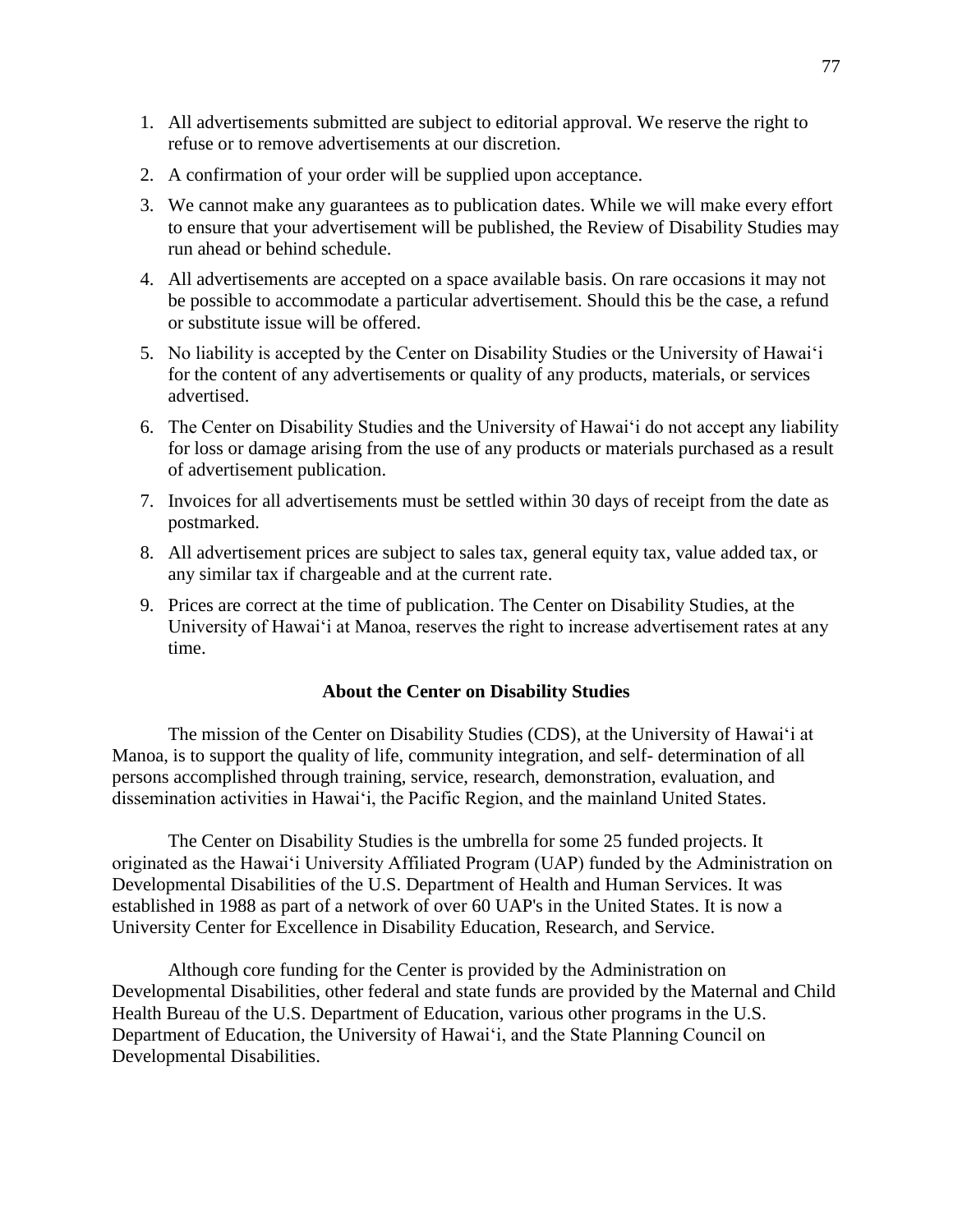1. All advertisements submitted are subject to editorial approval. We reserve the right to refuse or to remove advertisements at our discretion.
2. A confirmation of your order will be supplied upon acceptance.
3. We cannot make any guarantees as to publication dates. While we will make every effort to ensure that your advertisement will be published, the Review of Disability Studies may run ahead or behind schedule.
4. All advertisements are accepted on a space available basis. On rare occasions it may not be possible to accommodate a particular advertisement. Should this be the case, a refund or substitute issue will be offered.
5. No liability is accepted by the Center on Disability Studies or the University of Hawai‘i for the content of any advertisements or quality of any products, materials, or services advertised.
6. The Center on Disability Studies and the University of Hawai‘i do not accept any liability for loss or damage arising from the use of any products or materials purchased as a result of advertisement publication.
7. Invoices for all advertisements must be settled within 30 days of receipt from the date as postmarked.
8. All advertisement prices are subject to sales tax, general equity tax, value added tax, or any similar tax if chargeable and at the current rate.
9. Prices are correct at the time of publication. The Center on Disability Studies, at the University of Hawai‘i at Manoa, reserves the right to increase advertisement rates at any time.

**About the Center on Disability Studies**

The mission of the Center on Disability Studies (CDS), at the University of Hawai‘i at Manoa, is to support the quality of life, community integration, and self- determination of all persons accomplished through training, service, research, demonstration, evaluation, and dissemination activities in Hawai‘i, the Pacific Region, and the mainland United States.

The Center on Disability Studies is the umbrella for some 25 funded projects. It originated as the Hawai‘i University Affiliated Program (UAP) funded by the Administration on Developmental Disabilities of the U.S. Department of Health and Human Services. It was established in 1988 as part of a network of over 60 UAP's in the United States. It is now a University Center for Excellence in Disability Education, Research, and Service.

Although core funding for the Center is provided by the Administration on Developmental Disabilities, other federal and state funds are provided by the Maternal and Child Health Bureau of the U.S. Department of Education, various other programs in the U.S. Department of Education, the University of Hawai‘i, and the State Planning Council on Developmental Disabilities.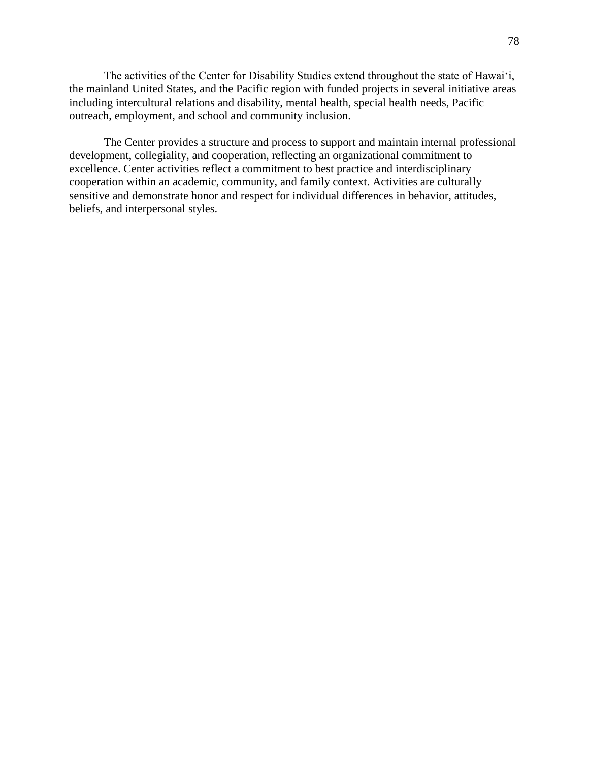The activities of the Center for Disability Studies extend throughout the state of Hawaiʻi, the mainland United States, and the Pacific region with funded projects in several initiative areas including intercultural relations and disability, mental health, special health needs, Pacific outreach, employment, and school and community inclusion.

The Center provides a structure and process to support and maintain internal professional development, collegiality, and cooperation, reflecting an organizational commitment to excellence. Center activities reflect a commitment to best practice and interdisciplinary cooperation within an academic, community, and family context. Activities are culturally sensitive and demonstrate honor and respect for individual differences in behavior, attitudes, beliefs, and interpersonal styles.